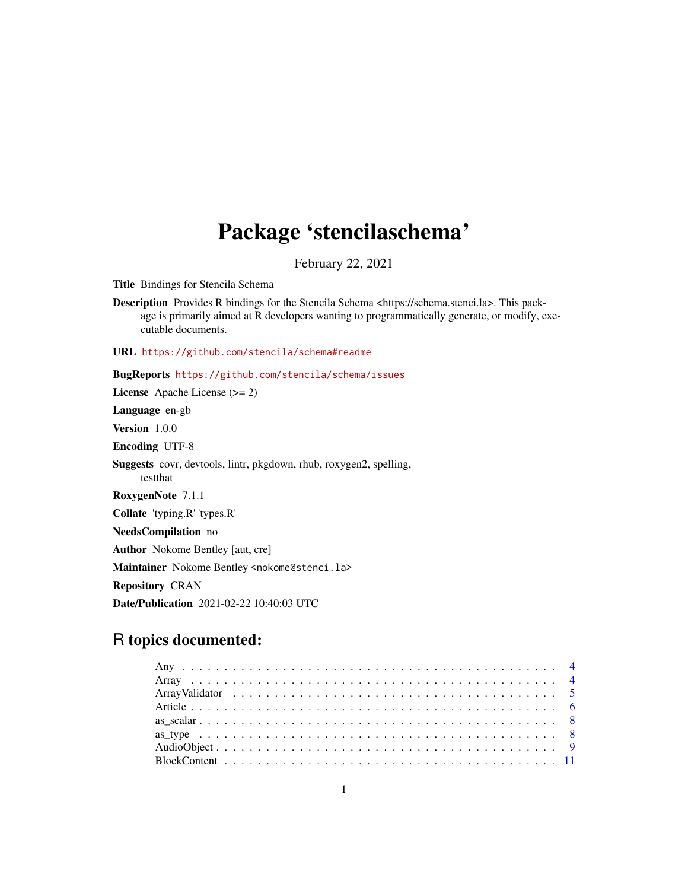# Package 'stencilaschema'

February 22, 2021

**Title** Bindings for Stencila Schema

**Description** Provides R bindings for the Stencila Schema <https://schema.stenci.la>. This package is primarily aimed at R developers wanting to programmatically generate, or modify, executable documents.

**URL** https://github.com/stencila/schema#readme

**BugReports** https://github.com/stencila/schema/issues

**License** Apache License (>= 2)

**Language** en-gb

**Version** 1.0.0

**Encoding** UTF-8

**Suggests** covr, devtools, lintr, pkgdown, rhub, roxygen2, spelling, testthat

**RoxygenNote** 7.1.1

**Collate** 'typing.R' 'types.R'

**NeedsCompilation** no

**Author** Nokome Bentley [aut, cre]

**Maintainer** Nokome Bentley <nokome@stenci.la>

**Repository** CRAN

**Date/Publication** 2021-02-22 10:40:03 UTC

## R topics documented:

- Any . . . . . . . . . . . . . . . . . . . . . . . . . . . . . . . . . . . . . . . . . . . 4
- Array . . . . . . . . . . . . . . . . . . . . . . . . . . . . . . . . . . . . . . . . . . 4
- ArrayValidator . . . . . . . . . . . . . . . . . . . . . . . . . . . . . . . . . . . . . 5
- Article . . . . . . . . . . . . . . . . . . . . . . . . . . . . . . . . . . . . . . . . . 6
- as_scalar . . . . . . . . . . . . . . . . . . . . . . . . . . . . . . . . . . . . . . . 8
- as_type . . . . . . . . . . . . . . . . . . . . . . . . . . . . . . . . . . . . . . . . 8
- AudioObject . . . . . . . . . . . . . . . . . . . . . . . . . . . . . . . . . . . . . . 9
- BlockContent . . . . . . . . . . . . . . . . . . . . . . . . . . . . . . . . . . . . . 11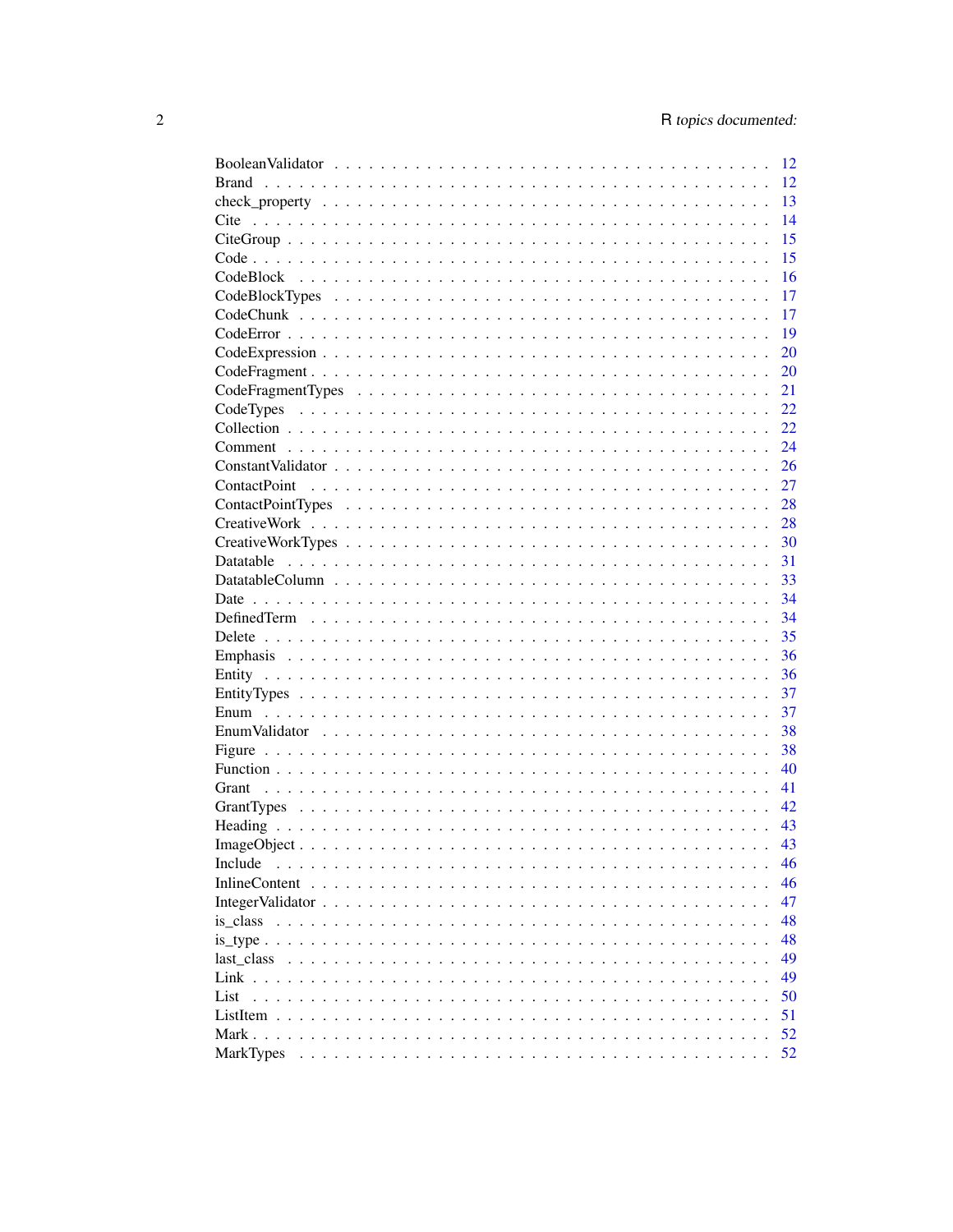BooleanValidator . . . . . . . . . . . . . . . . . . . . . . . . . . . . . . . . . . . 12
Brand . . . . . . . . . . . . . . . . . . . . . . . . . . . . . . . . . . . . . . . . 12
check_property . . . . . . . . . . . . . . . . . . . . . . . . . . . . . . . . . . . 13
Cite . . . . . . . . . . . . . . . . . . . . . . . . . . . . . . . . . . . . . . . . . 14
CiteGroup . . . . . . . . . . . . . . . . . . . . . . . . . . . . . . . . . . . . . . 15
Code . . . . . . . . . . . . . . . . . . . . . . . . . . . . . . . . . . . . . . . . . 15
CodeBlock . . . . . . . . . . . . . . . . . . . . . . . . . . . . . . . . . . . . . . 16
CodeBlockTypes . . . . . . . . . . . . . . . . . . . . . . . . . . . . . . . . . . . 17
CodeChunk . . . . . . . . . . . . . . . . . . . . . . . . . . . . . . . . . . . . . . 17
CodeError . . . . . . . . . . . . . . . . . . . . . . . . . . . . . . . . . . . . . . 19
CodeExpression . . . . . . . . . . . . . . . . . . . . . . . . . . . . . . . . . . . 20
CodeFragment . . . . . . . . . . . . . . . . . . . . . . . . . . . . . . . . . . . . 20
CodeFragmentTypes . . . . . . . . . . . . . . . . . . . . . . . . . . . . . . . . . 21
CodeTypes . . . . . . . . . . . . . . . . . . . . . . . . . . . . . . . . . . . . . . 22
Collection . . . . . . . . . . . . . . . . . . . . . . . . . . . . . . . . . . . . . . 22
Comment . . . . . . . . . . . . . . . . . . . . . . . . . . . . . . . . . . . . . . . 24
ConstantValidator . . . . . . . . . . . . . . . . . . . . . . . . . . . . . . . . . . 26
ContactPoint . . . . . . . . . . . . . . . . . . . . . . . . . . . . . . . . . . . . . 27
ContactPointTypes . . . . . . . . . . . . . . . . . . . . . . . . . . . . . . . . . . 28
CreativeWork . . . . . . . . . . . . . . . . . . . . . . . . . . . . . . . . . . . . . 28
CreativeWorkTypes . . . . . . . . . . . . . . . . . . . . . . . . . . . . . . . . . . 30
Datatable . . . . . . . . . . . . . . . . . . . . . . . . . . . . . . . . . . . . . . 31
DatatableColumn . . . . . . . . . . . . . . . . . . . . . . . . . . . . . . . . . . . 33
Date . . . . . . . . . . . . . . . . . . . . . . . . . . . . . . . . . . . . . . . . . 34
DefinedTerm . . . . . . . . . . . . . . . . . . . . . . . . . . . . . . . . . . . . . 34
Delete . . . . . . . . . . . . . . . . . . . . . . . . . . . . . . . . . . . . . . . . 35
Emphasis . . . . . . . . . . . . . . . . . . . . . . . . . . . . . . . . . . . . . . . 36
Entity . . . . . . . . . . . . . . . . . . . . . . . . . . . . . . . . . . . . . . . . 36
EntityTypes . . . . . . . . . . . . . . . . . . . . . . . . . . . . . . . . . . . . . 37
Enum . . . . . . . . . . . . . . . . . . . . . . . . . . . . . . . . . . . . . . . . . 37
EnumValidator . . . . . . . . . . . . . . . . . . . . . . . . . . . . . . . . . . . . 38
Figure . . . . . . . . . . . . . . . . . . . . . . . . . . . . . . . . . . . . . . . . 38
Function . . . . . . . . . . . . . . . . . . . . . . . . . . . . . . . . . . . . . . . 40
Grant . . . . . . . . . . . . . . . . . . . . . . . . . . . . . . . . . . . . . . . . . 41
GrantTypes . . . . . . . . . . . . . . . . . . . . . . . . . . . . . . . . . . . . . . 42
Heading . . . . . . . . . . . . . . . . . . . . . . . . . . . . . . . . . . . . . . . 43
ImageObject . . . . . . . . . . . . . . . . . . . . . . . . . . . . . . . . . . . . . 43
Include . . . . . . . . . . . . . . . . . . . . . . . . . . . . . . . . . . . . . . . 46
InlineContent . . . . . . . . . . . . . . . . . . . . . . . . . . . . . . . . . . . . 46
IntegerValidator . . . . . . . . . . . . . . . . . . . . . . . . . . . . . . . . . . . 47
is_class . . . . . . . . . . . . . . . . . . . . . . . . . . . . . . . . . . . . . . . 48
is_type . . . . . . . . . . . . . . . . . . . . . . . . . . . . . . . . . . . . . . . 48
last_class . . . . . . . . . . . . . . . . . . . . . . . . . . . . . . . . . . . . . . 49
Link . . . . . . . . . . . . . . . . . . . . . . . . . . . . . . . . . . . . . . . . . 49
List . . . . . . . . . . . . . . . . . . . . . . . . . . . . . . . . . . . . . . . . . 50
ListItem . . . . . . . . . . . . . . . . . . . . . . . . . . . . . . . . . . . . . . . 51
Mark . . . . . . . . . . . . . . . . . . . . . . . . . . . . . . . . . . . . . . . . . 52
MarkTypes . . . . . . . . . . . . . . . . . . . . . . . . . . . . . . . . . . . . . . 52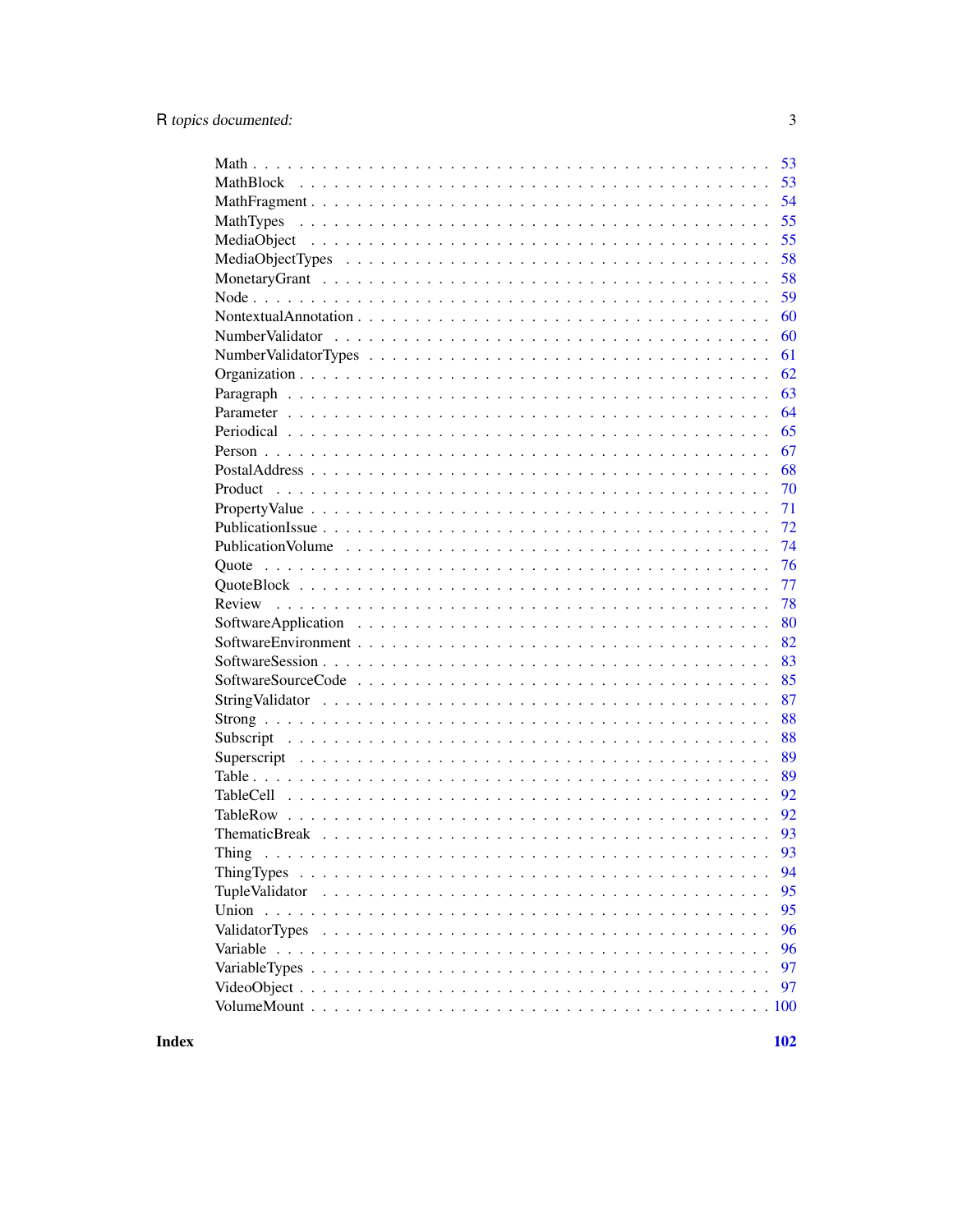Math . . . . . . . . . . . . . . . . . . . . . . . . . . . . . . . . . . . . . . . 53
MathBlock . . . . . . . . . . . . . . . . . . . . . . . . . . . . . . . . . . . . 53
MathFragment . . . . . . . . . . . . . . . . . . . . . . . . . . . . . . . . . . 54
MathTypes . . . . . . . . . . . . . . . . . . . . . . . . . . . . . . . . . . . . 55
MediaObject . . . . . . . . . . . . . . . . . . . . . . . . . . . . . . . . . . . 55
MediaObjectTypes . . . . . . . . . . . . . . . . . . . . . . . . . . . . . . . . 58
MonetaryGrant . . . . . . . . . . . . . . . . . . . . . . . . . . . . . . . . . . 58
Node . . . . . . . . . . . . . . . . . . . . . . . . . . . . . . . . . . . . . . . 59
NontextualAnnotation . . . . . . . . . . . . . . . . . . . . . . . . . . . . . . 60
NumberValidator . . . . . . . . . . . . . . . . . . . . . . . . . . . . . . . . . 60
NumberValidatorTypes . . . . . . . . . . . . . . . . . . . . . . . . . . . . . . 61
Organization . . . . . . . . . . . . . . . . . . . . . . . . . . . . . . . . . . . 62
Paragraph . . . . . . . . . . . . . . . . . . . . . . . . . . . . . . . . . . . . 63
Parameter . . . . . . . . . . . . . . . . . . . . . . . . . . . . . . . . . . . . 64
Periodical . . . . . . . . . . . . . . . . . . . . . . . . . . . . . . . . . . . . 65
Person . . . . . . . . . . . . . . . . . . . . . . . . . . . . . . . . . . . . . . 67
PostalAddress . . . . . . . . . . . . . . . . . . . . . . . . . . . . . . . . . . 68
Product . . . . . . . . . . . . . . . . . . . . . . . . . . . . . . . . . . . . . 70
PropertyValue . . . . . . . . . . . . . . . . . . . . . . . . . . . . . . . . . . 71
PublicationIssue . . . . . . . . . . . . . . . . . . . . . . . . . . . . . . . . . 72
PublicationVolume . . . . . . . . . . . . . . . . . . . . . . . . . . . . . . . . 74
Quote . . . . . . . . . . . . . . . . . . . . . . . . . . . . . . . . . . . . . . 76
QuoteBlock . . . . . . . . . . . . . . . . . . . . . . . . . . . . . . . . . . . . 77
Review . . . . . . . . . . . . . . . . . . . . . . . . . . . . . . . . . . . . . . 78
SoftwareApplication . . . . . . . . . . . . . . . . . . . . . . . . . . . . . . . 80
SoftwareEnvironment . . . . . . . . . . . . . . . . . . . . . . . . . . . . . . . 82
SoftwareSession . . . . . . . . . . . . . . . . . . . . . . . . . . . . . . . . . 83
SoftwareSourceCode . . . . . . . . . . . . . . . . . . . . . . . . . . . . . . . 85
StringValidator . . . . . . . . . . . . . . . . . . . . . . . . . . . . . . . . . 87
Strong . . . . . . . . . . . . . . . . . . . . . . . . . . . . . . . . . . . . . . 88
Subscript . . . . . . . . . . . . . . . . . . . . . . . . . . . . . . . . . . . . 88
Superscript . . . . . . . . . . . . . . . . . . . . . . . . . . . . . . . . . . . 89
Table . . . . . . . . . . . . . . . . . . . . . . . . . . . . . . . . . . . . . . . 89
TableCell . . . . . . . . . . . . . . . . . . . . . . . . . . . . . . . . . . . . 92
TableRow . . . . . . . . . . . . . . . . . . . . . . . . . . . . . . . . . . . . . 92
ThematicBreak . . . . . . . . . . . . . . . . . . . . . . . . . . . . . . . . . . 93
Thing . . . . . . . . . . . . . . . . . . . . . . . . . . . . . . . . . . . . . . 93
ThingTypes . . . . . . . . . . . . . . . . . . . . . . . . . . . . . . . . . . . . 94
TupleValidator . . . . . . . . . . . . . . . . . . . . . . . . . . . . . . . . . 95
Union . . . . . . . . . . . . . . . . . . . . . . . . . . . . . . . . . . . . . . 95
ValidatorTypes . . . . . . . . . . . . . . . . . . . . . . . . . . . . . . . . . 96
Variable . . . . . . . . . . . . . . . . . . . . . . . . . . . . . . . . . . . . . 96
VariableTypes . . . . . . . . . . . . . . . . . . . . . . . . . . . . . . . . . . 97
VideoObject . . . . . . . . . . . . . . . . . . . . . . . . . . . . . . . . . . . 97
VolumeMount . . . . . . . . . . . . . . . . . . . . . . . . . . . . . . . . . . . 100

**Index** **102**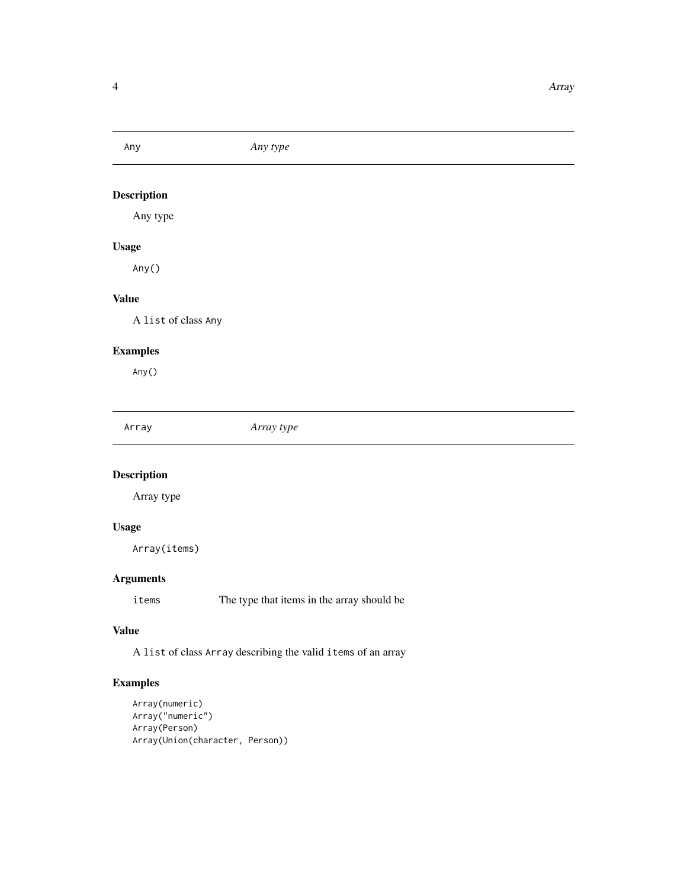## Any — *Any type*

### Description

Any type

### Usage

```
Any()
```

### Value

A `list` of class `Any`

### Examples

```
Any()
```

## Array — *Array type*

### Description

Array type

### Usage

```
Array(items)
```

### Arguments

| | |
|---|---|
| `items` | The type that items in the array should be |

### Value

A `list` of class `Array` describing the valid `items` of an array

### Examples

```
Array(numeric)
Array("numeric")
Array(Person)
Array(Union(character, Person))
```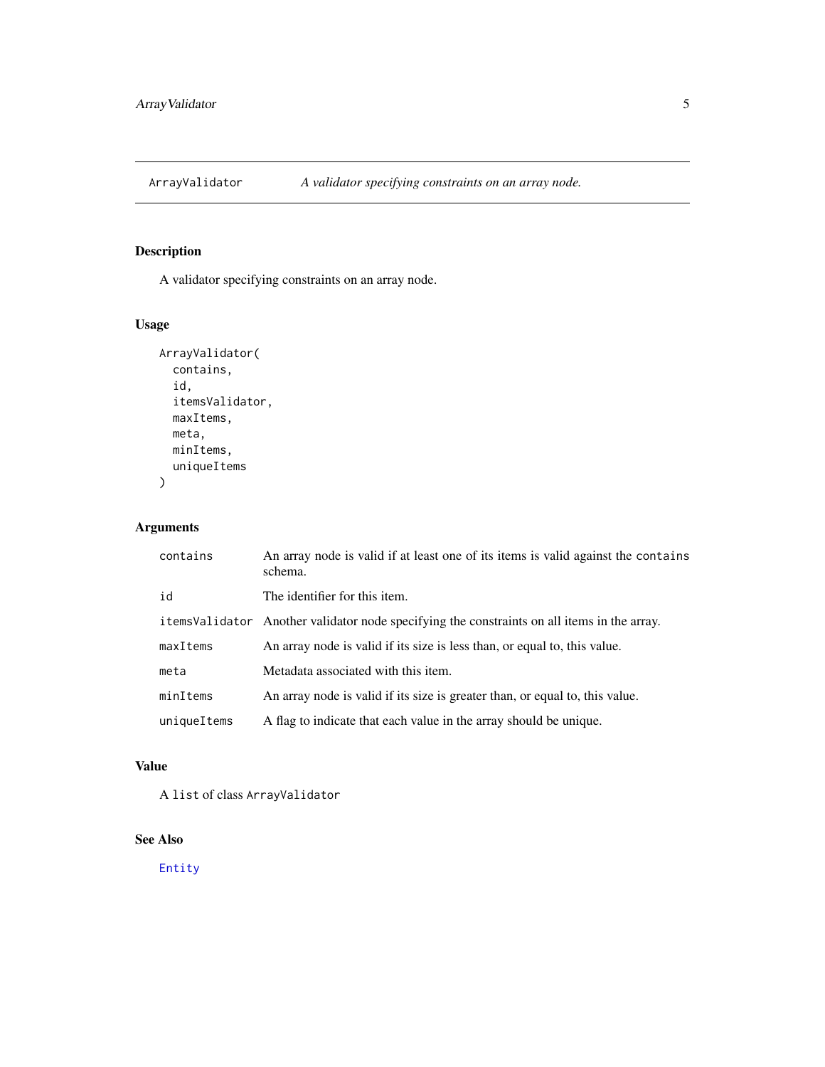# ArrayValidator — *A validator specifying constraints on an array node.*

## Description

A validator specifying constraints on an array node.

## Usage

```
ArrayValidator(
  contains,
  id,
  itemsValidator,
  maxItems,
  meta,
  minItems,
  uniqueItems
)
```

## Arguments

| | |
|---|---|
| `contains` | An array node is valid if at least one of its items is valid against the `contains` schema. |
| `id` | The identifier for this item. |
| `itemsValidator` | Another validator node specifying the constraints on all items in the array. |
| `maxItems` | An array node is valid if its size is less than, or equal to, this value. |
| `meta` | Metadata associated with this item. |
| `minItems` | An array node is valid if its size is greater than, or equal to, this value. |
| `uniqueItems` | A flag to indicate that each value in the array should be unique. |

## Value

A `list` of class `ArrayValidator`

## See Also

`Entity`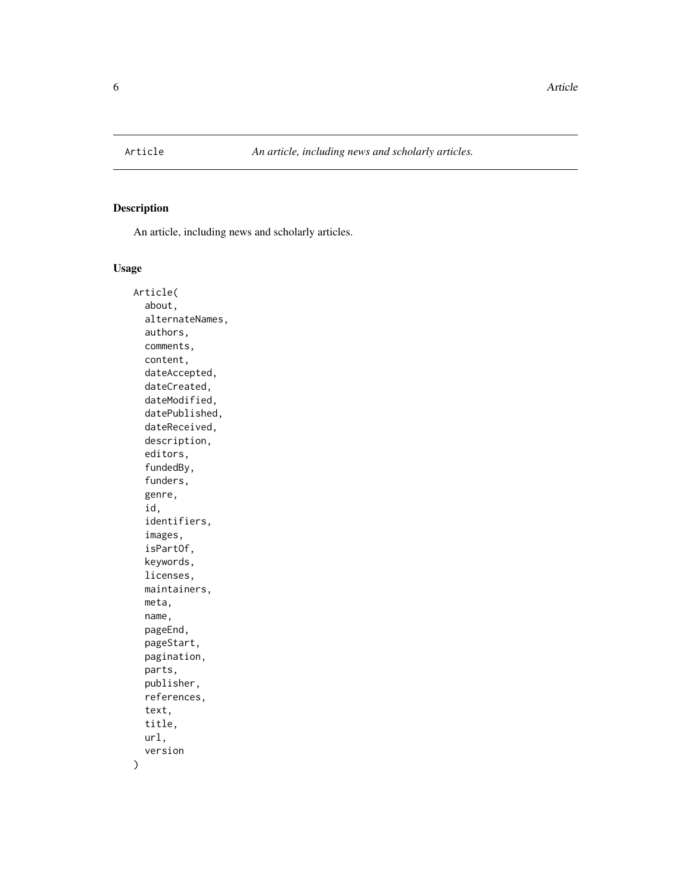Article *An article, including news and scholarly articles.*

## Description

An article, including news and scholarly articles.

## Usage

```
Article(
  about,
  alternateNames,
  authors,
  comments,
  content,
  dateAccepted,
  dateCreated,
  dateModified,
  datePublished,
  dateReceived,
  description,
  editors,
  fundedBy,
  funders,
  genre,
  id,
  identifiers,
  images,
  isPartOf,
  keywords,
  licenses,
  maintainers,
  meta,
  name,
  pageEnd,
  pageStart,
  pagination,
  parts,
  publisher,
  references,
  text,
  title,
  url,
  version
)
```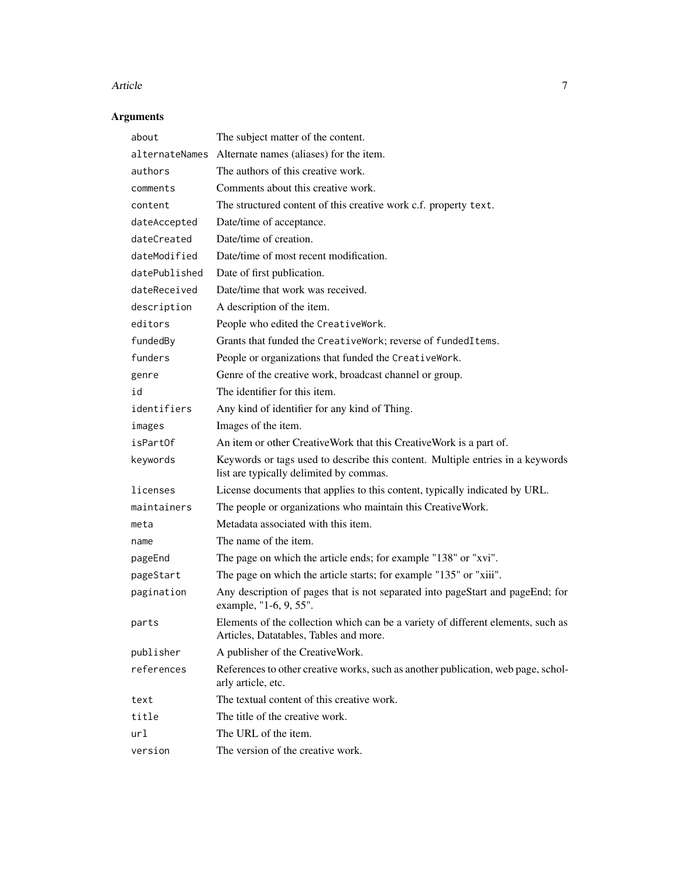## Arguments

| | |
|---|---|
| `about` | The subject matter of the content. |
| `alternateNames` | Alternate names (aliases) for the item. |
| `authors` | The authors of this creative work. |
| `comments` | Comments about this creative work. |
| `content` | The structured content of this creative work c.f. property `text`. |
| `dateAccepted` | Date/time of acceptance. |
| `dateCreated` | Date/time of creation. |
| `dateModified` | Date/time of most recent modification. |
| `datePublished` | Date of first publication. |
| `dateReceived` | Date/time that work was received. |
| `description` | A description of the item. |
| `editors` | People who edited the `CreativeWork`. |
| `fundedBy` | Grants that funded the `CreativeWork`; reverse of `fundedItems`. |
| `funders` | People or organizations that funded the `CreativeWork`. |
| `genre` | Genre of the creative work, broadcast channel or group. |
| `id` | The identifier for this item. |
| `identifiers` | Any kind of identifier for any kind of Thing. |
| `images` | Images of the item. |
| `isPartOf` | An item or other CreativeWork that this CreativeWork is a part of. |
| `keywords` | Keywords or tags used to describe this content. Multiple entries in a keywords list are typically delimited by commas. |
| `licenses` | License documents that applies to this content, typically indicated by URL. |
| `maintainers` | The people or organizations who maintain this CreativeWork. |
| `meta` | Metadata associated with this item. |
| `name` | The name of the item. |
| `pageEnd` | The page on which the article ends; for example "138" or "xvi". |
| `pageStart` | The page on which the article starts; for example "135" or "xiii". |
| `pagination` | Any description of pages that is not separated into pageStart and pageEnd; for example, "1-6, 9, 55". |
| `parts` | Elements of the collection which can be a variety of different elements, such as Articles, Datatables, Tables and more. |
| `publisher` | A publisher of the CreativeWork. |
| `references` | References to other creative works, such as another publication, web page, scholarly article, etc. |
| `text` | The textual content of this creative work. |
| `title` | The title of the creative work. |
| `url` | The URL of the item. |
| `version` | The version of the creative work. |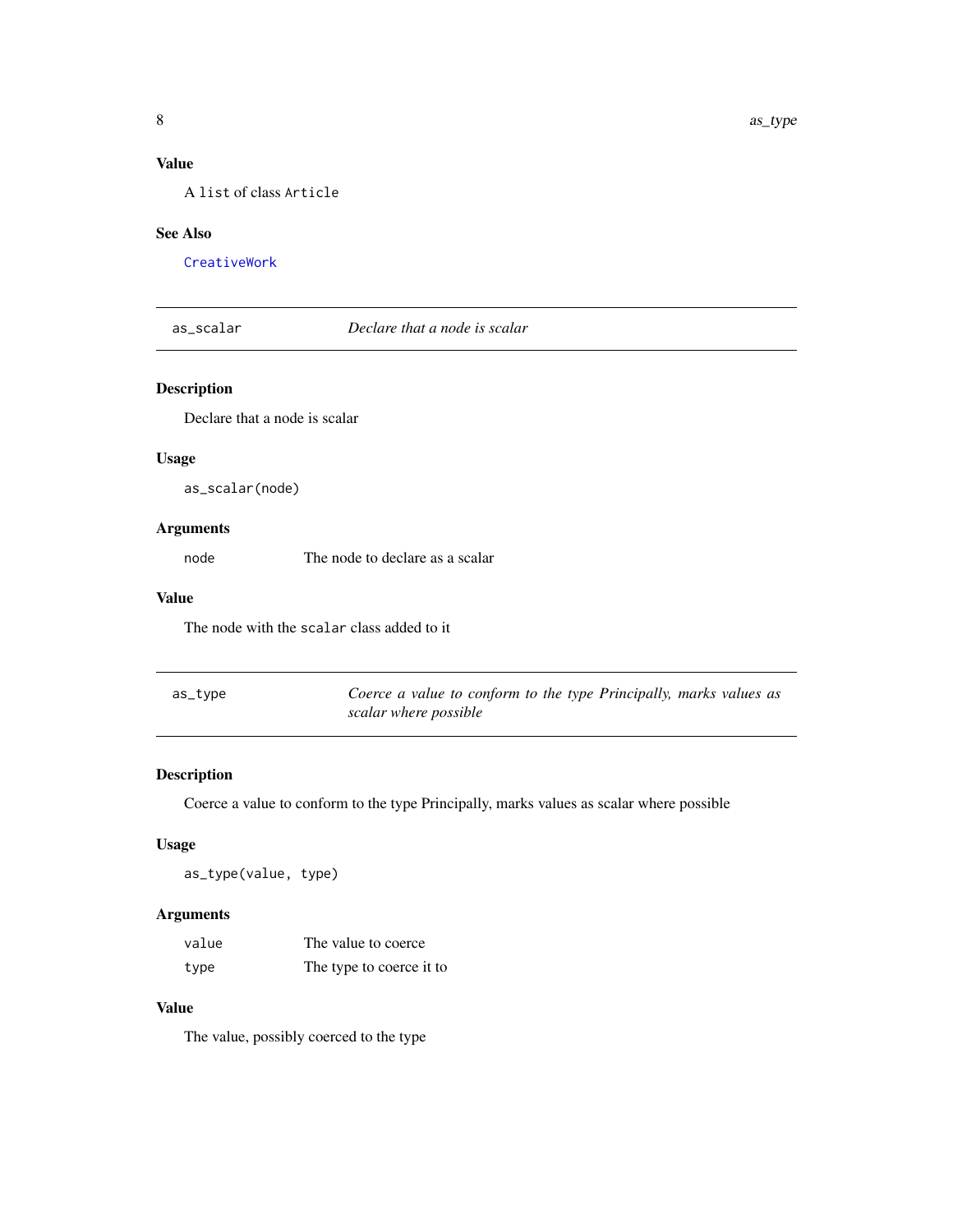### Value

A `list` of class `Article`

### See Also

`CreativeWork`

---

## as_scalar — *Declare that a node is scalar*

### Description

Declare that a node is scalar

### Usage

```
as_scalar(node)
```

### Arguments

| | |
|---|---|
| `node` | The node to declare as a scalar |

### Value

The node with the `scalar` class added to it

---

## as_type — *Coerce a value to conform to the type Principally, marks values as scalar where possible*

### Description

Coerce a value to conform to the type Principally, marks values as scalar where possible

### Usage

```
as_type(value, type)
```

### Arguments

| | |
|---|---|
| `value` | The value to coerce |
| `type` | The type to coerce it to |

### Value

The value, possibly coerced to the type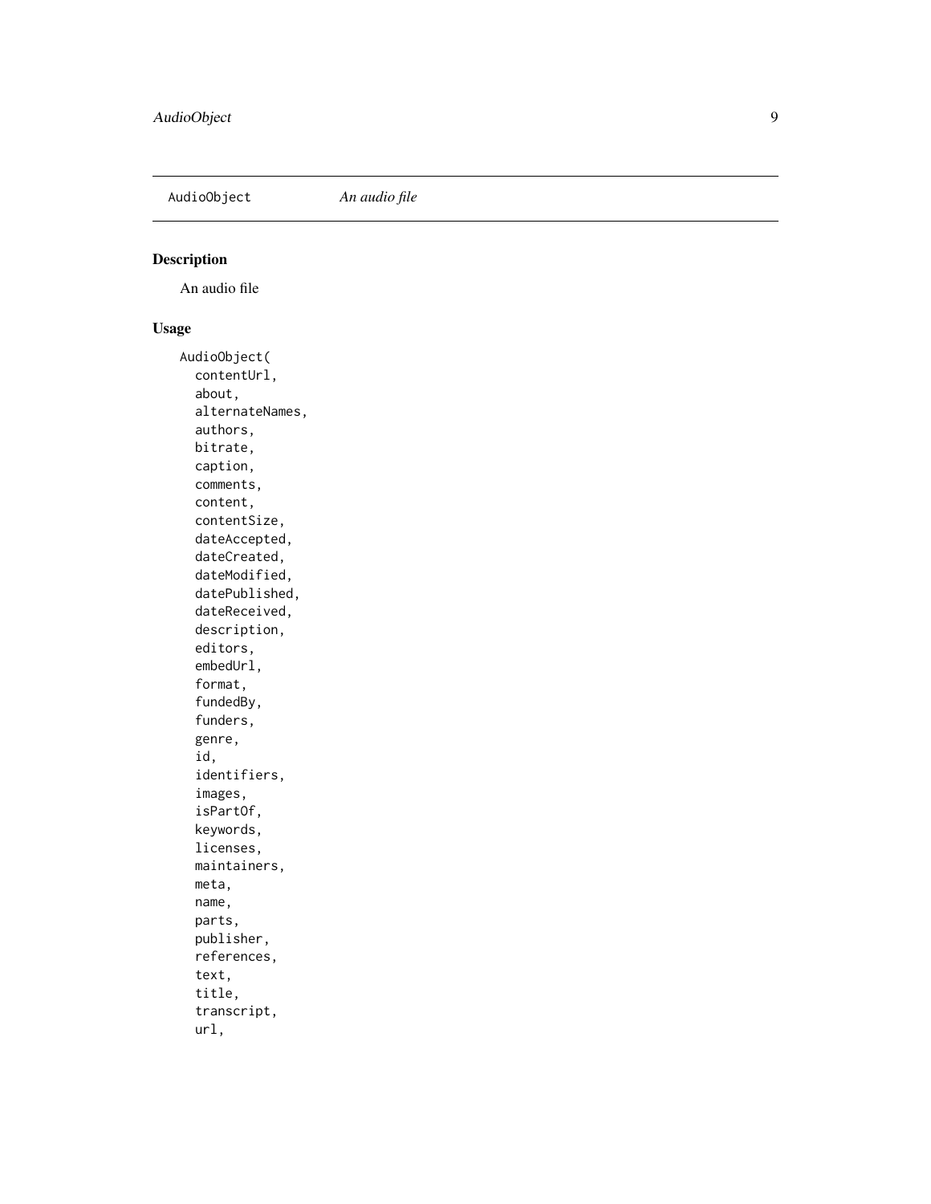## AudioObject *An audio file*

### Description

An audio file

### Usage

```
AudioObject(
  contentUrl,
  about,
  alternateNames,
  authors,
  bitrate,
  caption,
  comments,
  content,
  contentSize,
  dateAccepted,
  dateCreated,
  dateModified,
  datePublished,
  dateReceived,
  description,
  editors,
  embedUrl,
  format,
  fundedBy,
  funders,
  genre,
  id,
  identifiers,
  images,
  isPartOf,
  keywords,
  licenses,
  maintainers,
  meta,
  name,
  parts,
  publisher,
  references,
  text,
  title,
  transcript,
  url,
```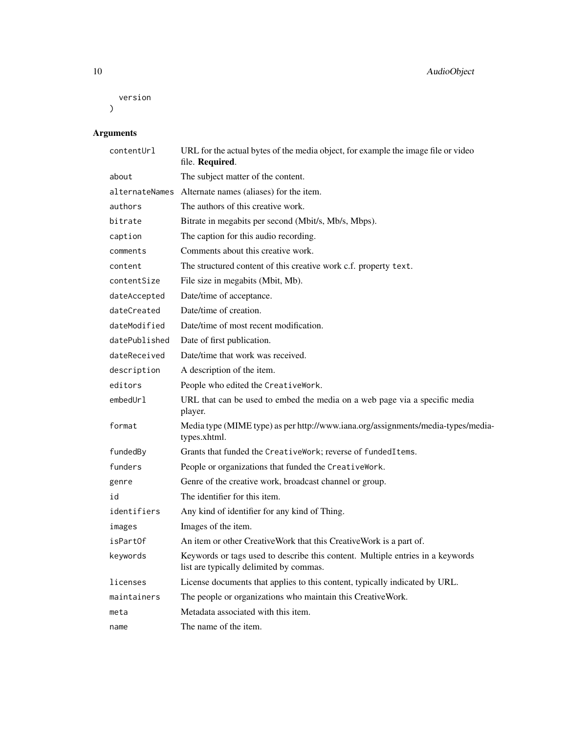```
  version
)
```

## Arguments

| | |
|---|---|
| `contentUrl` | URL for the actual bytes of the media object, for example the image file or video file. **Required**. |
| `about` | The subject matter of the content. |
| `alternateNames` | Alternate names (aliases) for the item. |
| `authors` | The authors of this creative work. |
| `bitrate` | Bitrate in megabits per second (Mbit/s, Mb/s, Mbps). |
| `caption` | The caption for this audio recording. |
| `comments` | Comments about this creative work. |
| `content` | The structured content of this creative work c.f. property `text`. |
| `contentSize` | File size in megabits (Mbit, Mb). |
| `dateAccepted` | Date/time of acceptance. |
| `dateCreated` | Date/time of creation. |
| `dateModified` | Date/time of most recent modification. |
| `datePublished` | Date of first publication. |
| `dateReceived` | Date/time that work was received. |
| `description` | A description of the item. |
| `editors` | People who edited the `CreativeWork`. |
| `embedUrl` | URL that can be used to embed the media on a web page via a specific media player. |
| `format` | Media type (MIME type) as per http://www.iana.org/assignments/media-types/media-types.xhtml. |
| `fundedBy` | Grants that funded the `CreativeWork`; reverse of `fundedItems`. |
| `funders` | People or organizations that funded the `CreativeWork`. |
| `genre` | Genre of the creative work, broadcast channel or group. |
| `id` | The identifier for this item. |
| `identifiers` | Any kind of identifier for any kind of Thing. |
| `images` | Images of the item. |
| `isPartOf` | An item or other CreativeWork that this CreativeWork is a part of. |
| `keywords` | Keywords or tags used to describe this content. Multiple entries in a keywords list are typically delimited by commas. |
| `licenses` | License documents that applies to this content, typically indicated by URL. |
| `maintainers` | The people or organizations who maintain this CreativeWork. |
| `meta` | Metadata associated with this item. |
| `name` | The name of the item. |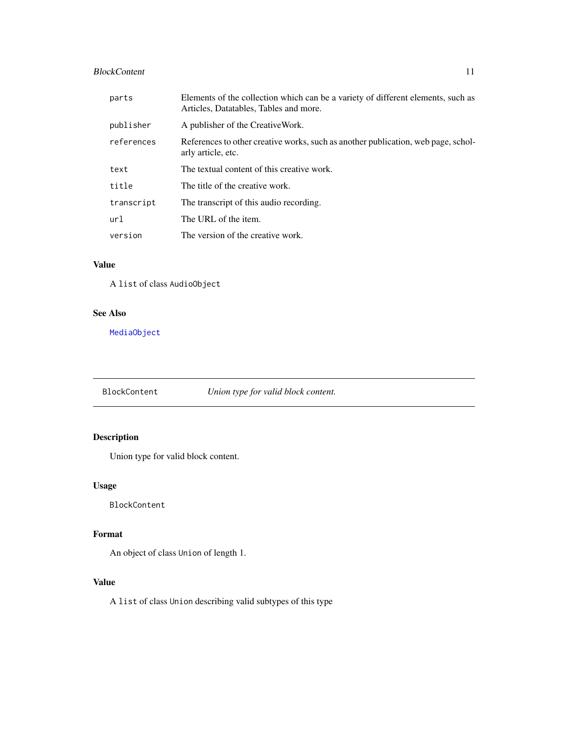| | |
|---|---|
| `parts` | Elements of the collection which can be a variety of different elements, such as Articles, Datatables, Tables and more. |
| `publisher` | A publisher of the CreativeWork. |
| `references` | References to other creative works, such as another publication, web page, scholarly article, etc. |
| `text` | The textual content of this creative work. |
| `title` | The title of the creative work. |
| `transcript` | The transcript of this audio recording. |
| `url` | The URL of the item. |
| `version` | The version of the creative work. |

### Value

A `list` of class `AudioObject`

### See Also

`MediaObject`

---

## BlockContent — *Union type for valid block content.*

---

### Description

Union type for valid block content.

### Usage

```
BlockContent
```

### Format

An object of class `Union` of length 1.

### Value

A `list` of class `Union` describing valid subtypes of this type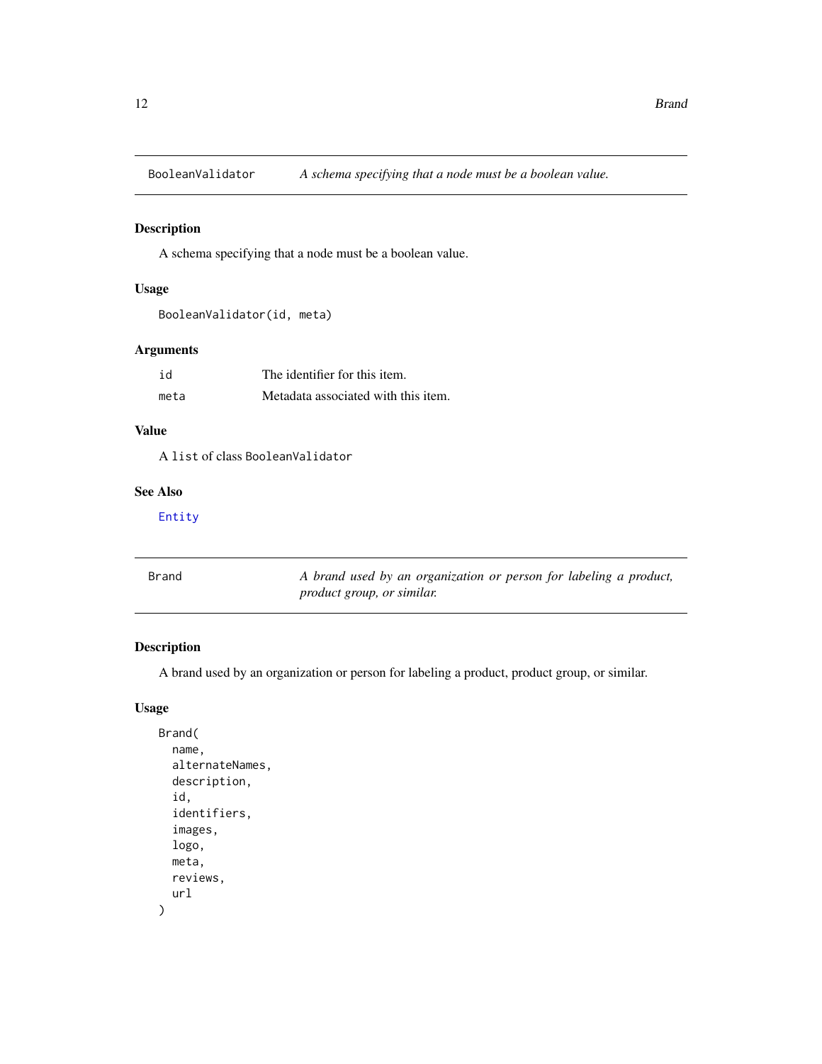## BooleanValidator — *A schema specifying that a node must be a boolean value.*

### Description

A schema specifying that a node must be a boolean value.

### Usage

```
BooleanValidator(id, meta)
```

### Arguments

| | |
|---|---|
| id | The identifier for this item. |
| meta | Metadata associated with this item. |

### Value

A `list` of class `BooleanValidator`

### See Also

`Entity`

## Brand — *A brand used by an organization or person for labeling a product, product group, or similar.*

### Description

A brand used by an organization or person for labeling a product, product group, or similar.

### Usage

```
Brand(
  name,
  alternateNames,
  description,
  id,
  identifiers,
  images,
  logo,
  meta,
  reviews,
  url
)
```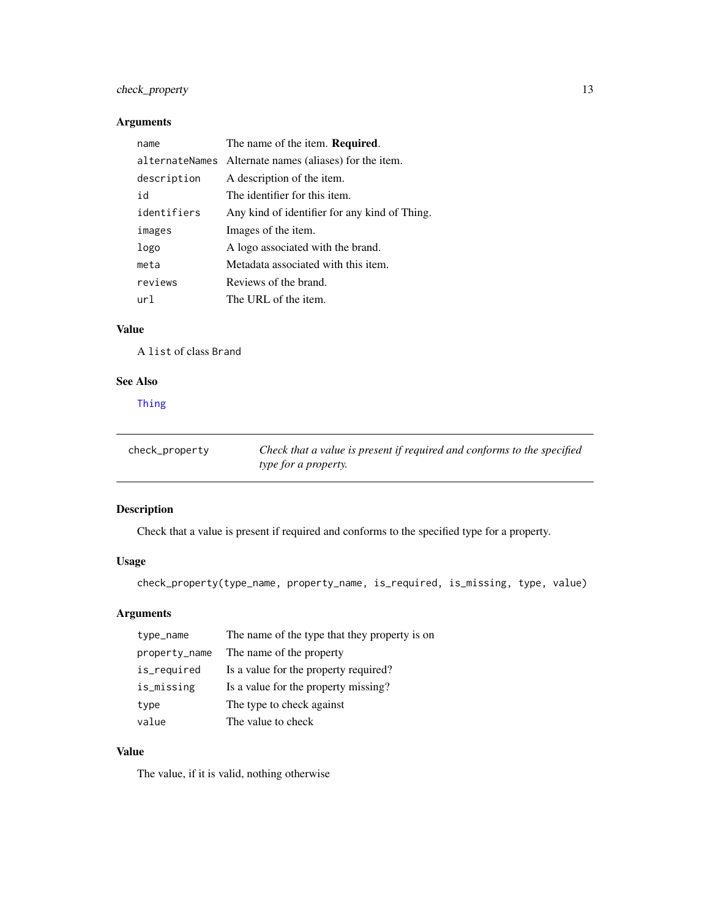### Arguments

| | |
|---|---|
| `name` | The name of the item. **Required**. |
| `alternateNames` | Alternate names (aliases) for the item. |
| `description` | A description of the item. |
| `id` | The identifier for this item. |
| `identifiers` | Any kind of identifier for any kind of Thing. |
| `images` | Images of the item. |
| `logo` | A logo associated with the brand. |
| `meta` | Metadata associated with this item. |
| `reviews` | Reviews of the brand. |
| `url` | The URL of the item. |

### Value

A `list` of class `Brand`

### See Also

`Thing`

---

## check_property — *Check that a value is present if required and conforms to the specified type for a property.*

### Description

Check that a value is present if required and conforms to the specified type for a property.

### Usage

```
check_property(type_name, property_name, is_required, is_missing, type, value)
```

### Arguments

| | |
|---|---|
| `type_name` | The name of the type that they property is on |
| `property_name` | The name of the property |
| `is_required` | Is a value for the property required? |
| `is_missing` | Is a value for the property missing? |
| `type` | The type to check against |
| `value` | The value to check |

### Value

The value, if it is valid, nothing otherwise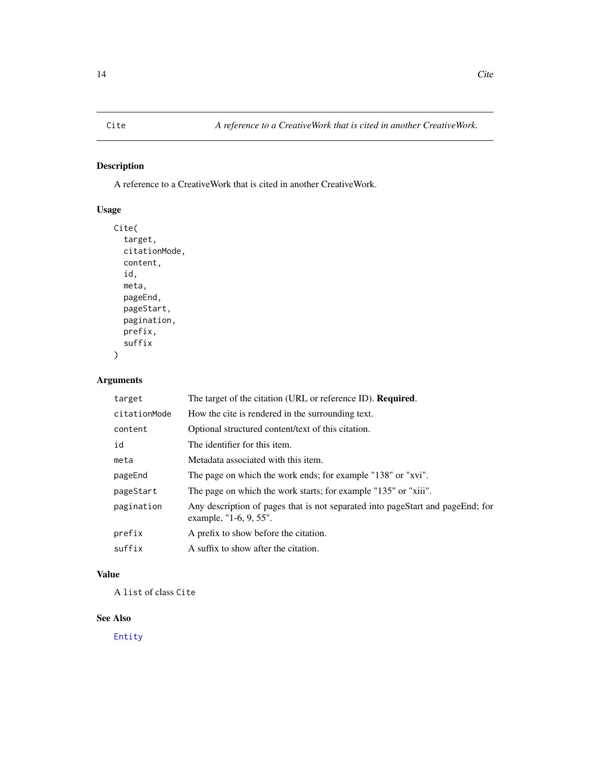Cite *A reference to a CreativeWork that is cited in another CreativeWork.*

## Description

A reference to a CreativeWork that is cited in another CreativeWork.

## Usage

```
Cite(
  target,
  citationMode,
  content,
  id,
  meta,
  pageEnd,
  pageStart,
  pagination,
  prefix,
  suffix
)
```

## Arguments

| | |
|---|---|
| `target` | The target of the citation (URL or reference ID). **Required**. |
| `citationMode` | How the cite is rendered in the surrounding text. |
| `content` | Optional structured content/text of this citation. |
| `id` | The identifier for this item. |
| `meta` | Metadata associated with this item. |
| `pageEnd` | The page on which the work ends; for example "138" or "xvi". |
| `pageStart` | The page on which the work starts; for example "135" or "xiii". |
| `pagination` | Any description of pages that is not separated into pageStart and pageEnd; for example, "1-6, 9, 55". |
| `prefix` | A prefix to show before the citation. |
| `suffix` | A suffix to show after the citation. |

## Value

A `list` of class `Cite`

## See Also

`Entity`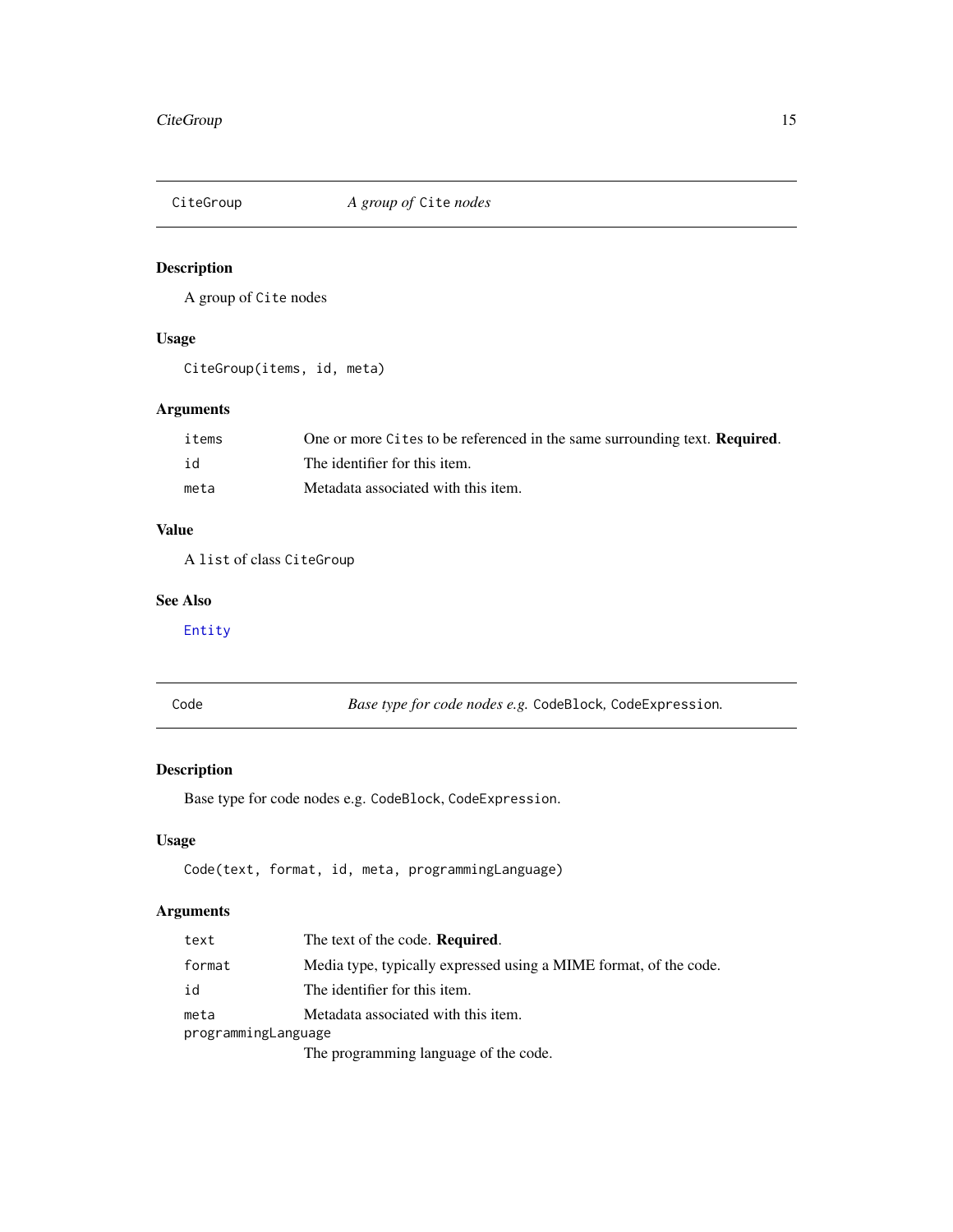## CiteGroup — *A group of* `Cite` *nodes*

### Description

A group of `Cite` nodes

### Usage

```
CiteGroup(items, id, meta)
```

### Arguments

| | |
|---|---|
| `items` | One or more `Cite`s to be referenced in the same surrounding text. **Required**. |
| `id` | The identifier for this item. |
| `meta` | Metadata associated with this item. |

### Value

A `list` of class `CiteGroup`

### See Also

`Entity`

## Code — *Base type for code nodes e.g.* `CodeBlock`, `CodeExpression`.

### Description

Base type for code nodes e.g. `CodeBlock`, `CodeExpression`.

### Usage

```
Code(text, format, id, meta, programmingLanguage)
```

### Arguments

| | |
|---|---|
| `text` | The text of the code. **Required**. |
| `format` | Media type, typically expressed using a MIME format, of the code. |
| `id` | The identifier for this item. |
| `meta` | Metadata associated with this item. |
| `programmingLanguage` | The programming language of the code. |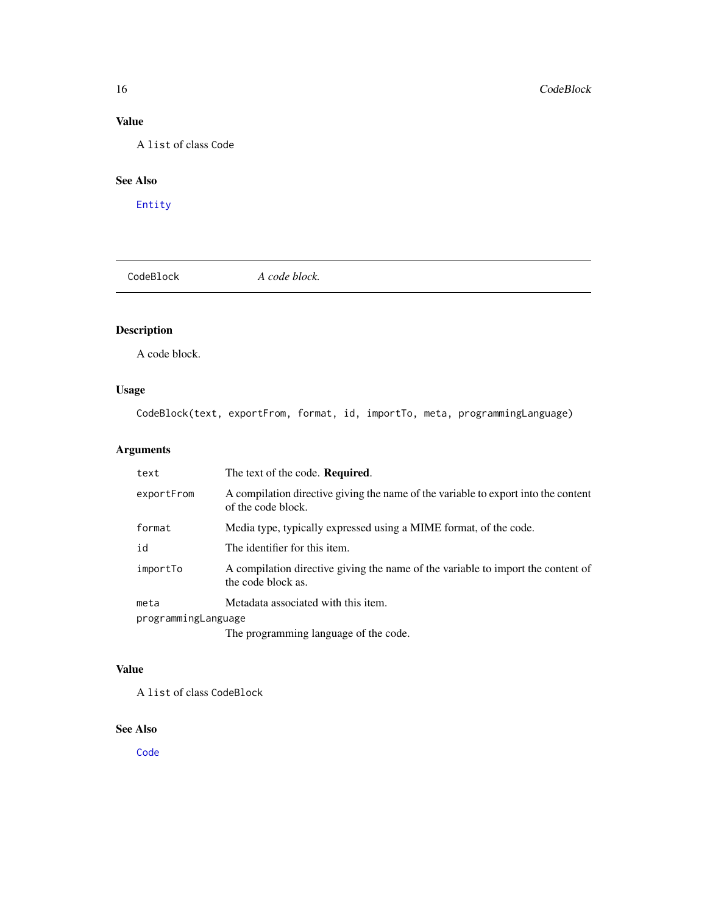## Value

A `list` of class `Code`

## See Also

`Entity`

---

`CodeBlock` *A code block.*

---

## Description

A code block.

## Usage

```
CodeBlock(text, exportFrom, format, id, importTo, meta, programmingLanguage)
```

## Arguments

| | |
|---|---|
| `text` | The text of the code. **Required**. |
| `exportFrom` | A compilation directive giving the name of the variable to export into the content of the code block. |
| `format` | Media type, typically expressed using a MIME format, of the code. |
| `id` | The identifier for this item. |
| `importTo` | A compilation directive giving the name of the variable to import the content of the code block as. |
| `meta` | Metadata associated with this item. |
| `programmingLanguage` | The programming language of the code. |

## Value

A `list` of class `CodeBlock`

## See Also

`Code`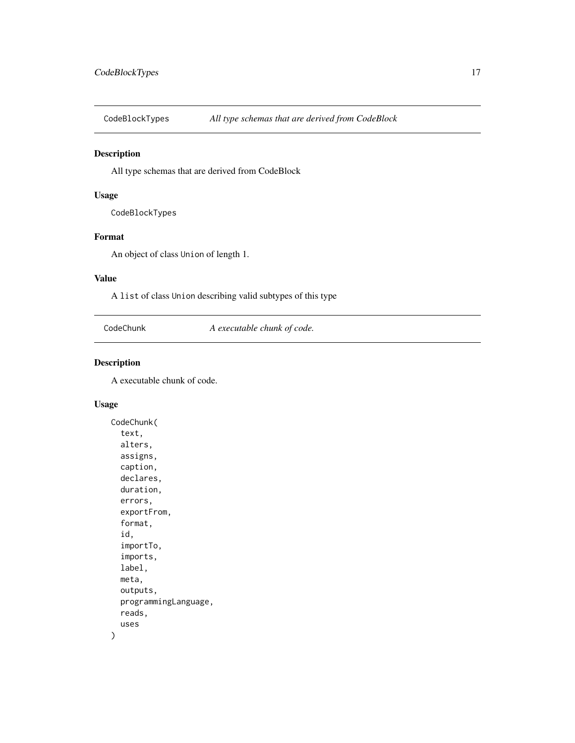## CodeBlockTypes *All type schemas that are derived from CodeBlock*

### Description

All type schemas that are derived from CodeBlock

### Usage

```
CodeBlockTypes
```

### Format

An object of class `Union` of length 1.

### Value

A `list` of class `Union` describing valid subtypes of this type

## CodeChunk *A executable chunk of code.*

### Description

A executable chunk of code.

### Usage

```
CodeChunk(
  text,
  alters,
  assigns,
  caption,
  declares,
  duration,
  errors,
  exportFrom,
  format,
  id,
  importTo,
  imports,
  label,
  meta,
  outputs,
  programmingLanguage,
  reads,
  uses
)
```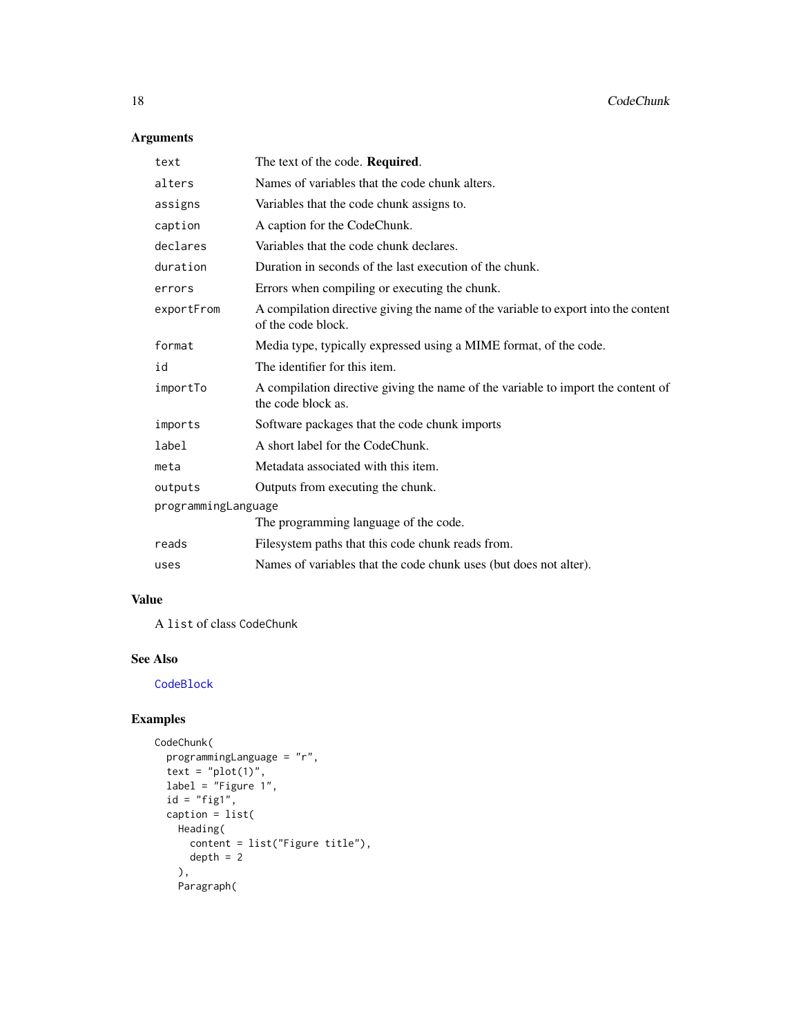## Arguments

| | |
|---|---|
| `text` | The text of the code. **Required**. |
| `alters` | Names of variables that the code chunk alters. |
| `assigns` | Variables that the code chunk assigns to. |
| `caption` | A caption for the CodeChunk. |
| `declares` | Variables that the code chunk declares. |
| `duration` | Duration in seconds of the last execution of the chunk. |
| `errors` | Errors when compiling or executing the chunk. |
| `exportFrom` | A compilation directive giving the name of the variable to export into the content of the code block. |
| `format` | Media type, typically expressed using a MIME format, of the code. |
| `id` | The identifier for this item. |
| `importTo` | A compilation directive giving the name of the variable to import the content of the code block as. |
| `imports` | Software packages that the code chunk imports |
| `label` | A short label for the CodeChunk. |
| `meta` | Metadata associated with this item. |
| `outputs` | Outputs from executing the chunk. |
| `programmingLanguage` | The programming language of the code. |
| `reads` | Filesystem paths that this code chunk reads from. |
| `uses` | Names of variables that the code chunk uses (but does not alter). |

## Value

A `list` of class `CodeChunk`

## See Also

`CodeBlock`

## Examples

```
CodeChunk(
  programmingLanguage = "r",
  text = "plot(1)",
  label = "Figure 1",
  id = "fig1",
  caption = list(
    Heading(
      content = list("Figure title"),
      depth = 2
    ),
    Paragraph(
```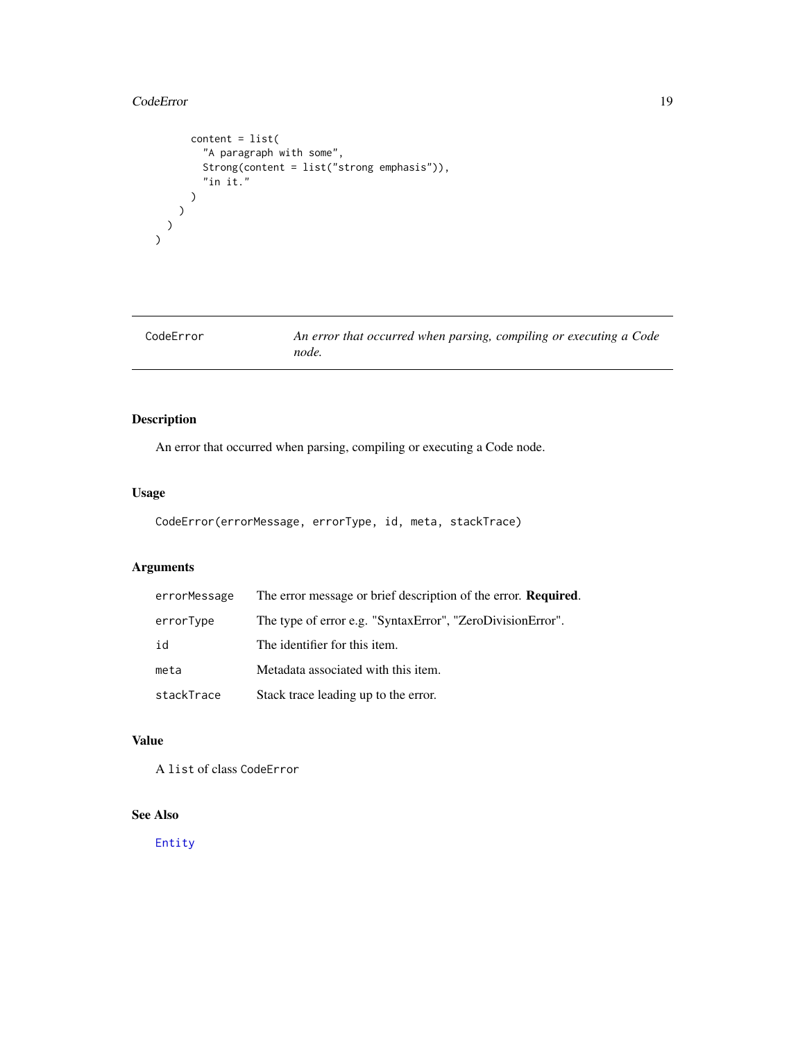```
      content = list(
        "A paragraph with some",
        Strong(content = list("strong emphasis")),
        "in it."
      )
    )
  )
)
```

---

CodeError — *An error that occurred when parsing, compiling or executing a Code node.*

---

## Description

An error that occurred when parsing, compiling or executing a Code node.

## Usage

```
CodeError(errorMessage, errorType, id, meta, stackTrace)
```

## Arguments

| | |
|---|---|
| `errorMessage` | The error message or brief description of the error. **Required**. |
| `errorType` | The type of error e.g. "SyntaxError", "ZeroDivisionError". |
| `id` | The identifier for this item. |
| `meta` | Metadata associated with this item. |
| `stackTrace` | Stack trace leading up to the error. |

## Value

A `list` of class `CodeError`

## See Also

`Entity`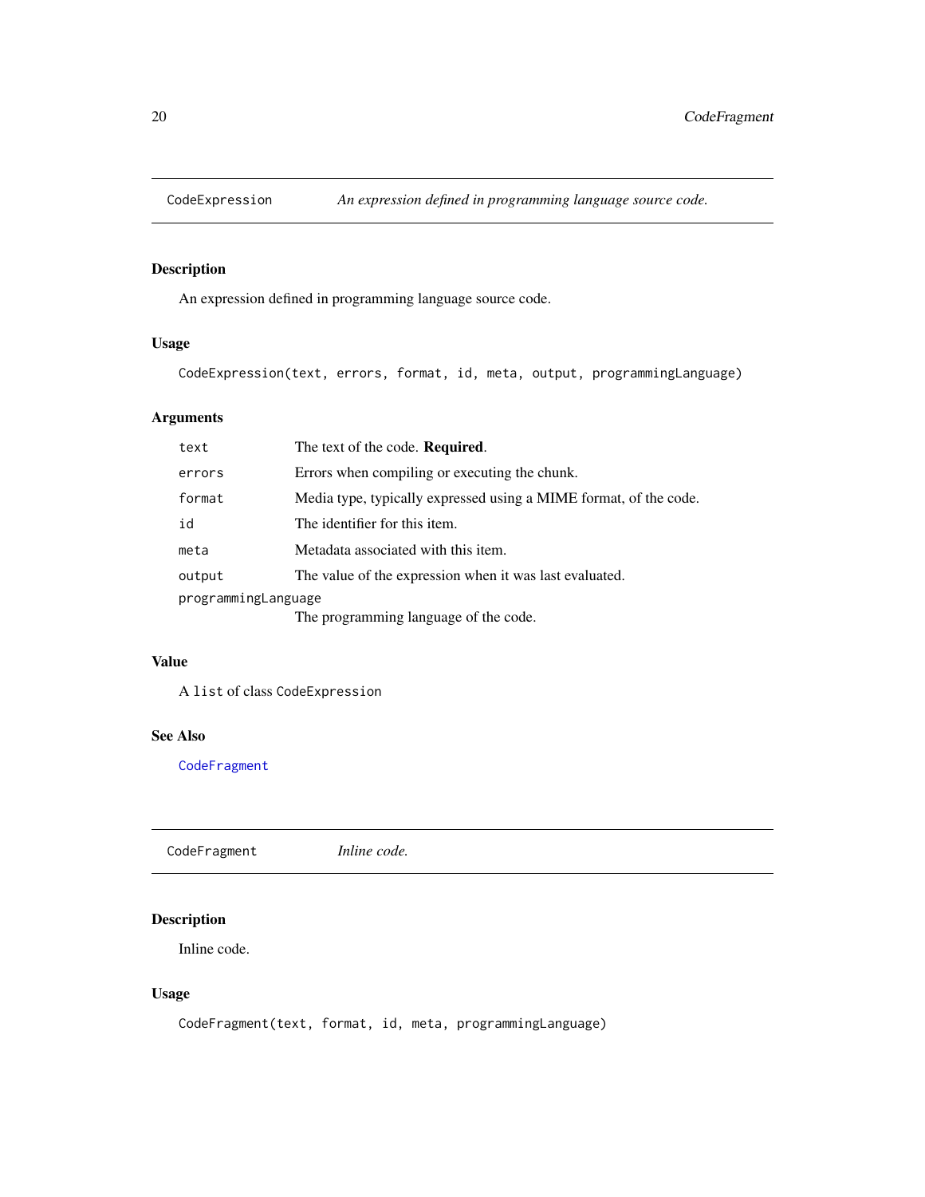## `CodeExpression` *An expression defined in programming language source code.*

### Description

An expression defined in programming language source code.

### Usage

```
CodeExpression(text, errors, format, id, meta, output, programmingLanguage)
```

### Arguments

| | |
|---|---|
| `text` | The text of the code. **Required**. |
| `errors` | Errors when compiling or executing the chunk. |
| `format` | Media type, typically expressed using a MIME format, of the code. |
| `id` | The identifier for this item. |
| `meta` | Metadata associated with this item. |
| `output` | The value of the expression when it was last evaluated. |
| `programmingLanguage` | The programming language of the code. |

### Value

A `list` of class `CodeExpression`

### See Also

`CodeFragment`

## `CodeFragment` *Inline code.*

### Description

Inline code.

### Usage

```
CodeFragment(text, format, id, meta, programmingLanguage)
```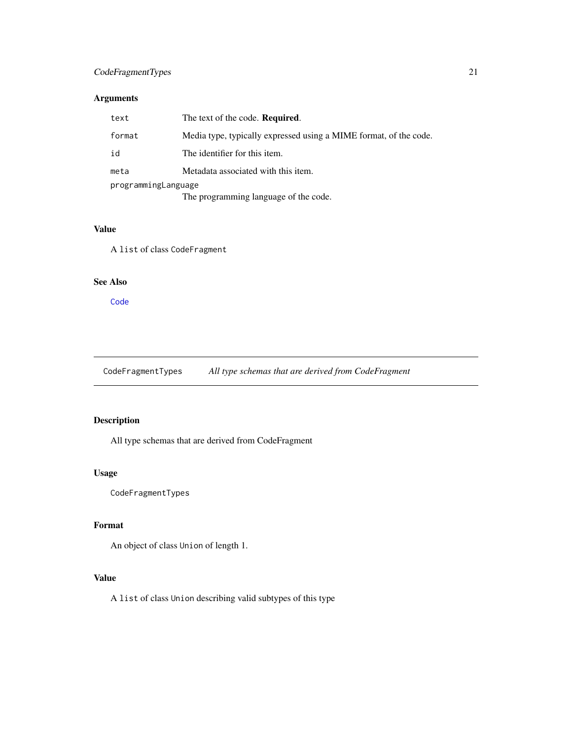## Arguments

| | |
|---|---|
| `text` | The text of the code. **Required**. |
| `format` | Media type, typically expressed using a MIME format, of the code. |
| `id` | The identifier for this item. |
| `meta` | Metadata associated with this item. |
| `programmingLanguage` | The programming language of the code. |

## Value

A `list` of class `CodeFragment`

## See Also

`Code`

---

# CodeFragmentTypes — *All type schemas that are derived from CodeFragment*

## Description

All type schemas that are derived from CodeFragment

## Usage

```
CodeFragmentTypes
```

## Format

An object of class `Union` of length 1.

## Value

A `list` of class `Union` describing valid subtypes of this type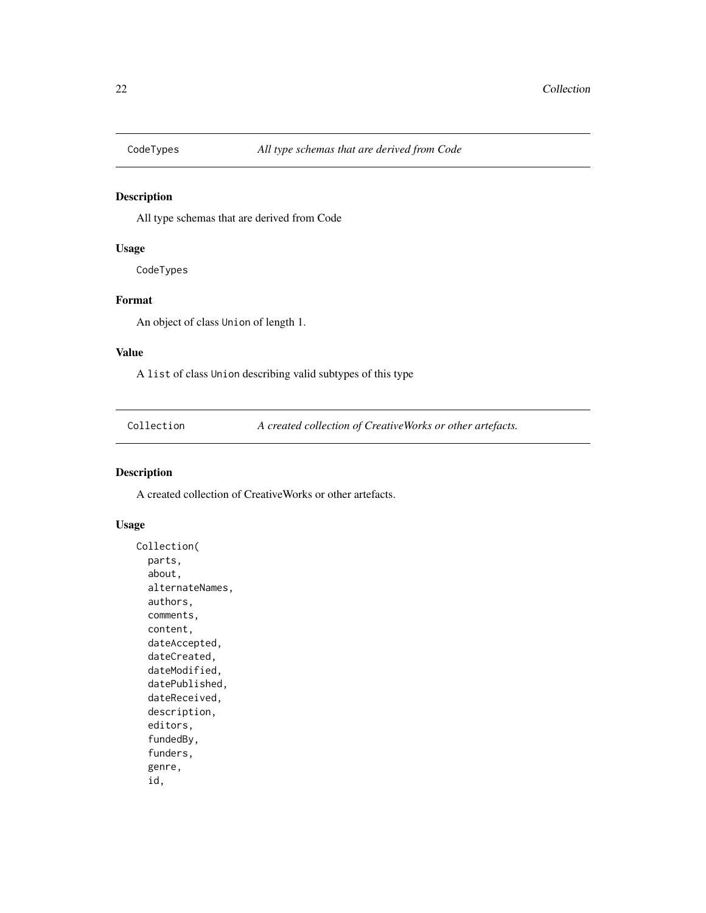## CodeTypes — *All type schemas that are derived from Code*

### Description

All type schemas that are derived from Code

### Usage

```
CodeTypes
```

### Format

An object of class `Union` of length 1.

### Value

A `list` of class `Union` describing valid subtypes of this type

## Collection — *A created collection of CreativeWorks or other artefacts.*

### Description

A created collection of CreativeWorks or other artefacts.

### Usage

```
Collection(
  parts,
  about,
  alternateNames,
  authors,
  comments,
  content,
  dateAccepted,
  dateCreated,
  dateModified,
  datePublished,
  dateReceived,
  description,
  editors,
  fundedBy,
  funders,
  genre,
  id,
```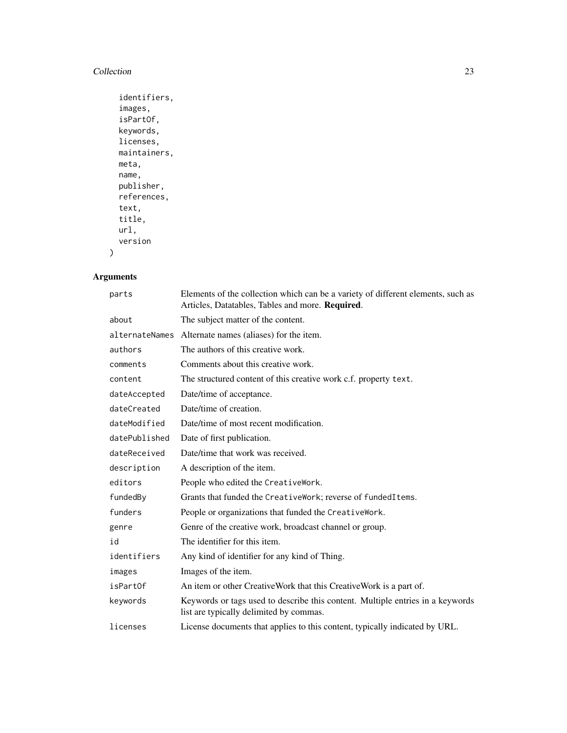```
  identifiers,
  images,
  isPartOf,
  keywords,
  licenses,
  maintainers,
  meta,
  name,
  publisher,
  references,
  text,
  title,
  url,
  version
)
```

## Arguments

| | |
|---|---|
| parts | Elements of the collection which can be a variety of different elements, such as Articles, Datatables, Tables and more. **Required**. |
| about | The subject matter of the content. |
| alternateNames | Alternate names (aliases) for the item. |
| authors | The authors of this creative work. |
| comments | Comments about this creative work. |
| content | The structured content of this creative work c.f. property `text`. |
| dateAccepted | Date/time of acceptance. |
| dateCreated | Date/time of creation. |
| dateModified | Date/time of most recent modification. |
| datePublished | Date of first publication. |
| dateReceived | Date/time that work was received. |
| description | A description of the item. |
| editors | People who edited the `CreativeWork`. |
| fundedBy | Grants that funded the `CreativeWork`; reverse of `fundedItems`. |
| funders | People or organizations that funded the `CreativeWork`. |
| genre | Genre of the creative work, broadcast channel or group. |
| id | The identifier for this item. |
| identifiers | Any kind of identifier for any kind of Thing. |
| images | Images of the item. |
| isPartOf | An item or other CreativeWork that this CreativeWork is a part of. |
| keywords | Keywords or tags used to describe this content. Multiple entries in a keywords list are typically delimited by commas. |
| licenses | License documents that applies to this content, typically indicated by URL. |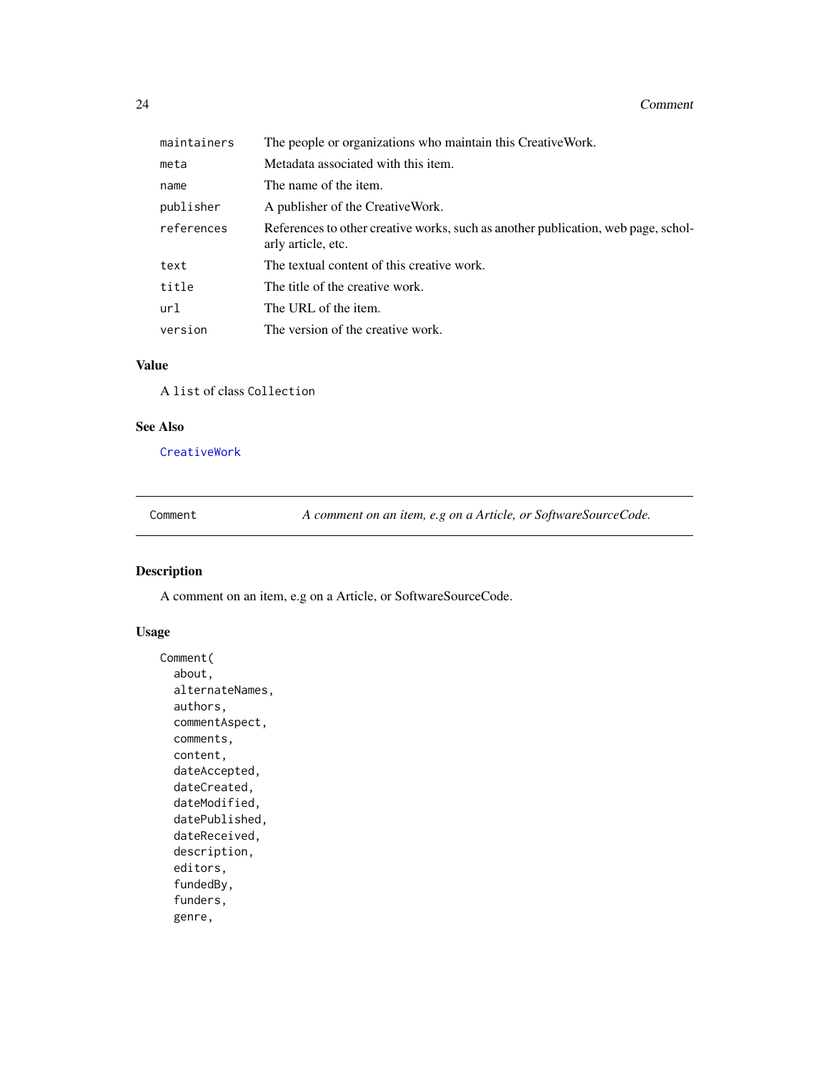| | |
|---|---|
| maintainers | The people or organizations who maintain this CreativeWork. |
| meta | Metadata associated with this item. |
| name | The name of the item. |
| publisher | A publisher of the CreativeWork. |
| references | References to other creative works, such as another publication, web page, scholarly article, etc. |
| text | The textual content of this creative work. |
| title | The title of the creative work. |
| url | The URL of the item. |
| version | The version of the creative work. |

### Value

A list of class Collection

### See Also

CreativeWork

---

## Comment — *A comment on an item, e.g on a Article, or SoftwareSourceCode.*

---

### Description

A comment on an item, e.g on a Article, or SoftwareSourceCode.

### Usage

```
Comment(
  about,
  alternateNames,
  authors,
  commentAspect,
  comments,
  content,
  dateAccepted,
  dateCreated,
  dateModified,
  datePublished,
  dateReceived,
  description,
  editors,
  fundedBy,
  funders,
  genre,
```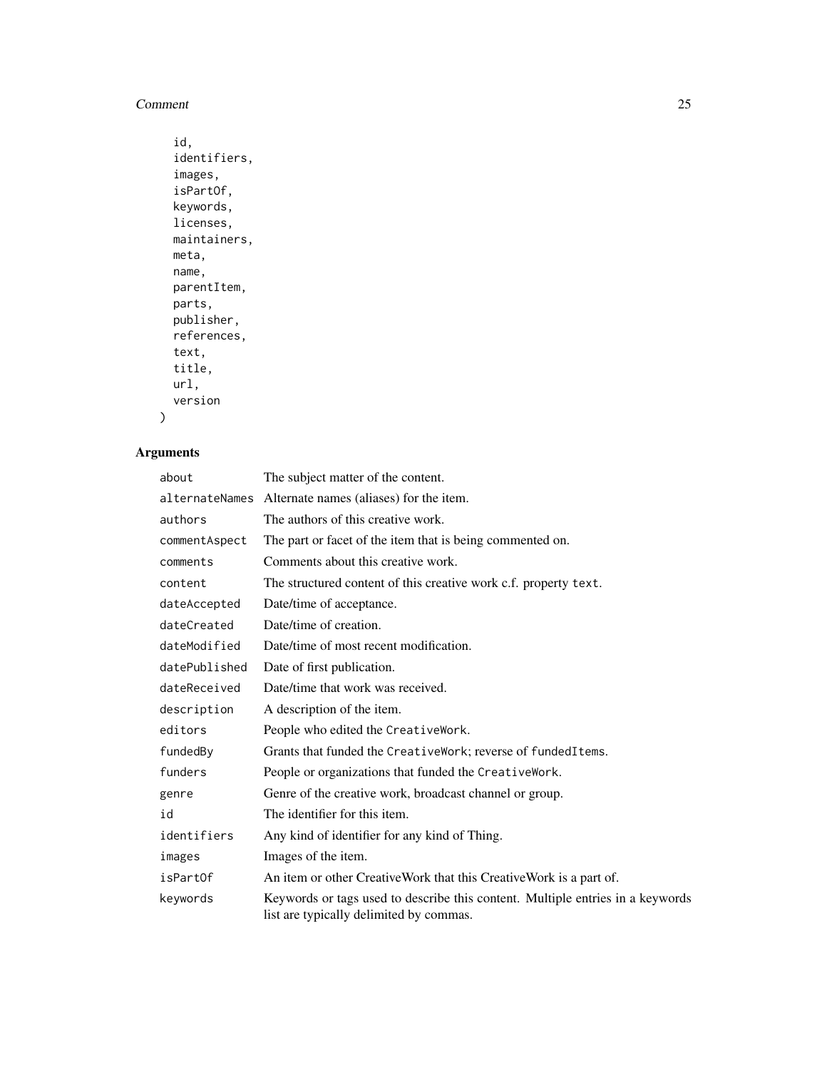```
  id,
  identifiers,
  images,
  isPartOf,
  keywords,
  licenses,
  maintainers,
  meta,
  name,
  parentItem,
  parts,
  publisher,
  references,
  text,
  title,
  url,
  version
)
```

### Arguments

| | |
|---|---|
| `about` | The subject matter of the content. |
| `alternateNames` | Alternate names (aliases) for the item. |
| `authors` | The authors of this creative work. |
| `commentAspect` | The part or facet of the item that is being commented on. |
| `comments` | Comments about this creative work. |
| `content` | The structured content of this creative work c.f. property `text`. |
| `dateAccepted` | Date/time of acceptance. |
| `dateCreated` | Date/time of creation. |
| `dateModified` | Date/time of most recent modification. |
| `datePublished` | Date of first publication. |
| `dateReceived` | Date/time that work was received. |
| `description` | A description of the item. |
| `editors` | People who edited the `CreativeWork`. |
| `fundedBy` | Grants that funded the `CreativeWork`; reverse of `fundedItems`. |
| `funders` | People or organizations that funded the `CreativeWork`. |
| `genre` | Genre of the creative work, broadcast channel or group. |
| `id` | The identifier for this item. |
| `identifiers` | Any kind of identifier for any kind of Thing. |
| `images` | Images of the item. |
| `isPartOf` | An item or other CreativeWork that this CreativeWork is a part of. |
| `keywords` | Keywords or tags used to describe this content. Multiple entries in a keywords list are typically delimited by commas. |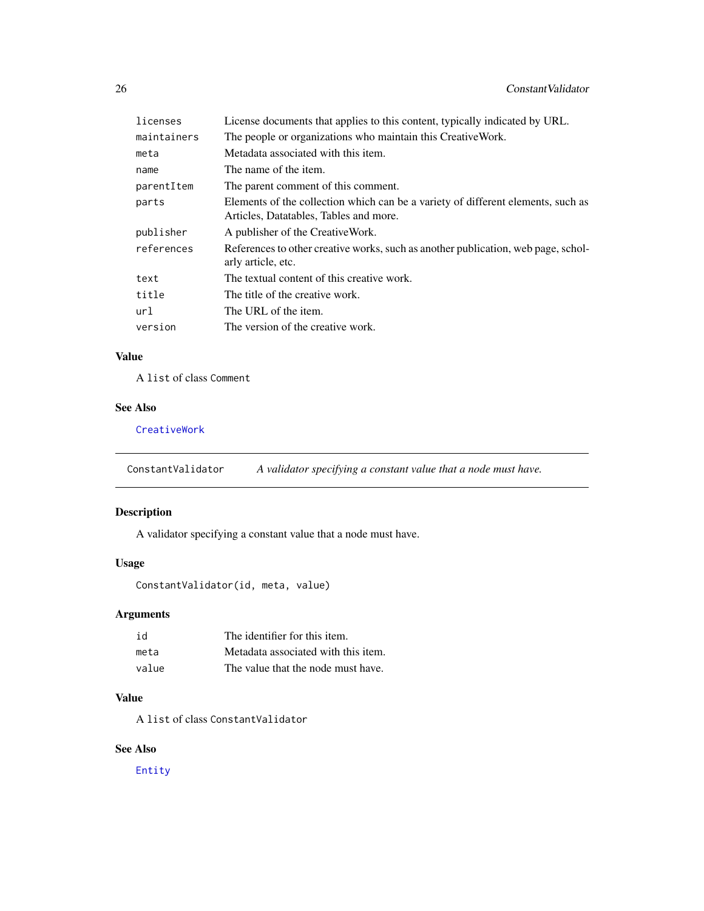| | |
|---|---|
| `licenses` | License documents that applies to this content, typically indicated by URL. |
| `maintainers` | The people or organizations who maintain this CreativeWork. |
| `meta` | Metadata associated with this item. |
| `name` | The name of the item. |
| `parentItem` | The parent comment of this comment. |
| `parts` | Elements of the collection which can be a variety of different elements, such as Articles, Datatables, Tables and more. |
| `publisher` | A publisher of the CreativeWork. |
| `references` | References to other creative works, such as another publication, web page, scholarly article, etc. |
| `text` | The textual content of this creative work. |
| `title` | The title of the creative work. |
| `url` | The URL of the item. |
| `version` | The version of the creative work. |

### Value

A `list` of class `Comment`

### See Also

`CreativeWork`

---

## ConstantValidator — *A validator specifying a constant value that a node must have.*

---

### Description

A validator specifying a constant value that a node must have.

### Usage

```
ConstantValidator(id, meta, value)
```

### Arguments

| | |
|---|---|
| `id` | The identifier for this item. |
| `meta` | Metadata associated with this item. |
| `value` | The value that the node must have. |

### Value

A `list` of class `ConstantValidator`

### See Also

`Entity`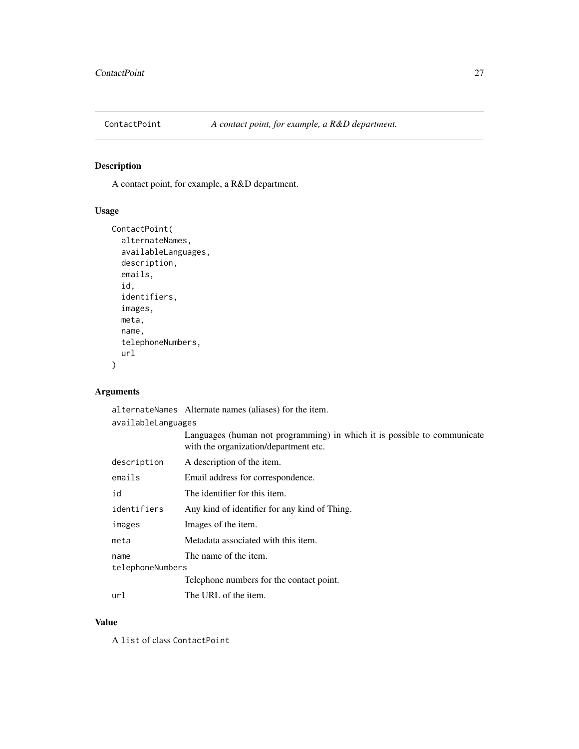## ContactPoint *A contact point, for example, a R&D department.*

### Description

A contact point, for example, a R&D department.

### Usage

```
ContactPoint(
  alternateNames,
  availableLanguages,
  description,
  emails,
  id,
  identifiers,
  images,
  meta,
  name,
  telephoneNumbers,
  url
)
```

### Arguments

| | |
|---|---|
| `alternateNames` | Alternate names (aliases) for the item. |
| `availableLanguages` | Languages (human not programming) in which it is possible to communicate with the organization/department etc. |
| `description` | A description of the item. |
| `emails` | Email address for correspondence. |
| `id` | The identifier for this item. |
| `identifiers` | Any kind of identifier for any kind of Thing. |
| `images` | Images of the item. |
| `meta` | Metadata associated with this item. |
| `name` | The name of the item. |
| `telephoneNumbers` | Telephone numbers for the contact point. |
| `url` | The URL of the item. |

### Value

A `list` of class `ContactPoint`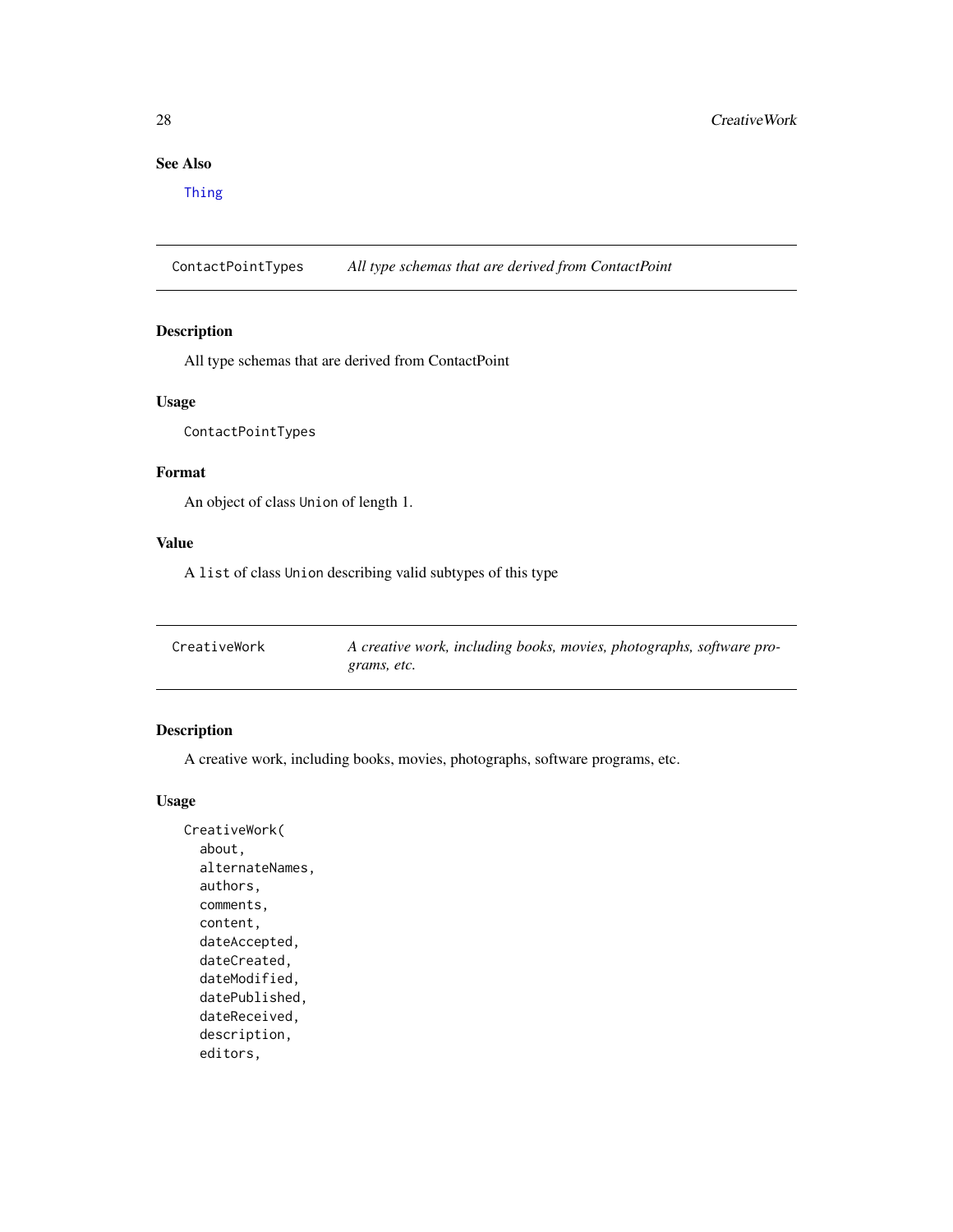## See Also

Thing

---

## ContactPointTypes — *All type schemas that are derived from ContactPoint*

### Description

All type schemas that are derived from ContactPoint

### Usage

```
ContactPointTypes
```

### Format

An object of class `Union` of length 1.

### Value

A `list` of class `Union` describing valid subtypes of this type

---

## CreativeWork — *A creative work, including books, movies, photographs, software programs, etc.*

### Description

A creative work, including books, movies, photographs, software programs, etc.

### Usage

```
CreativeWork(
  about,
  alternateNames,
  authors,
  comments,
  content,
  dateAccepted,
  dateCreated,
  dateModified,
  datePublished,
  dateReceived,
  description,
  editors,
```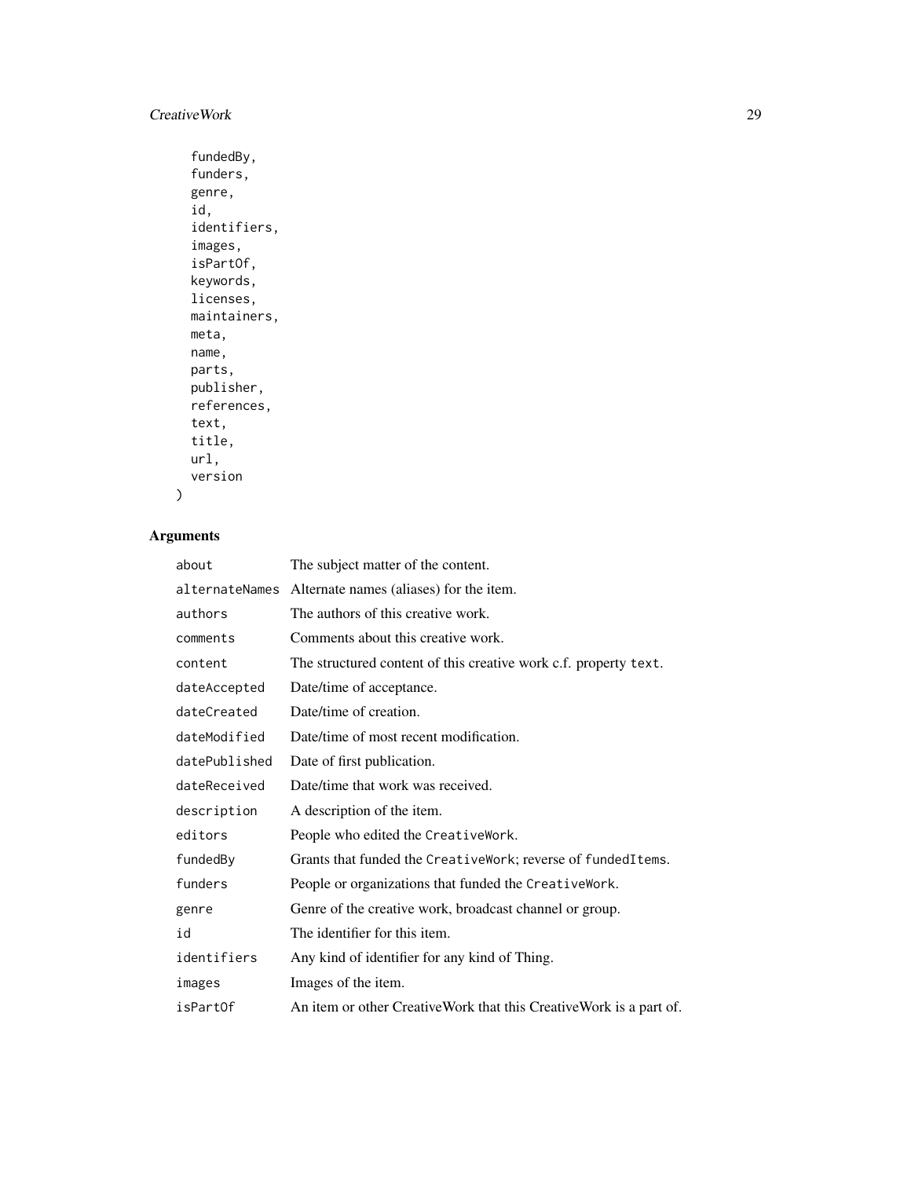```
  fundedBy,
  funders,
  genre,
  id,
  identifiers,
  images,
  isPartOf,
  keywords,
  licenses,
  maintainers,
  meta,
  name,
  parts,
  publisher,
  references,
  text,
  title,
  url,
  version
)
```

## Arguments

| | |
|---|---|
| `about` | The subject matter of the content. |
| `alternateNames` | Alternate names (aliases) for the item. |
| `authors` | The authors of this creative work. |
| `comments` | Comments about this creative work. |
| `content` | The structured content of this creative work c.f. property `text`. |
| `dateAccepted` | Date/time of acceptance. |
| `dateCreated` | Date/time of creation. |
| `dateModified` | Date/time of most recent modification. |
| `datePublished` | Date of first publication. |
| `dateReceived` | Date/time that work was received. |
| `description` | A description of the item. |
| `editors` | People who edited the `CreativeWork`. |
| `fundedBy` | Grants that funded the `CreativeWork`; reverse of `fundedItems`. |
| `funders` | People or organizations that funded the `CreativeWork`. |
| `genre` | Genre of the creative work, broadcast channel or group. |
| `id` | The identifier for this item. |
| `identifiers` | Any kind of identifier for any kind of Thing. |
| `images` | Images of the item. |
| `isPartOf` | An item or other CreativeWork that this CreativeWork is a part of. |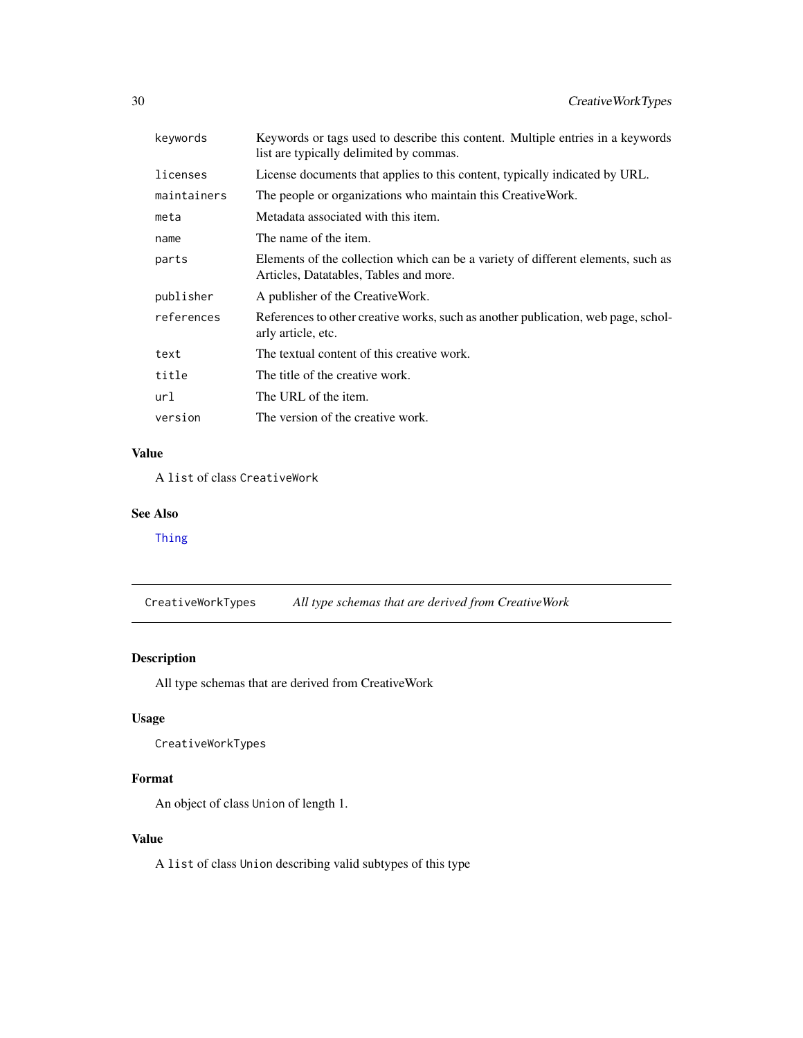| | |
|---|---|
| keywords | Keywords or tags used to describe this content. Multiple entries in a keywords list are typically delimited by commas. |
| licenses | License documents that applies to this content, typically indicated by URL. |
| maintainers | The people or organizations who maintain this CreativeWork. |
| meta | Metadata associated with this item. |
| name | The name of the item. |
| parts | Elements of the collection which can be a variety of different elements, such as Articles, Datatables, Tables and more. |
| publisher | A publisher of the CreativeWork. |
| references | References to other creative works, such as another publication, web page, scholarly article, etc. |
| text | The textual content of this creative work. |
| title | The title of the creative work. |
| url | The URL of the item. |
| version | The version of the creative work. |

### Value

A `list` of class `CreativeWork`

### See Also

Thing

---

## CreativeWorkTypes *All type schemas that are derived from CreativeWork*

### Description

All type schemas that are derived from CreativeWork

### Usage

```
CreativeWorkTypes
```

### Format

An object of class `Union` of length 1.

### Value

A `list` of class `Union` describing valid subtypes of this type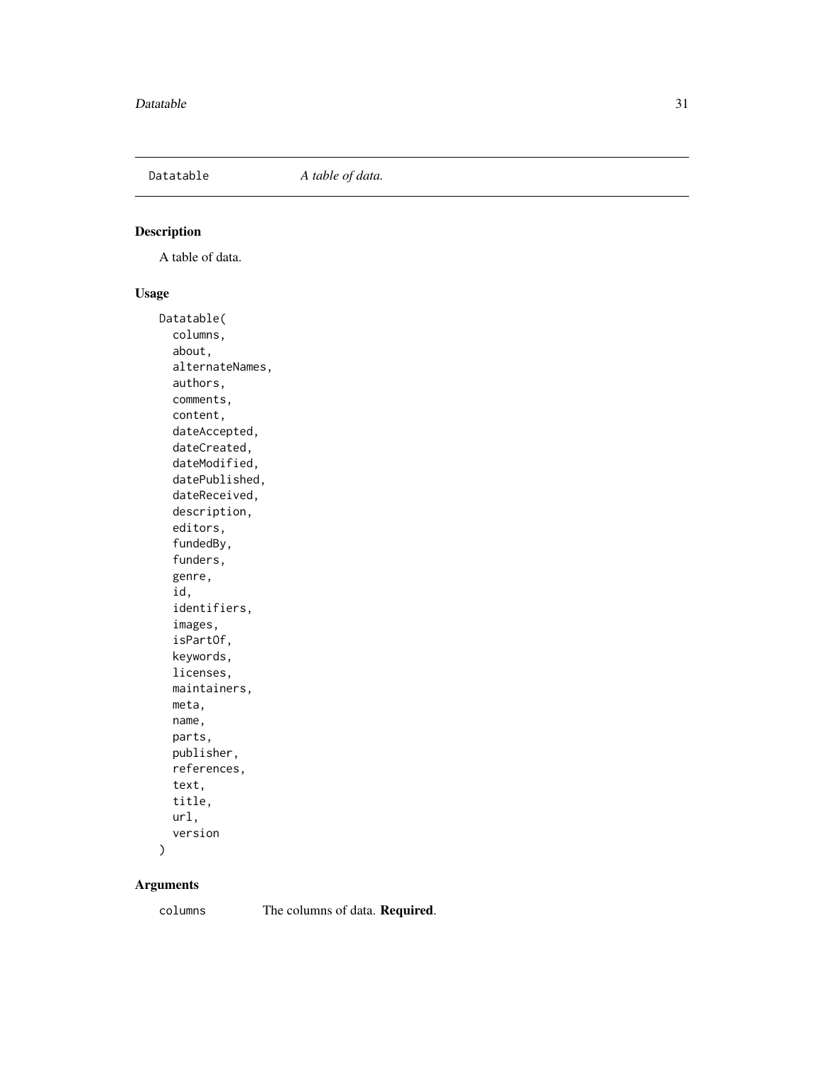Datatable *A table of data.*

## Description

A table of data.

## Usage

```
Datatable(
  columns,
  about,
  alternateNames,
  authors,
  comments,
  content,
  dateAccepted,
  dateCreated,
  dateModified,
  datePublished,
  dateReceived,
  description,
  editors,
  fundedBy,
  funders,
  genre,
  id,
  identifiers,
  images,
  isPartOf,
  keywords,
  licenses,
  maintainers,
  meta,
  name,
  parts,
  publisher,
  references,
  text,
  title,
  url,
  version
)
```

## Arguments

| | |
|---|---|
| columns | The columns of data. **Required**. |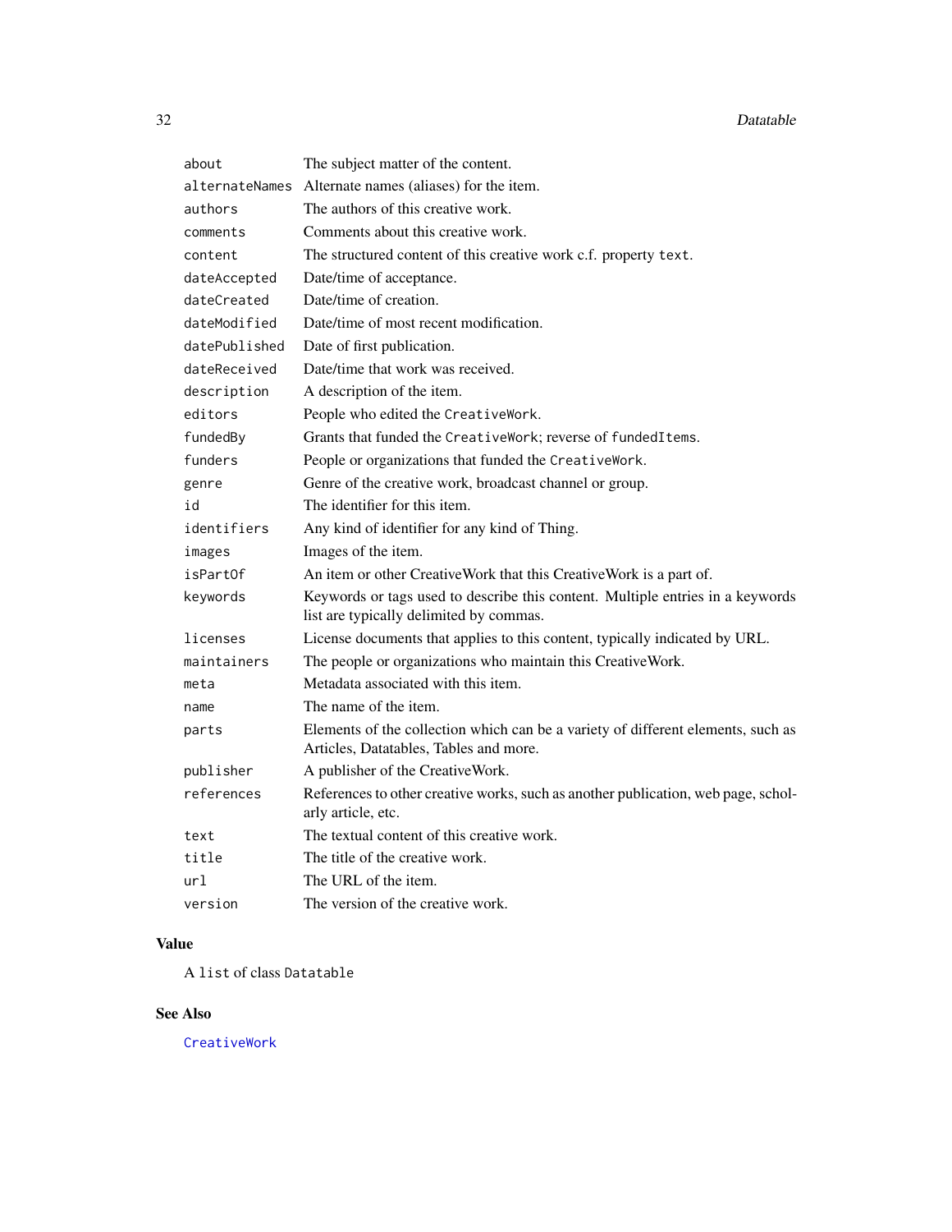| | |
|---|---|
| `about` | The subject matter of the content. |
| `alternateNames` | Alternate names (aliases) for the item. |
| `authors` | The authors of this creative work. |
| `comments` | Comments about this creative work. |
| `content` | The structured content of this creative work c.f. property `text`. |
| `dateAccepted` | Date/time of acceptance. |
| `dateCreated` | Date/time of creation. |
| `dateModified` | Date/time of most recent modification. |
| `datePublished` | Date of first publication. |
| `dateReceived` | Date/time that work was received. |
| `description` | A description of the item. |
| `editors` | People who edited the `CreativeWork`. |
| `fundedBy` | Grants that funded the `CreativeWork`; reverse of `fundedItems`. |
| `funders` | People or organizations that funded the `CreativeWork`. |
| `genre` | Genre of the creative work, broadcast channel or group. |
| `id` | The identifier for this item. |
| `identifiers` | Any kind of identifier for any kind of Thing. |
| `images` | Images of the item. |
| `isPartOf` | An item or other CreativeWork that this CreativeWork is a part of. |
| `keywords` | Keywords or tags used to describe this content. Multiple entries in a keywords list are typically delimited by commas. |
| `licenses` | License documents that applies to this content, typically indicated by URL. |
| `maintainers` | The people or organizations who maintain this CreativeWork. |
| `meta` | Metadata associated with this item. |
| `name` | The name of the item. |
| `parts` | Elements of the collection which can be a variety of different elements, such as Articles, Datatables, Tables and more. |
| `publisher` | A publisher of the CreativeWork. |
| `references` | References to other creative works, such as another publication, web page, scholarly article, etc. |
| `text` | The textual content of this creative work. |
| `title` | The title of the creative work. |
| `url` | The URL of the item. |
| `version` | The version of the creative work. |

## Value

A `list` of class `Datatable`

## See Also

`CreativeWork`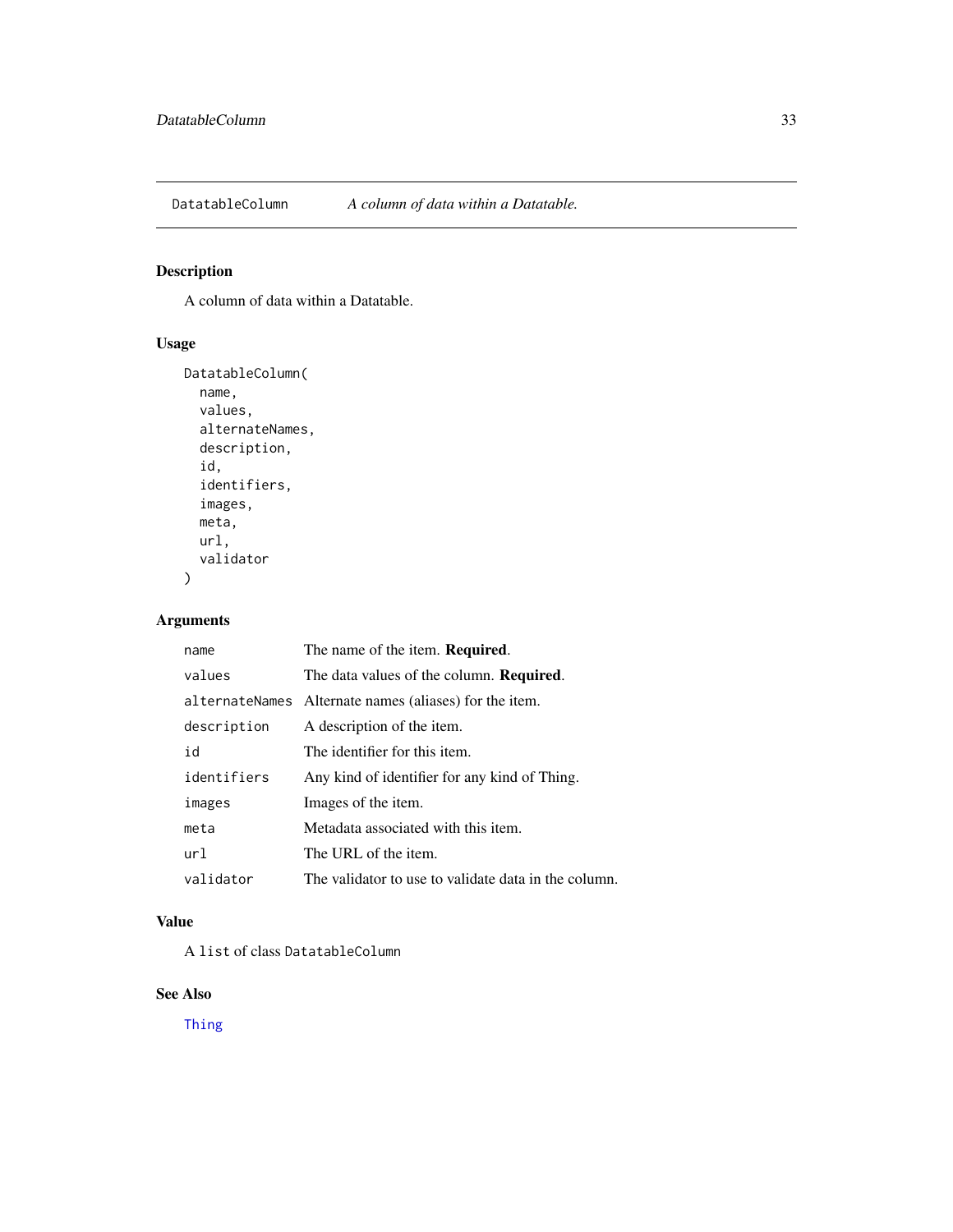# DatatableColumn — *A column of data within a Datatable.*

## Description

A column of data within a Datatable.

## Usage

```
DatatableColumn(
  name,
  values,
  alternateNames,
  description,
  id,
  identifiers,
  images,
  meta,
  url,
  validator
)
```

## Arguments

| Argument | Description |
|---|---|
| `name` | The name of the item. **Required**. |
| `values` | The data values of the column. **Required**. |
| `alternateNames` | Alternate names (aliases) for the item. |
| `description` | A description of the item. |
| `id` | The identifier for this item. |
| `identifiers` | Any kind of identifier for any kind of Thing. |
| `images` | Images of the item. |
| `meta` | Metadata associated with this item. |
| `url` | The URL of the item. |
| `validator` | The validator to use to validate data in the column. |

## Value

A `list` of class `DatatableColumn`

## See Also

`Thing`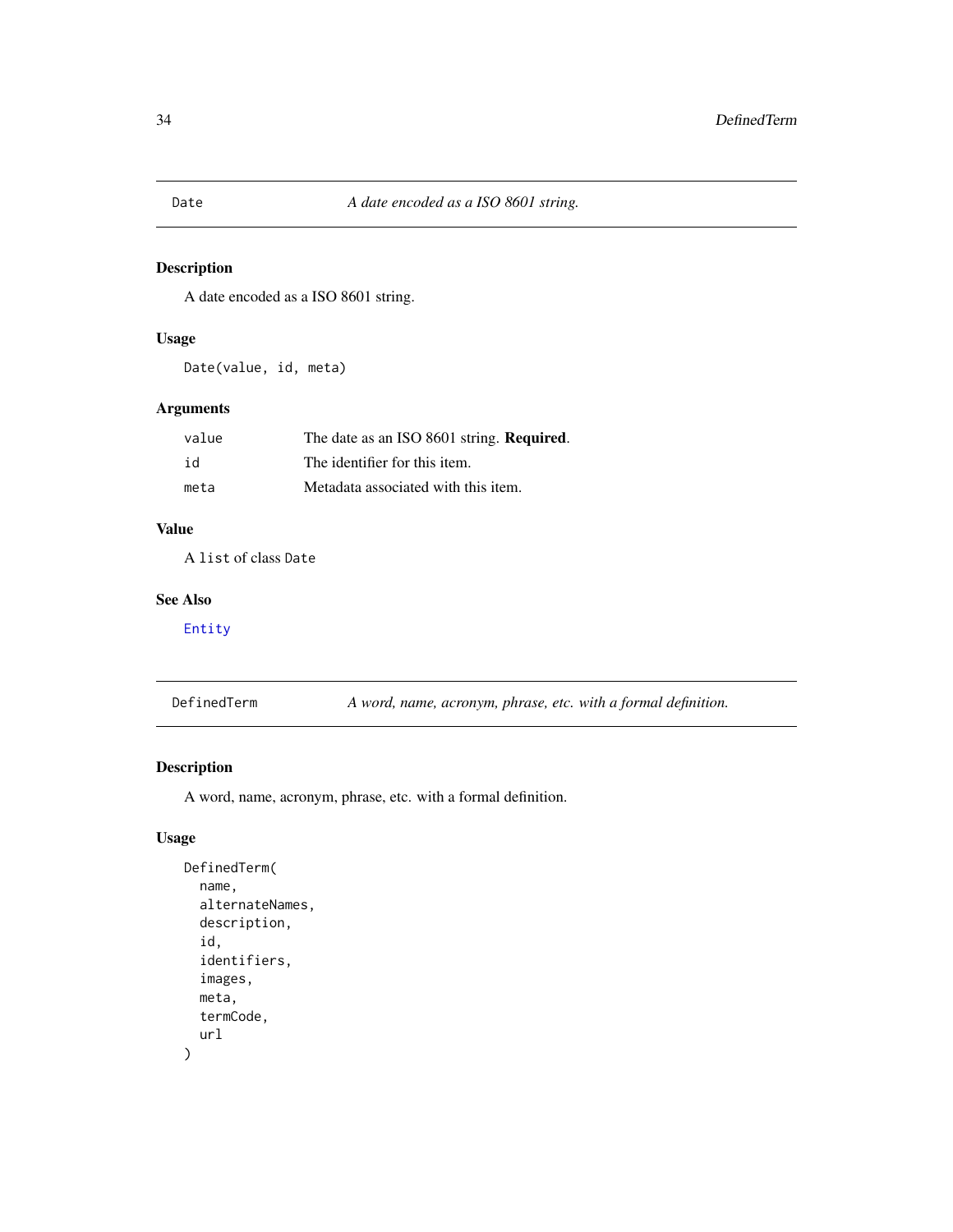## Date — *A date encoded as a ISO 8601 string.*

### Description

A date encoded as a ISO 8601 string.

### Usage

```
Date(value, id, meta)
```

### Arguments

| | |
|---|---|
| `value` | The date as an ISO 8601 string. **Required**. |
| `id` | The identifier for this item. |
| `meta` | Metadata associated with this item. |

### Value

A `list` of class `Date`

### See Also

`Entity`

## DefinedTerm — *A word, name, acronym, phrase, etc. with a formal definition.*

### Description

A word, name, acronym, phrase, etc. with a formal definition.

### Usage

```
DefinedTerm(
  name,
  alternateNames,
  description,
  id,
  identifiers,
  images,
  meta,
  termCode,
  url
)
```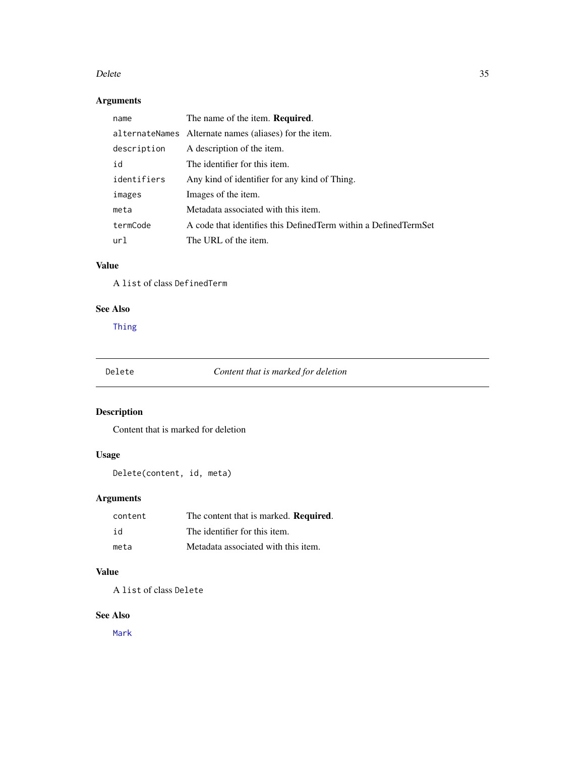### Arguments

| | |
|---|---|
| `name` | The name of the item. **Required**. |
| `alternateNames` | Alternate names (aliases) for the item. |
| `description` | A description of the item. |
| `id` | The identifier for this item. |
| `identifiers` | Any kind of identifier for any kind of Thing. |
| `images` | Images of the item. |
| `meta` | Metadata associated with this item. |
| `termCode` | A code that identifies this DefinedTerm within a DefinedTermSet |
| `url` | The URL of the item. |

### Value

A `list` of class `DefinedTerm`

### See Also

`Thing`

---

## `Delete` — *Content that is marked for deletion*

---

### Description

Content that is marked for deletion

### Usage

```
Delete(content, id, meta)
```

### Arguments

| | |
|---|---|
| `content` | The content that is marked. **Required**. |
| `id` | The identifier for this item. |
| `meta` | Metadata associated with this item. |

### Value

A `list` of class `Delete`

### See Also

`Mark`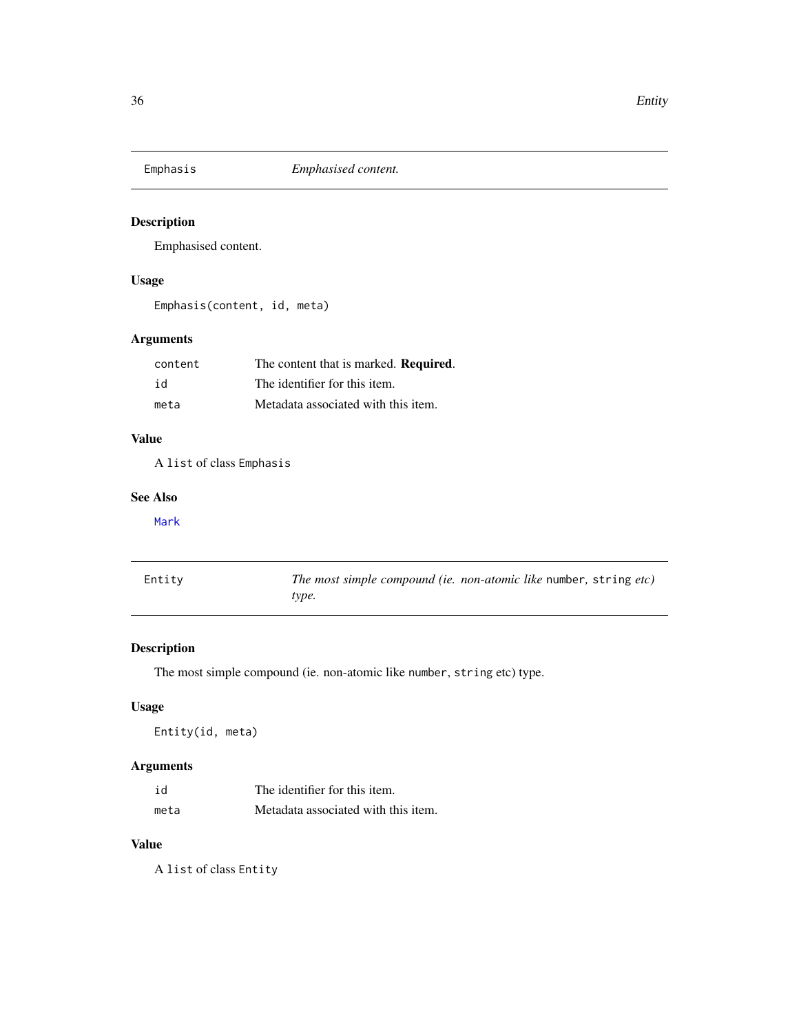## Emphasis — *Emphasised content.*

### Description

Emphasised content.

### Usage

```
Emphasis(content, id, meta)
```

### Arguments

| | |
|---|---|
| content | The content that is marked. **Required**. |
| id | The identifier for this item. |
| meta | Metadata associated with this item. |

### Value

A `list` of class `Emphasis`

### See Also

`Mark`

## Entity — *The most simple compound (ie. non-atomic like `number`, `string` etc) type.*

### Description

The most simple compound (ie. non-atomic like `number`, `string` etc) type.

### Usage

```
Entity(id, meta)
```

### Arguments

| | |
|---|---|
| id | The identifier for this item. |
| meta | Metadata associated with this item. |

### Value

A `list` of class `Entity`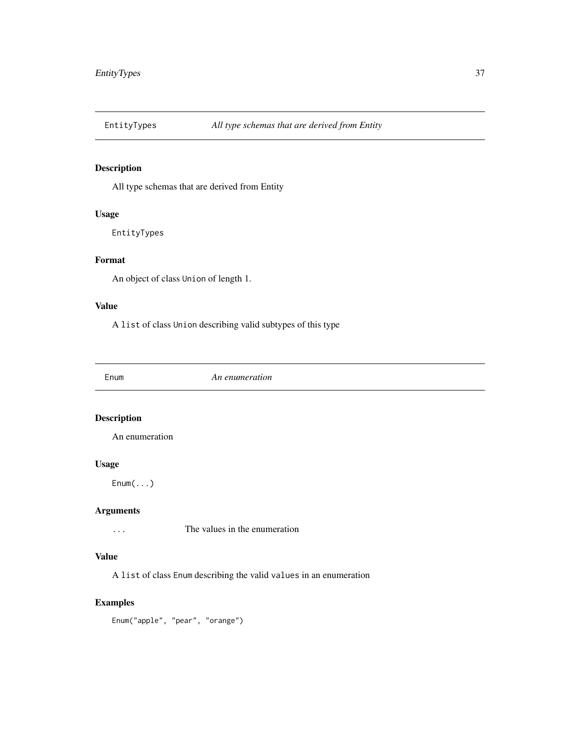## EntityTypes — *All type schemas that are derived from Entity*

### Description

All type schemas that are derived from Entity

### Usage

```
EntityTypes
```

### Format

An object of class Union of length 1.

### Value

A list of class Union describing valid subtypes of this type

## Enum — *An enumeration*

### Description

An enumeration

### Usage

```
Enum(...)
```

### Arguments

| | |
|---|---|
| ... | The values in the enumeration |

### Value

A list of class Enum describing the valid values in an enumeration

### Examples

```
Enum("apple", "pear", "orange")
```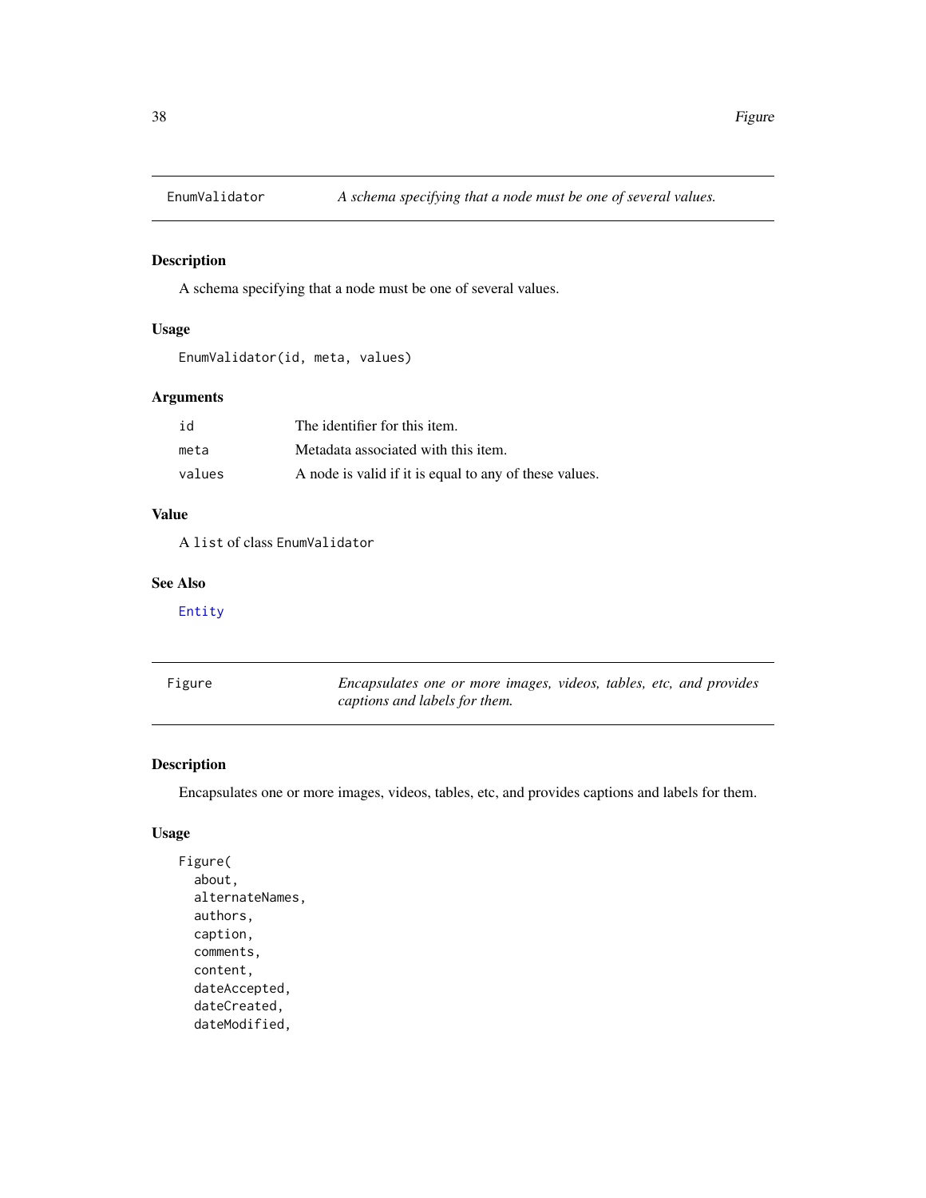## EnumValidator — *A schema specifying that a node must be one of several values.*

### Description

A schema specifying that a node must be one of several values.

### Usage

```
EnumValidator(id, meta, values)
```

### Arguments

| | |
|---|---|
| id | The identifier for this item. |
| meta | Metadata associated with this item. |
| values | A node is valid if it is equal to any of these values. |

### Value

A `list` of class `EnumValidator`

### See Also

`Entity`

## Figure — *Encapsulates one or more images, videos, tables, etc, and provides captions and labels for them.*

### Description

Encapsulates one or more images, videos, tables, etc, and provides captions and labels for them.

### Usage

```
Figure(
  about,
  alternateNames,
  authors,
  caption,
  comments,
  content,
  dateAccepted,
  dateCreated,
  dateModified,
```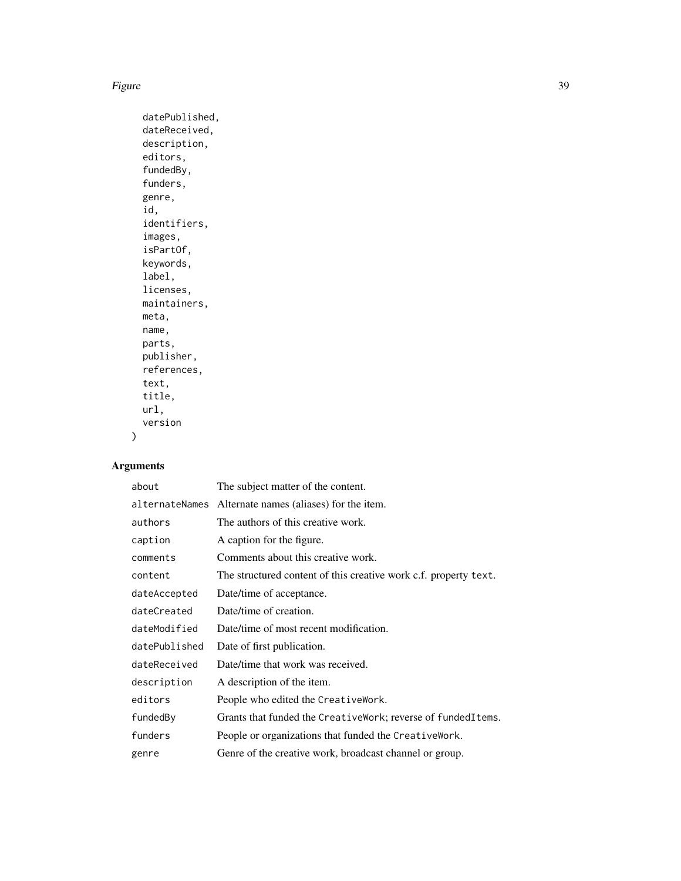```
  datePublished,
  dateReceived,
  description,
  editors,
  fundedBy,
  funders,
  genre,
  id,
  identifiers,
  images,
  isPartOf,
  keywords,
  label,
  licenses,
  maintainers,
  meta,
  name,
  parts,
  publisher,
  references,
  text,
  title,
  url,
  version
)
```

## Arguments

| | |
|---|---|
| `about` | The subject matter of the content. |
| `alternateNames` | Alternate names (aliases) for the item. |
| `authors` | The authors of this creative work. |
| `caption` | A caption for the figure. |
| `comments` | Comments about this creative work. |
| `content` | The structured content of this creative work c.f. property `text`. |
| `dateAccepted` | Date/time of acceptance. |
| `dateCreated` | Date/time of creation. |
| `dateModified` | Date/time of most recent modification. |
| `datePublished` | Date of first publication. |
| `dateReceived` | Date/time that work was received. |
| `description` | A description of the item. |
| `editors` | People who edited the `CreativeWork`. |
| `fundedBy` | Grants that funded the `CreativeWork`; reverse of `fundedItems`. |
| `funders` | People or organizations that funded the `CreativeWork`. |
| `genre` | Genre of the creative work, broadcast channel or group. |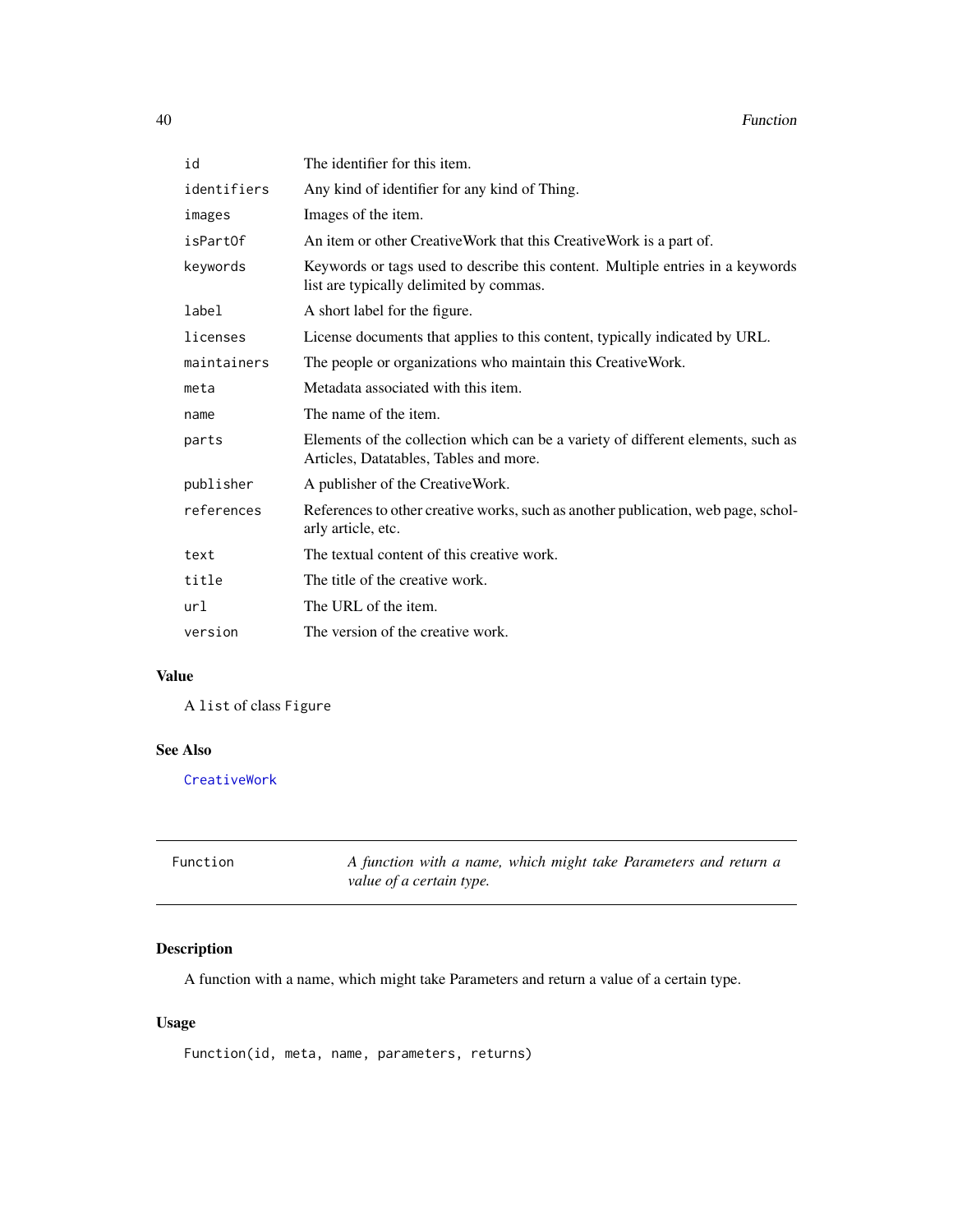| | |
|---|---|
| `id` | The identifier for this item. |
| `identifiers` | Any kind of identifier for any kind of Thing. |
| `images` | Images of the item. |
| `isPartOf` | An item or other CreativeWork that this CreativeWork is a part of. |
| `keywords` | Keywords or tags used to describe this content. Multiple entries in a keywords list are typically delimited by commas. |
| `label` | A short label for the figure. |
| `licenses` | License documents that applies to this content, typically indicated by URL. |
| `maintainers` | The people or organizations who maintain this CreativeWork. |
| `meta` | Metadata associated with this item. |
| `name` | The name of the item. |
| `parts` | Elements of the collection which can be a variety of different elements, such as Articles, Datatables, Tables and more. |
| `publisher` | A publisher of the CreativeWork. |
| `references` | References to other creative works, such as another publication, web page, scholarly article, etc. |
| `text` | The textual content of this creative work. |
| `title` | The title of the creative work. |
| `url` | The URL of the item. |
| `version` | The version of the creative work. |

### Value

A `list` of class `Figure`

### See Also

`CreativeWork`

---

## Function — *A function with a name, which might take Parameters and return a value of a certain type.*

---

### Description

A function with a name, which might take Parameters and return a value of a certain type.

### Usage

```
Function(id, meta, name, parameters, returns)
```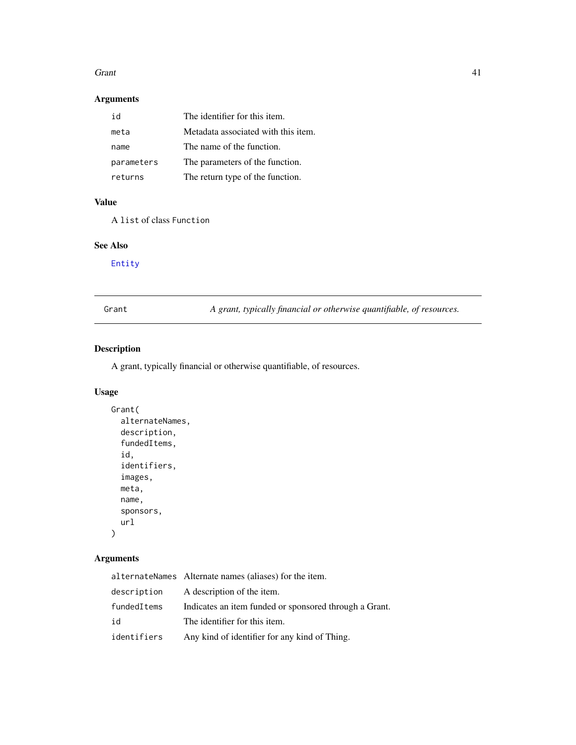### Arguments

| | |
|---|---|
| `id` | The identifier for this item. |
| `meta` | Metadata associated with this item. |
| `name` | The name of the function. |
| `parameters` | The parameters of the function. |
| `returns` | The return type of the function. |

### Value

A `list` of class `Function`

### See Also

`Entity`

---

## Grant — *A grant, typically financial or otherwise quantifiable, of resources.*

---

### Description

A grant, typically financial or otherwise quantifiable, of resources.

### Usage

```
Grant(
  alternateNames,
  description,
  fundedItems,
  id,
  identifiers,
  images,
  meta,
  name,
  sponsors,
  url
)
```

### Arguments

| | |
|---|---|
| `alternateNames` | Alternate names (aliases) for the item. |
| `description` | A description of the item. |
| `fundedItems` | Indicates an item funded or sponsored through a Grant. |
| `id` | The identifier for this item. |
| `identifiers` | Any kind of identifier for any kind of Thing. |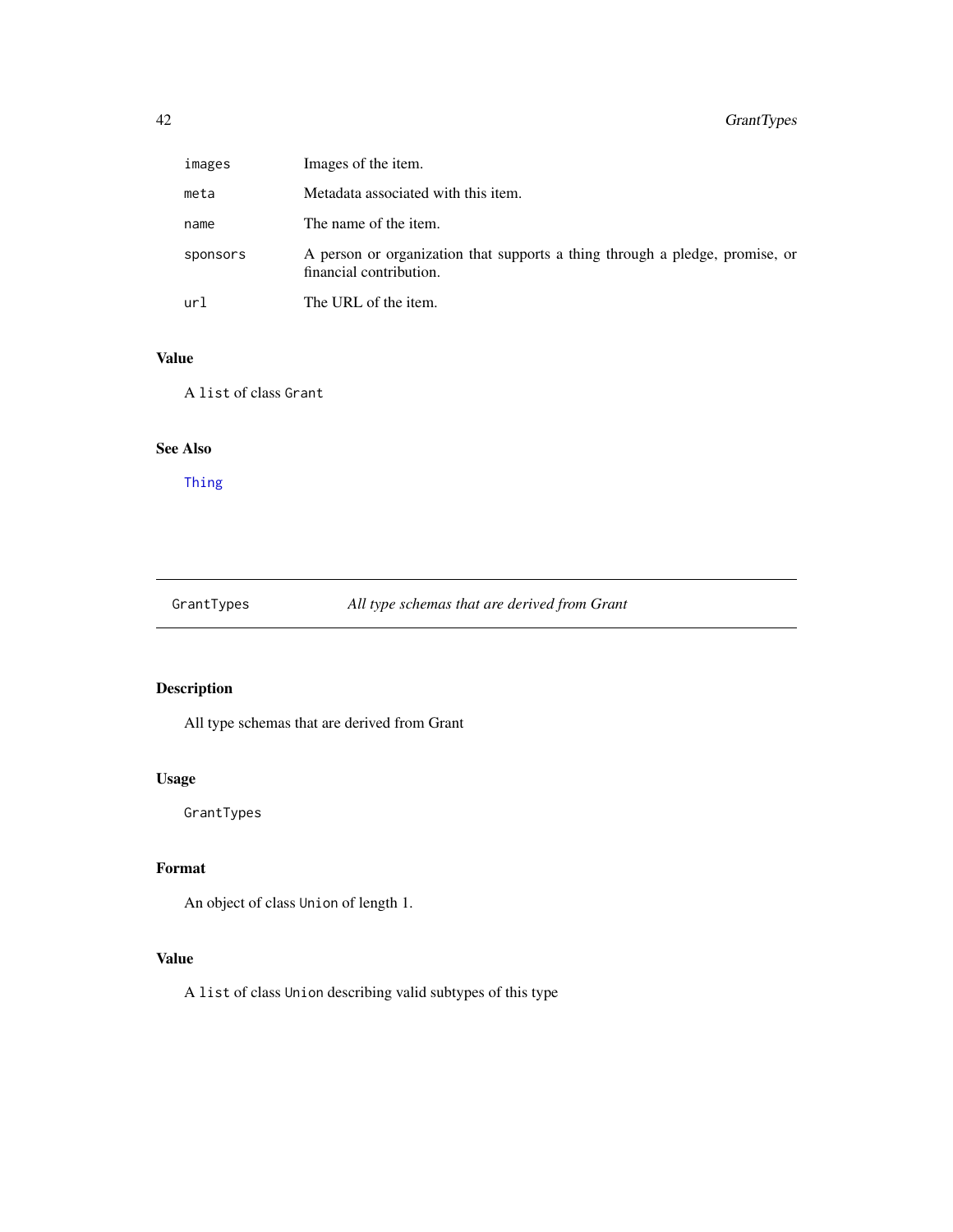| | |
|---|---|
| `images` | Images of the item. |
| `meta` | Metadata associated with this item. |
| `name` | The name of the item. |
| `sponsors` | A person or organization that supports a thing through a pledge, promise, or financial contribution. |
| `url` | The URL of the item. |

## Value

A `list` of class `Grant`

## See Also

`Thing`

---

`GrantTypes` *All type schemas that are derived from Grant*

---

## Description

All type schemas that are derived from Grant

## Usage

```
GrantTypes
```

## Format

An object of class `Union` of length 1.

## Value

A `list` of class `Union` describing valid subtypes of this type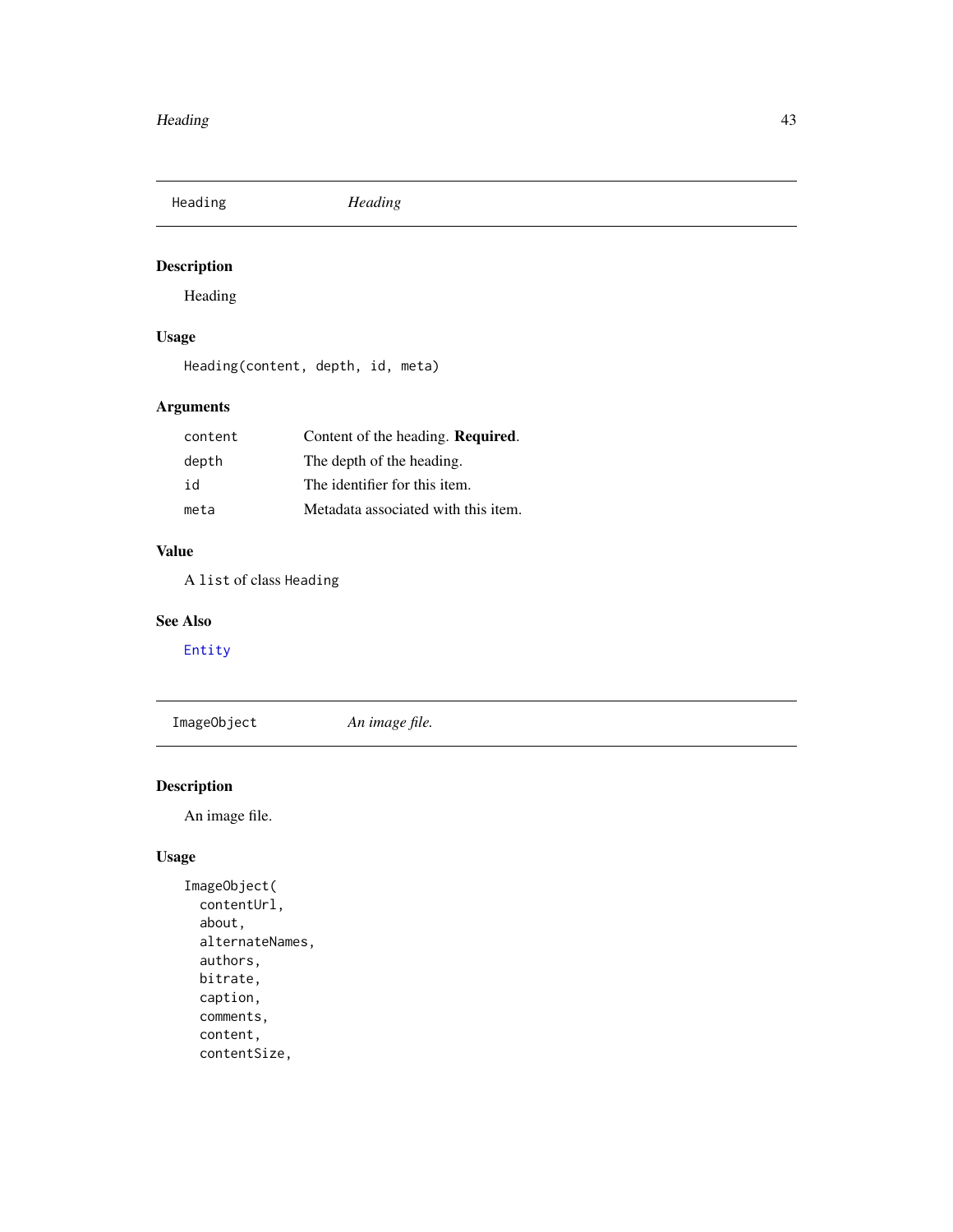## Heading — *Heading*

### Description

Heading

### Usage

```
Heading(content, depth, id, meta)
```

### Arguments

| | |
|---|---|
| `content` | Content of the heading. **Required**. |
| `depth` | The depth of the heading. |
| `id` | The identifier for this item. |
| `meta` | Metadata associated with this item. |

### Value

A `list` of class `Heading`

### See Also

`Entity`

## ImageObject — *An image file.*

### Description

An image file.

### Usage

```
ImageObject(
  contentUrl,
  about,
  alternateNames,
  authors,
  bitrate,
  caption,
  comments,
  content,
  contentSize,
```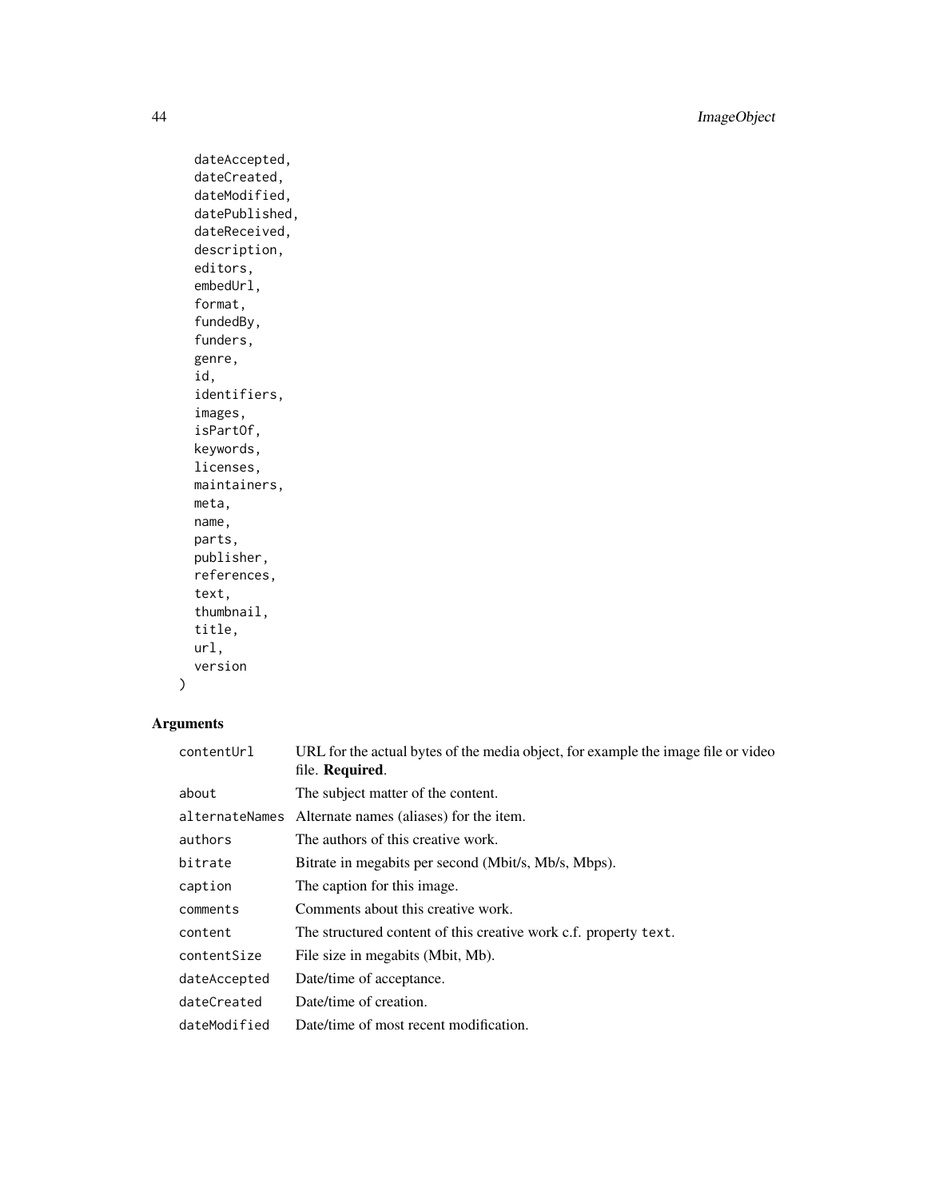```
  dateAccepted,
  dateCreated,
  dateModified,
  datePublished,
  dateReceived,
  description,
  editors,
  embedUrl,
  format,
  fundedBy,
  funders,
  genre,
  id,
  identifiers,
  images,
  isPartOf,
  keywords,
  licenses,
  maintainers,
  meta,
  name,
  parts,
  publisher,
  references,
  text,
  thumbnail,
  title,
  url,
  version
)
```

## Arguments

| | |
|---|---|
| `contentUrl` | URL for the actual bytes of the media object, for example the image file or video file. **Required**. |
| `about` | The subject matter of the content. |
| `alternateNames` | Alternate names (aliases) for the item. |
| `authors` | The authors of this creative work. |
| `bitrate` | Bitrate in megabits per second (Mbit/s, Mb/s, Mbps). |
| `caption` | The caption for this image. |
| `comments` | Comments about this creative work. |
| `content` | The structured content of this creative work c.f. property `text`. |
| `contentSize` | File size in megabits (Mbit, Mb). |
| `dateAccepted` | Date/time of acceptance. |
| `dateCreated` | Date/time of creation. |
| `dateModified` | Date/time of most recent modification. |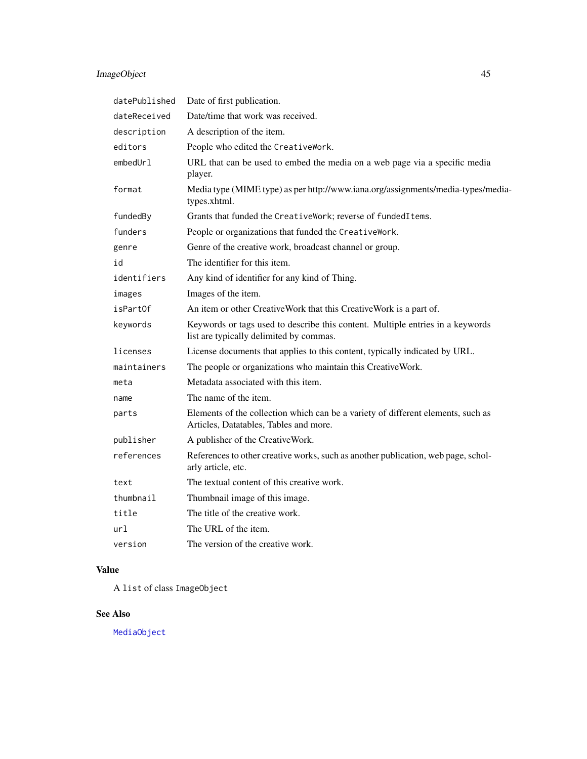| | |
|---|---|
| `datePublished` | Date of first publication. |
| `dateReceived` | Date/time that work was received. |
| `description` | A description of the item. |
| `editors` | People who edited the `CreativeWork`. |
| `embedUrl` | URL that can be used to embed the media on a web page via a specific media player. |
| `format` | Media type (MIME type) as per http://www.iana.org/assignments/media-types/media-types.xhtml. |
| `fundedBy` | Grants that funded the `CreativeWork`; reverse of `fundedItems`. |
| `funders` | People or organizations that funded the `CreativeWork`. |
| `genre` | Genre of the creative work, broadcast channel or group. |
| `id` | The identifier for this item. |
| `identifiers` | Any kind of identifier for any kind of Thing. |
| `images` | Images of the item. |
| `isPartOf` | An item or other CreativeWork that this CreativeWork is a part of. |
| `keywords` | Keywords or tags used to describe this content. Multiple entries in a keywords list are typically delimited by commas. |
| `licenses` | License documents that applies to this content, typically indicated by URL. |
| `maintainers` | The people or organizations who maintain this CreativeWork. |
| `meta` | Metadata associated with this item. |
| `name` | The name of the item. |
| `parts` | Elements of the collection which can be a variety of different elements, such as Articles, Datatables, Tables and more. |
| `publisher` | A publisher of the CreativeWork. |
| `references` | References to other creative works, such as another publication, web page, scholarly article, etc. |
| `text` | The textual content of this creative work. |
| `thumbnail` | Thumbnail image of this image. |
| `title` | The title of the creative work. |
| `url` | The URL of the item. |
| `version` | The version of the creative work. |

## Value

A `list` of class `ImageObject`

## See Also

`MediaObject`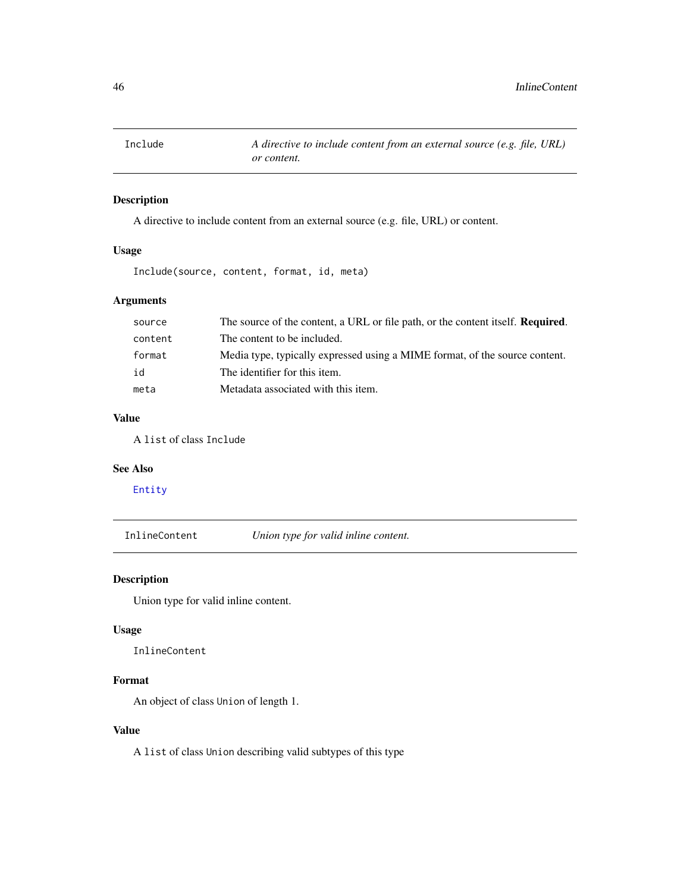## Include — *A directive to include content from an external source (e.g. file, URL) or content.*

### Description

A directive to include content from an external source (e.g. file, URL) or content.

### Usage

```
Include(source, content, format, id, meta)
```

### Arguments

| | |
|---|---|
| `source` | The source of the content, a URL or file path, or the content itself. **Required**. |
| `content` | The content to be included. |
| `format` | Media type, typically expressed using a MIME format, of the source content. |
| `id` | The identifier for this item. |
| `meta` | Metadata associated with this item. |

### Value

A `list` of class `Include`

### See Also

`Entity`

## InlineContent — *Union type for valid inline content.*

### Description

Union type for valid inline content.

### Usage

```
InlineContent
```

### Format

An object of class `Union` of length 1.

### Value

A `list` of class `Union` describing valid subtypes of this type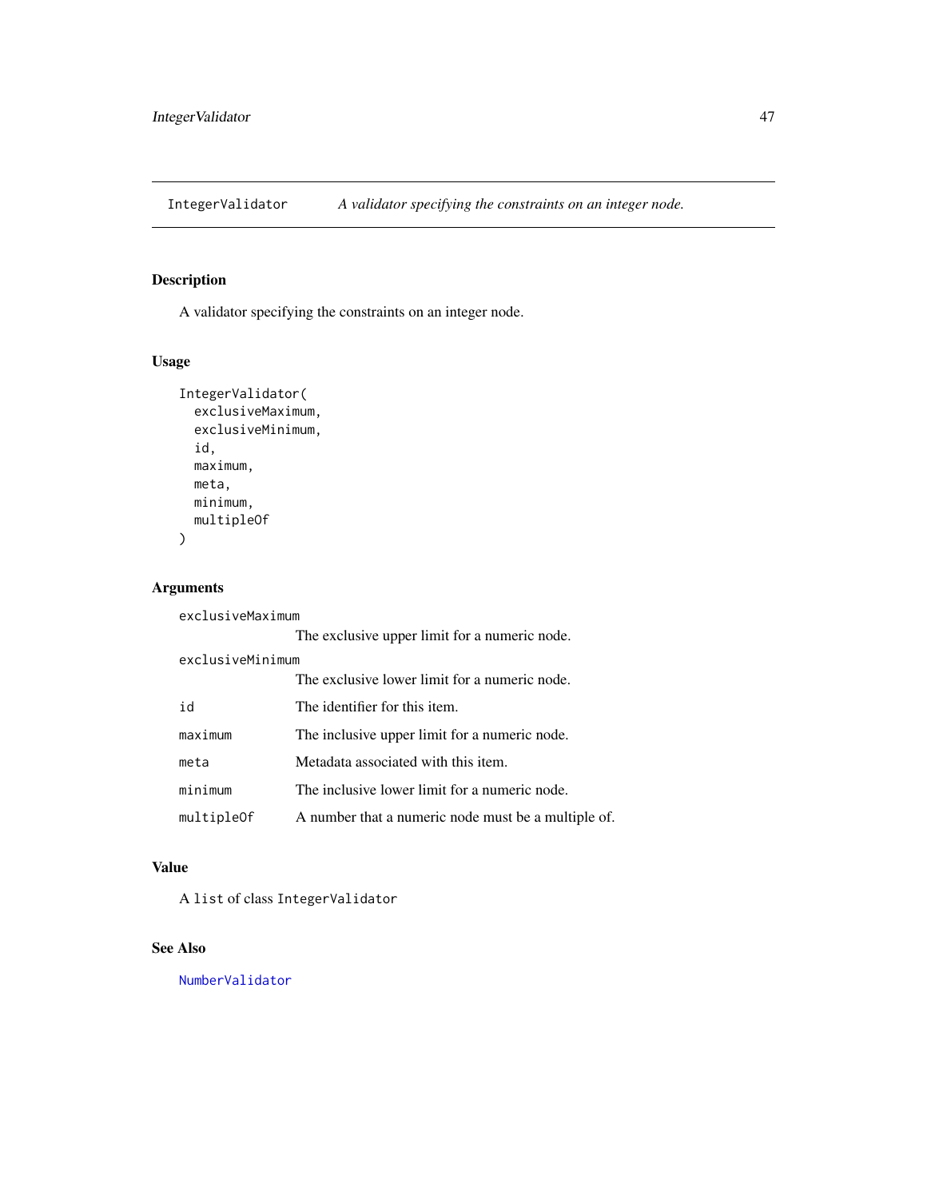## IntegerValidator — *A validator specifying the constraints on an integer node.*

### Description

A validator specifying the constraints on an integer node.

### Usage

```
IntegerValidator(
  exclusiveMaximum,
  exclusiveMinimum,
  id,
  maximum,
  meta,
  minimum,
  multipleOf
)
```

### Arguments

| | |
|---|---|
| `exclusiveMaximum` | The exclusive upper limit for a numeric node. |
| `exclusiveMinimum` | The exclusive lower limit for a numeric node. |
| `id` | The identifier for this item. |
| `maximum` | The inclusive upper limit for a numeric node. |
| `meta` | Metadata associated with this item. |
| `minimum` | The inclusive lower limit for a numeric node. |
| `multipleOf` | A number that a numeric node must be a multiple of. |

### Value

A `list` of class `IntegerValidator`

### See Also

`NumberValidator`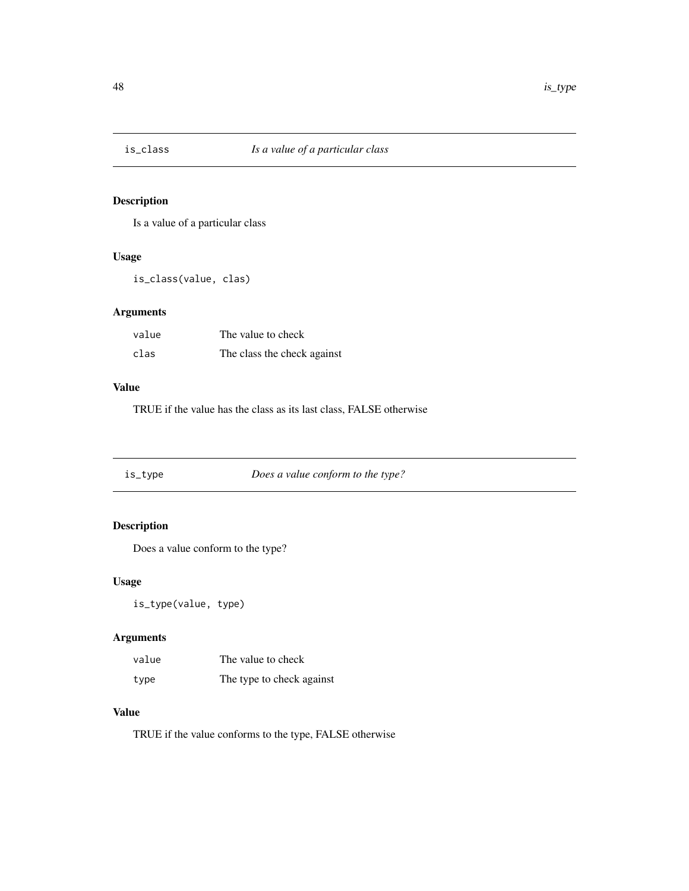## is_class — *Is a value of a particular class*

### Description

Is a value of a particular class

### Usage

```
is_class(value, clas)
```

### Arguments

| | |
|---|---|
| value | The value to check |
| clas | The class the check against |

### Value

TRUE if the value has the class as its last class, FALSE otherwise

## is_type — *Does a value conform to the type?*

### Description

Does a value conform to the type?

### Usage

```
is_type(value, type)
```

### Arguments

| | |
|---|---|
| value | The value to check |
| type | The type to check against |

### Value

TRUE if the value conforms to the type, FALSE otherwise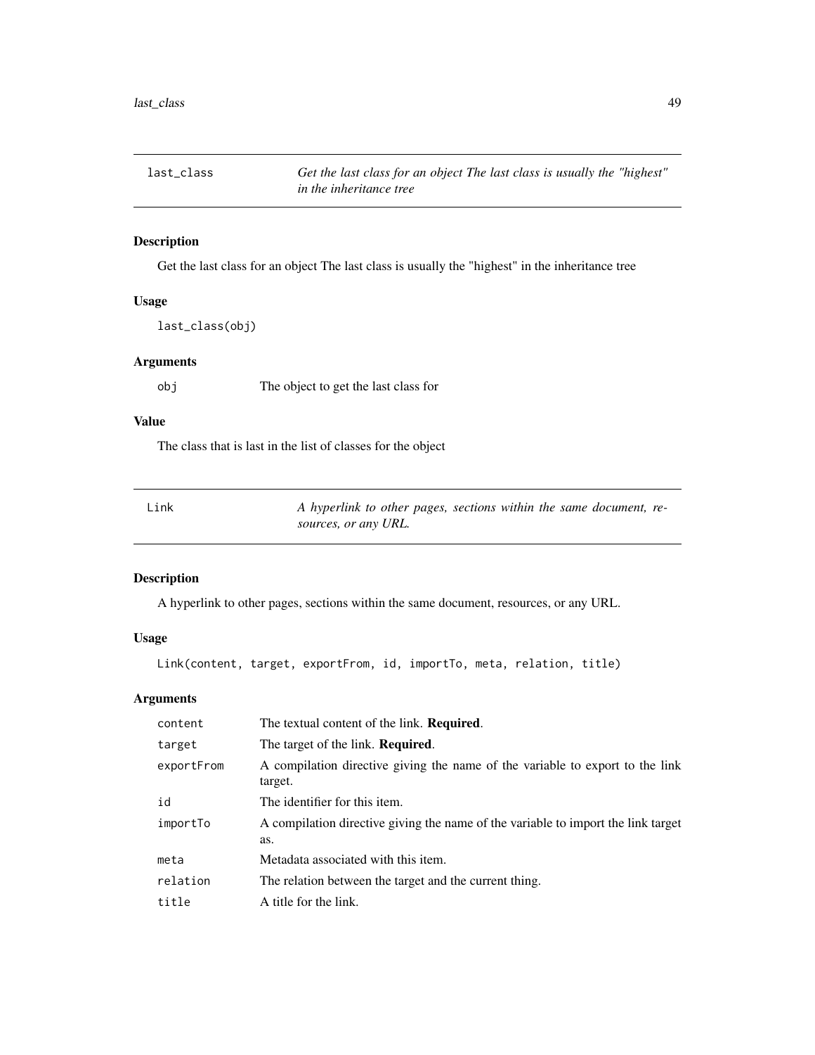## last_class — *Get the last class for an object The last class is usually the "highest" in the inheritance tree*

### Description

Get the last class for an object The last class is usually the "highest" in the inheritance tree

### Usage

```
last_class(obj)
```

### Arguments

| | |
|---|---|
| obj | The object to get the last class for |

### Value

The class that is last in the list of classes for the object

## Link — *A hyperlink to other pages, sections within the same document, resources, or any URL.*

### Description

A hyperlink to other pages, sections within the same document, resources, or any URL.

### Usage

```
Link(content, target, exportFrom, id, importTo, meta, relation, title)
```

### Arguments

| | |
|---|---|
| content | The textual content of the link. **Required**. |
| target | The target of the link. **Required**. |
| exportFrom | A compilation directive giving the name of the variable to export to the link target. |
| id | The identifier for this item. |
| importTo | A compilation directive giving the name of the variable to import the link target as. |
| meta | Metadata associated with this item. |
| relation | The relation between the target and the current thing. |
| title | A title for the link. |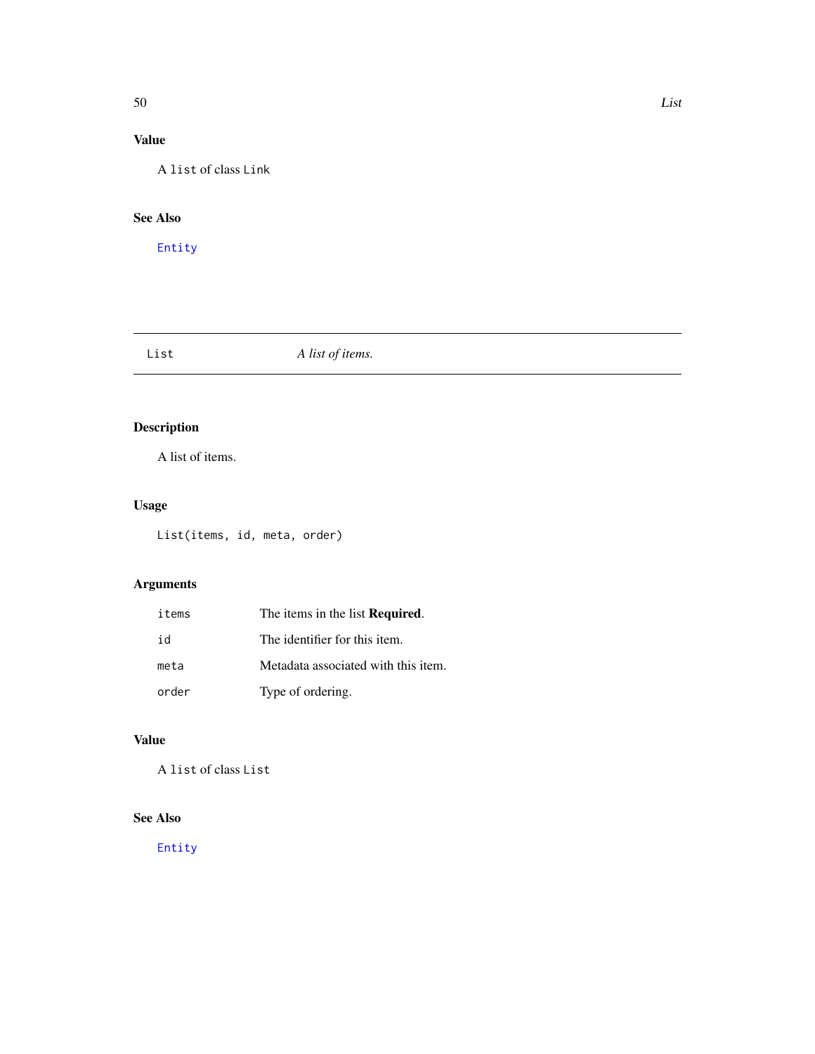### Value

A `list` of class `Link`

### See Also

`Entity`

---

## List — *A list of items.*

---

### Description

A list of items.

### Usage

```
List(items, id, meta, order)
```

### Arguments

| | |
|---|---|
| `items` | The items in the list **Required**. |
| `id` | The identifier for this item. |
| `meta` | Metadata associated with this item. |
| `order` | Type of ordering. |

### Value

A `list` of class `List`

### See Also

`Entity`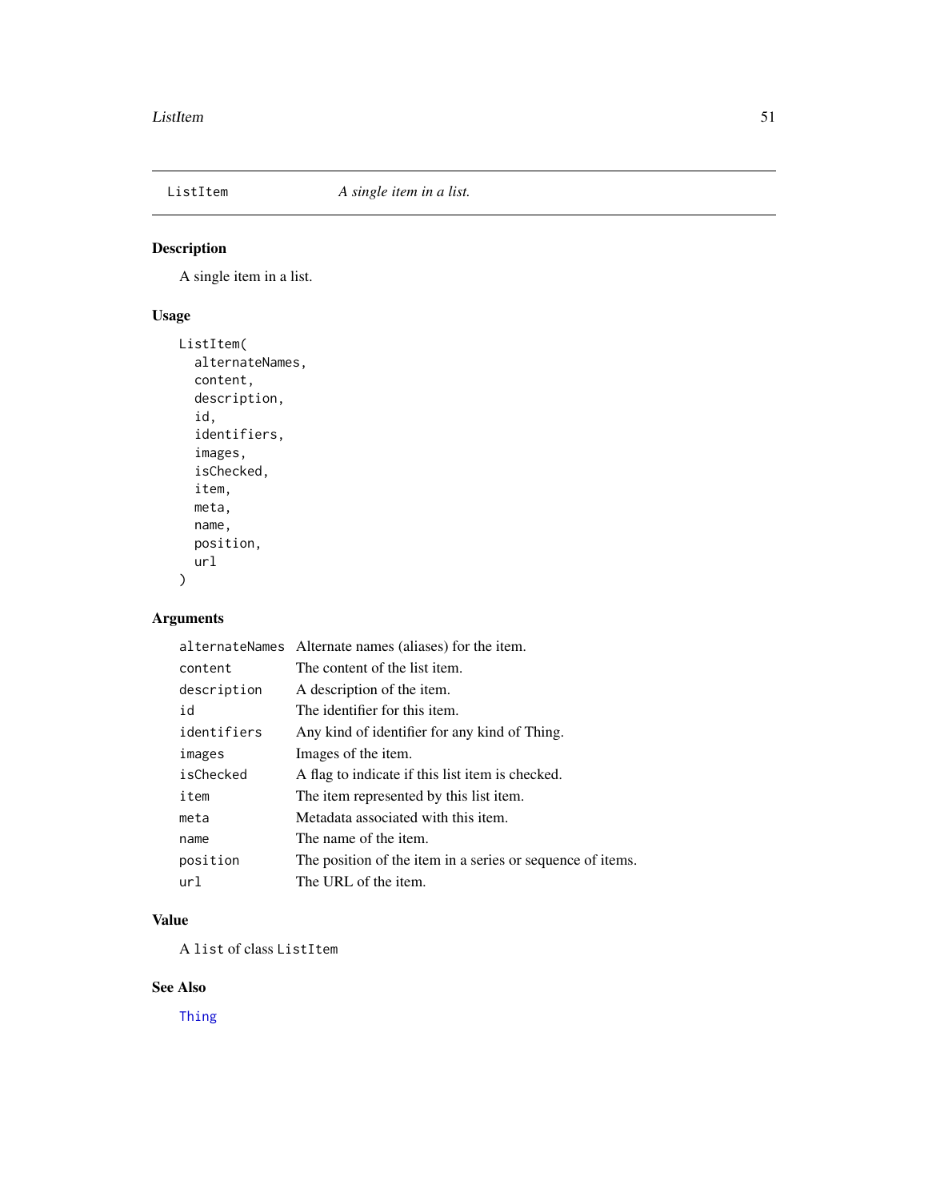## ListItem — *A single item in a list.*

### Description

A single item in a list.

### Usage

```
ListItem(
  alternateNames,
  content,
  description,
  id,
  identifiers,
  images,
  isChecked,
  item,
  meta,
  name,
  position,
  url
)
```

### Arguments

| | |
|---|---|
| `alternateNames` | Alternate names (aliases) for the item. |
| `content` | The content of the list item. |
| `description` | A description of the item. |
| `id` | The identifier for this item. |
| `identifiers` | Any kind of identifier for any kind of Thing. |
| `images` | Images of the item. |
| `isChecked` | A flag to indicate if this list item is checked. |
| `item` | The item represented by this list item. |
| `meta` | Metadata associated with this item. |
| `name` | The name of the item. |
| `position` | The position of the item in a series or sequence of items. |
| `url` | The URL of the item. |

### Value

A `list` of class `ListItem`

### See Also

`Thing`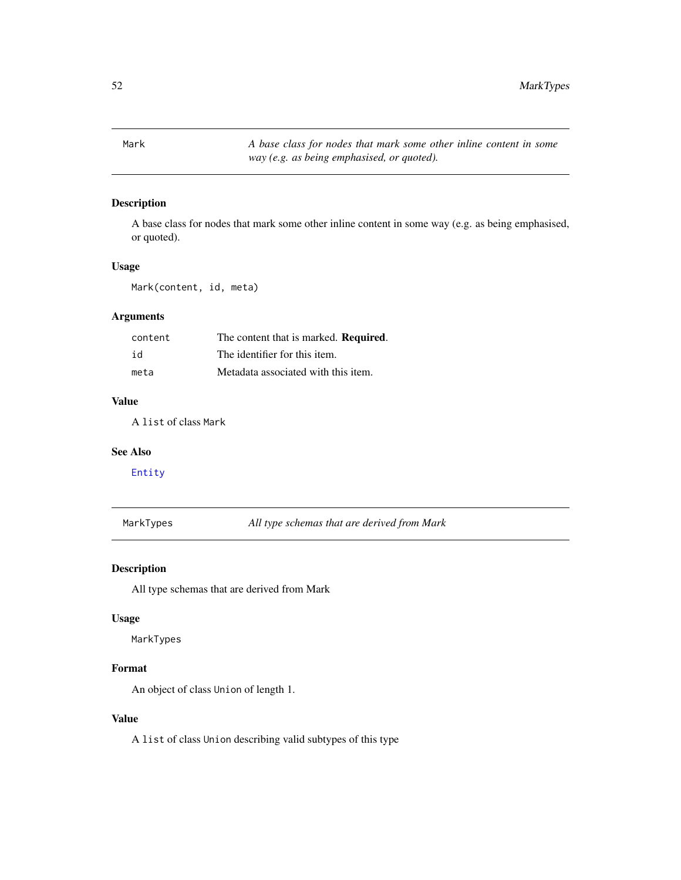## Mark — *A base class for nodes that mark some other inline content in some way (e.g. as being emphasised, or quoted).*

### Description

A base class for nodes that mark some other inline content in some way (e.g. as being emphasised, or quoted).

### Usage

```
Mark(content, id, meta)
```

### Arguments

| | |
|---|---|
| `content` | The content that is marked. **Required**. |
| `id` | The identifier for this item. |
| `meta` | Metadata associated with this item. |

### Value

A `list` of class `Mark`

### See Also

`Entity`

## MarkTypes — *All type schemas that are derived from Mark*

### Description

All type schemas that are derived from Mark

### Usage

```
MarkTypes
```

### Format

An object of class `Union` of length 1.

### Value

A `list` of class `Union` describing valid subtypes of this type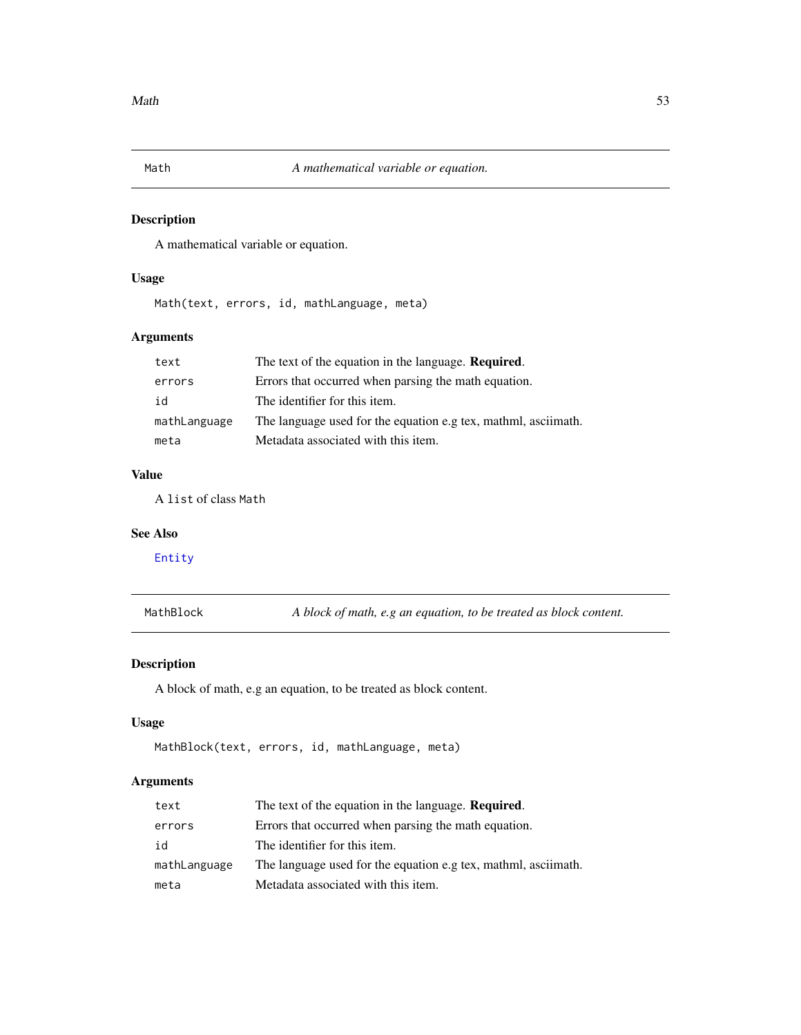## Math — *A mathematical variable or equation.*

### Description

A mathematical variable or equation.

### Usage

```
Math(text, errors, id, mathLanguage, meta)
```

### Arguments

| | |
|---|---|
| `text` | The text of the equation in the language. **Required**. |
| `errors` | Errors that occurred when parsing the math equation. |
| `id` | The identifier for this item. |
| `mathLanguage` | The language used for the equation e.g tex, mathml, asciimath. |
| `meta` | Metadata associated with this item. |

### Value

A `list` of class `Math`

### See Also

`Entity`

## MathBlock — *A block of math, e.g an equation, to be treated as block content.*

### Description

A block of math, e.g an equation, to be treated as block content.

### Usage

```
MathBlock(text, errors, id, mathLanguage, meta)
```

### Arguments

| | |
|---|---|
| `text` | The text of the equation in the language. **Required**. |
| `errors` | Errors that occurred when parsing the math equation. |
| `id` | The identifier for this item. |
| `mathLanguage` | The language used for the equation e.g tex, mathml, asciimath. |
| `meta` | Metadata associated with this item. |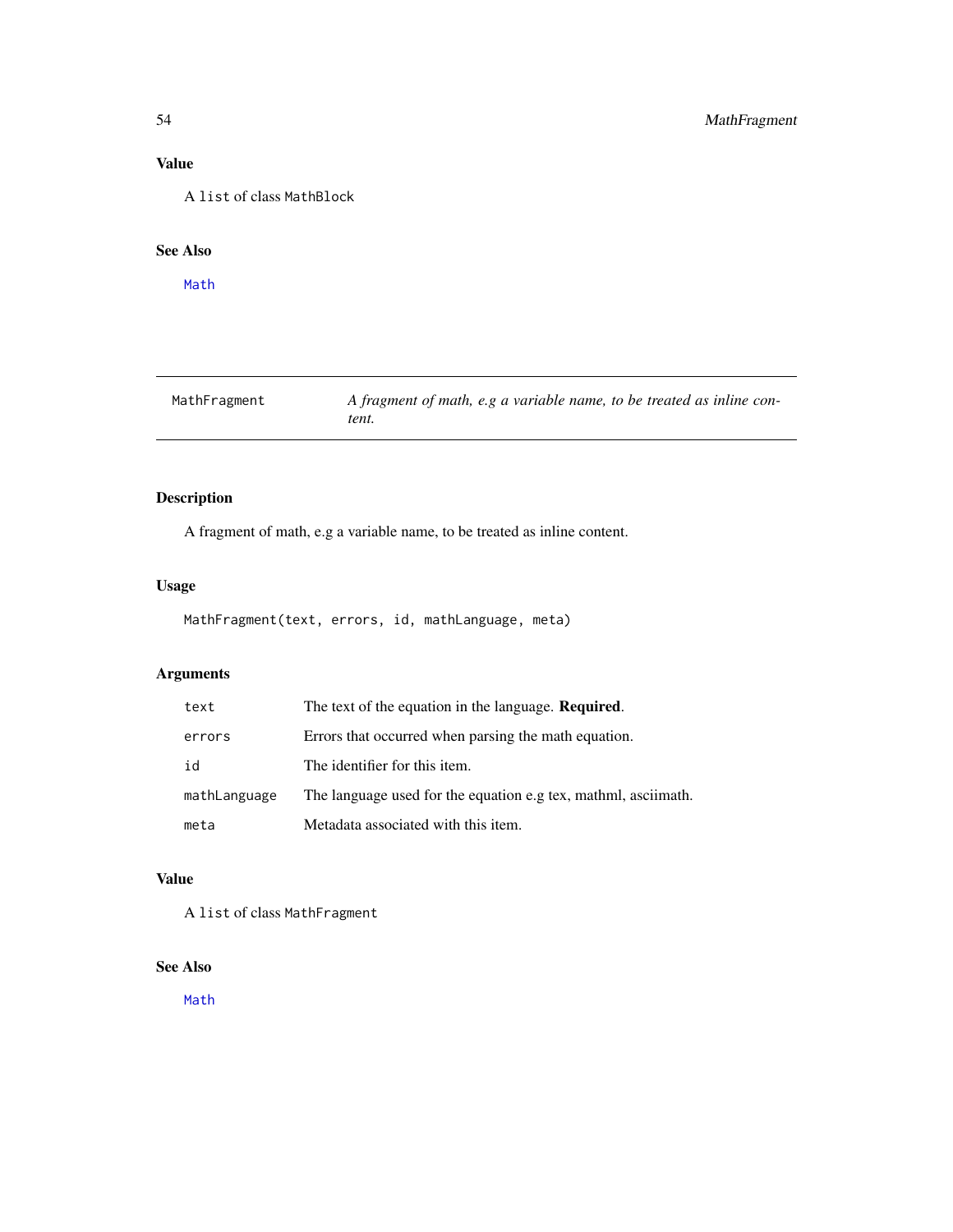## Value

A `list` of class `MathBlock`

## See Also

`Math`

---

| `MathFragment` | *A fragment of math, e.g a variable name, to be treated as inline content.* |
|---|---|

## Description

A fragment of math, e.g a variable name, to be treated as inline content.

## Usage

```
MathFragment(text, errors, id, mathLanguage, meta)
```

## Arguments

| | |
|---|---|
| `text` | The text of the equation in the language. **Required**. |
| `errors` | Errors that occurred when parsing the math equation. |
| `id` | The identifier for this item. |
| `mathLanguage` | The language used for the equation e.g tex, mathml, asciimath. |
| `meta` | Metadata associated with this item. |

## Value

A `list` of class `MathFragment`

## See Also

`Math`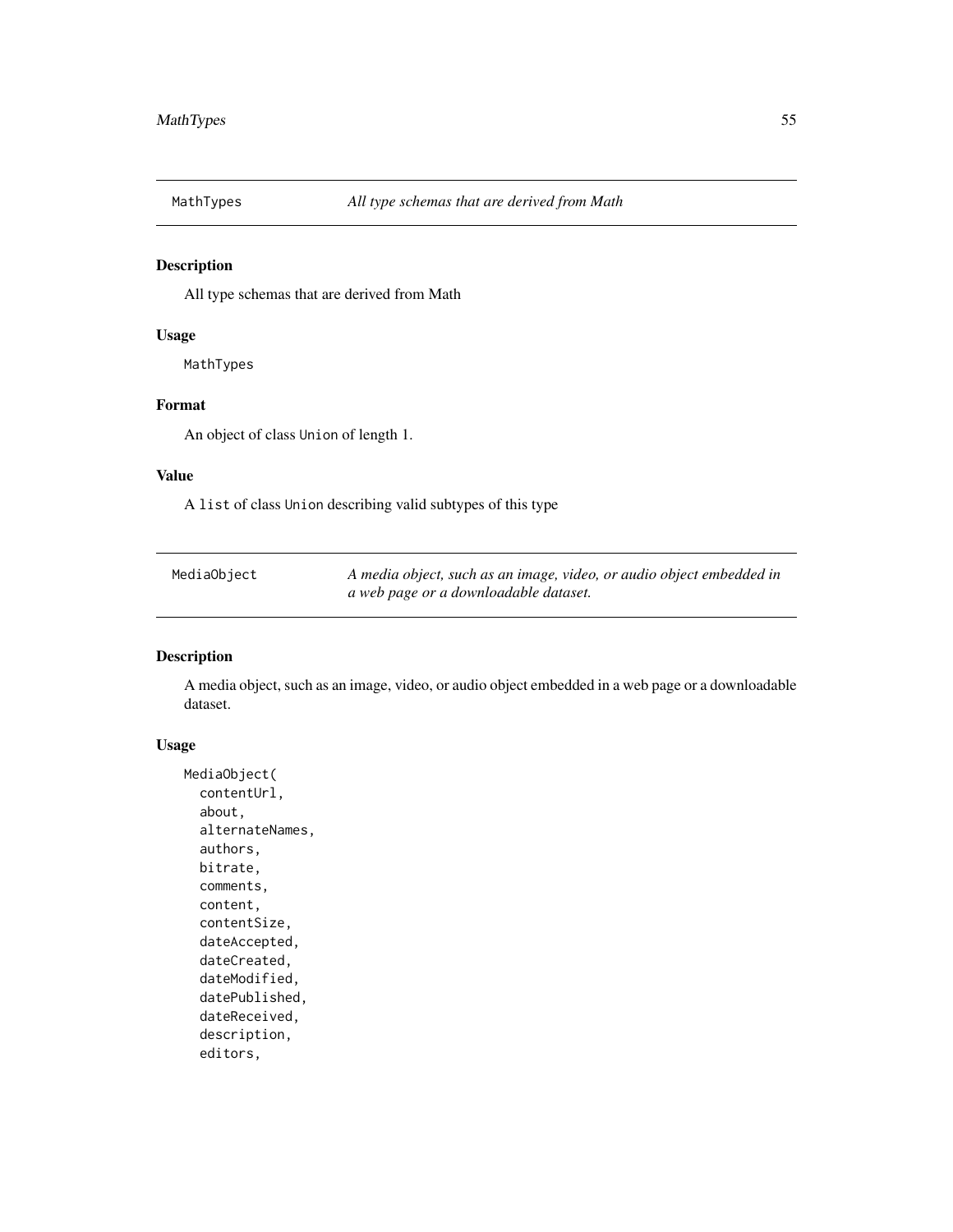## MathTypes — *All type schemas that are derived from Math*

### Description

All type schemas that are derived from Math

### Usage

```
MathTypes
```

### Format

An object of class `Union` of length 1.

### Value

A `list` of class `Union` describing valid subtypes of this type

## MediaObject — *A media object, such as an image, video, or audio object embedded in a web page or a downloadable dataset.*

### Description

A media object, such as an image, video, or audio object embedded in a web page or a downloadable dataset.

### Usage

```
MediaObject(
  contentUrl,
  about,
  alternateNames,
  authors,
  bitrate,
  comments,
  content,
  contentSize,
  dateAccepted,
  dateCreated,
  dateModified,
  datePublished,
  dateReceived,
  description,
  editors,
```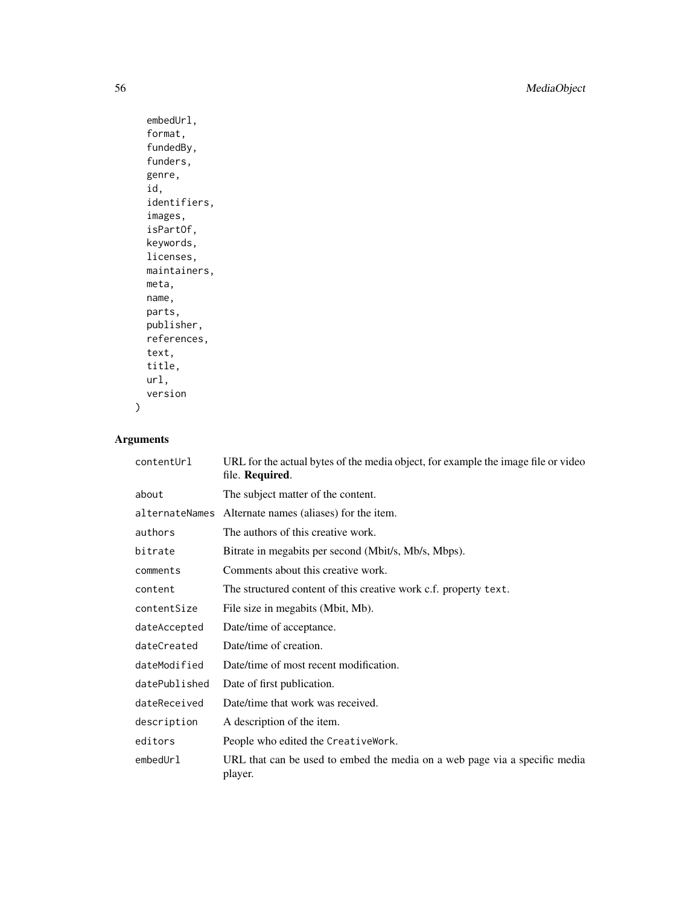```
  embedUrl,
  format,
  fundedBy,
  funders,
  genre,
  id,
  identifiers,
  images,
  isPartOf,
  keywords,
  licenses,
  maintainers,
  meta,
  name,
  parts,
  publisher,
  references,
  text,
  title,
  url,
  version
)
```

## Arguments

| | |
|---|---|
| `contentUrl` | URL for the actual bytes of the media object, for example the image file or video file. **Required**. |
| `about` | The subject matter of the content. |
| `alternateNames` | Alternate names (aliases) for the item. |
| `authors` | The authors of this creative work. |
| `bitrate` | Bitrate in megabits per second (Mbit/s, Mb/s, Mbps). |
| `comments` | Comments about this creative work. |
| `content` | The structured content of this creative work c.f. property `text`. |
| `contentSize` | File size in megabits (Mbit, Mb). |
| `dateAccepted` | Date/time of acceptance. |
| `dateCreated` | Date/time of creation. |
| `dateModified` | Date/time of most recent modification. |
| `datePublished` | Date of first publication. |
| `dateReceived` | Date/time that work was received. |
| `description` | A description of the item. |
| `editors` | People who edited the `CreativeWork`. |
| `embedUrl` | URL that can be used to embed the media on a web page via a specific media player. |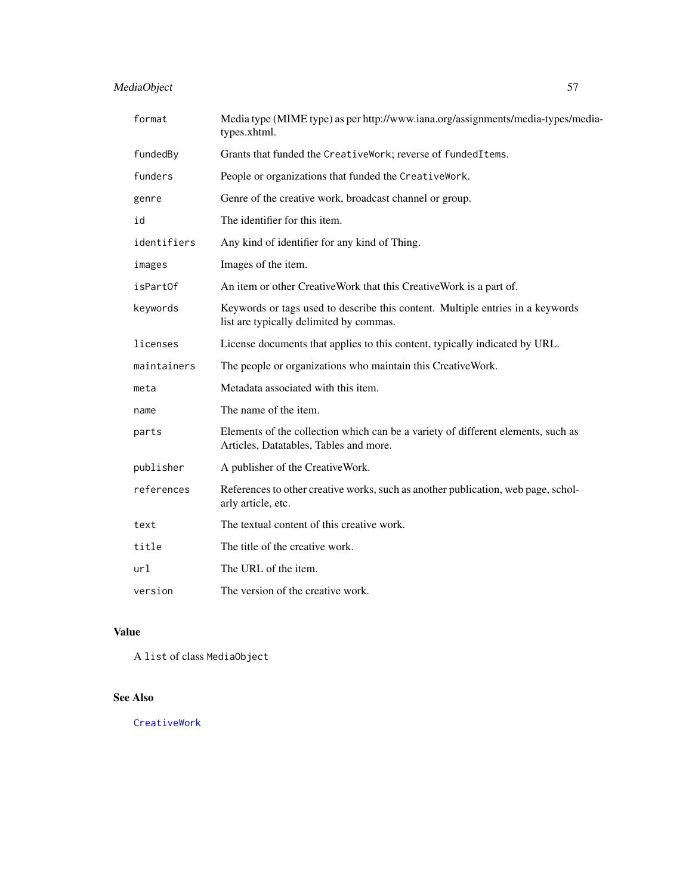| | |
|---|---|
| `format` | Media type (MIME type) as per http://www.iana.org/assignments/media-types/media-types.xhtml. |
| `fundedBy` | Grants that funded the `CreativeWork`; reverse of `fundedItems`. |
| `funders` | People or organizations that funded the `CreativeWork`. |
| `genre` | Genre of the creative work, broadcast channel or group. |
| `id` | The identifier for this item. |
| `identifiers` | Any kind of identifier for any kind of Thing. |
| `images` | Images of the item. |
| `isPartOf` | An item or other CreativeWork that this CreativeWork is a part of. |
| `keywords` | Keywords or tags used to describe this content. Multiple entries in a keywords list are typically delimited by commas. |
| `licenses` | License documents that applies to this content, typically indicated by URL. |
| `maintainers` | The people or organizations who maintain this CreativeWork. |
| `meta` | Metadata associated with this item. |
| `name` | The name of the item. |
| `parts` | Elements of the collection which can be a variety of different elements, such as Articles, Datatables, Tables and more. |
| `publisher` | A publisher of the CreativeWork. |
| `references` | References to other creative works, such as another publication, web page, scholarly article, etc. |
| `text` | The textual content of this creative work. |
| `title` | The title of the creative work. |
| `url` | The URL of the item. |
| `version` | The version of the creative work. |

## Value

A `list` of class `MediaObject`

## See Also

`CreativeWork`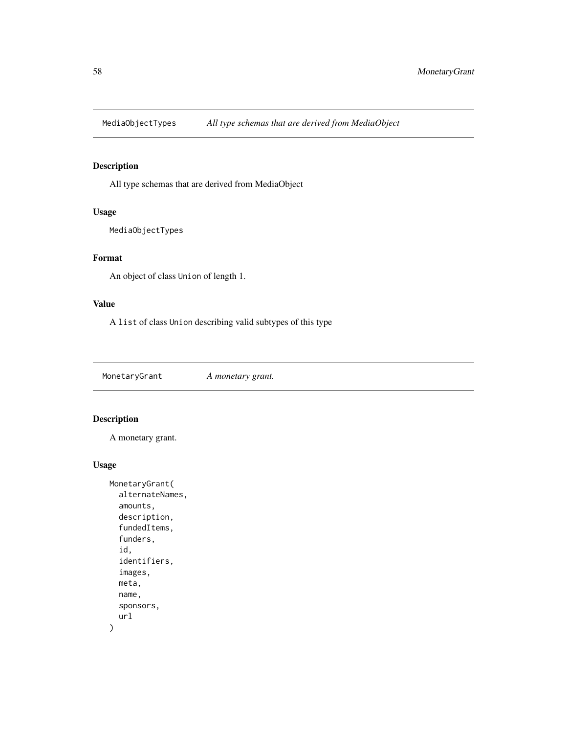## MediaObjectTypes — *All type schemas that are derived from MediaObject*

### Description

All type schemas that are derived from MediaObject

### Usage

```
MediaObjectTypes
```

### Format

An object of class Union of length 1.

### Value

A list of class Union describing valid subtypes of this type

## MonetaryGrant — *A monetary grant.*

### Description

A monetary grant.

### Usage

```
MonetaryGrant(
  alternateNames,
  amounts,
  description,
  fundedItems,
  funders,
  id,
  identifiers,
  images,
  meta,
  name,
  sponsors,
  url
)
```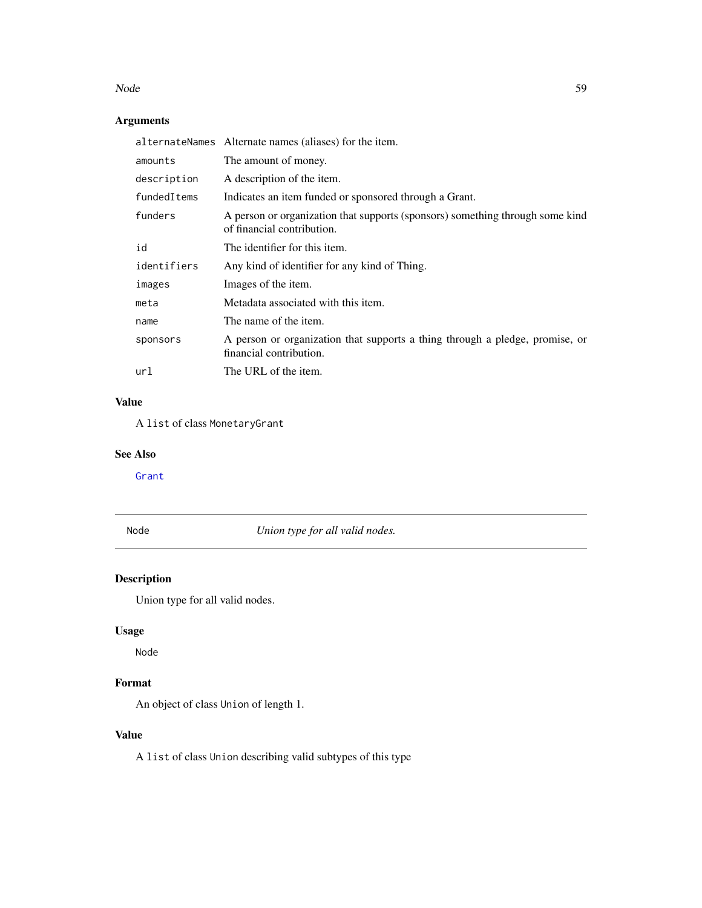## Arguments

| | |
|---|---|
| `alternateNames` | Alternate names (aliases) for the item. |
| `amounts` | The amount of money. |
| `description` | A description of the item. |
| `fundedItems` | Indicates an item funded or sponsored through a Grant. |
| `funders` | A person or organization that supports (sponsors) something through some kind of financial contribution. |
| `id` | The identifier for this item. |
| `identifiers` | Any kind of identifier for any kind of Thing. |
| `images` | Images of the item. |
| `meta` | Metadata associated with this item. |
| `name` | The name of the item. |
| `sponsors` | A person or organization that supports a thing through a pledge, promise, or financial contribution. |
| `url` | The URL of the item. |

## Value

A `list` of class `MonetaryGrant`

## See Also

`Grant`

---

# `Node` *Union type for all valid nodes.*

---

## Description

Union type for all valid nodes.

## Usage

```
Node
```

## Format

An object of class `Union` of length 1.

## Value

A `list` of class `Union` describing valid subtypes of this type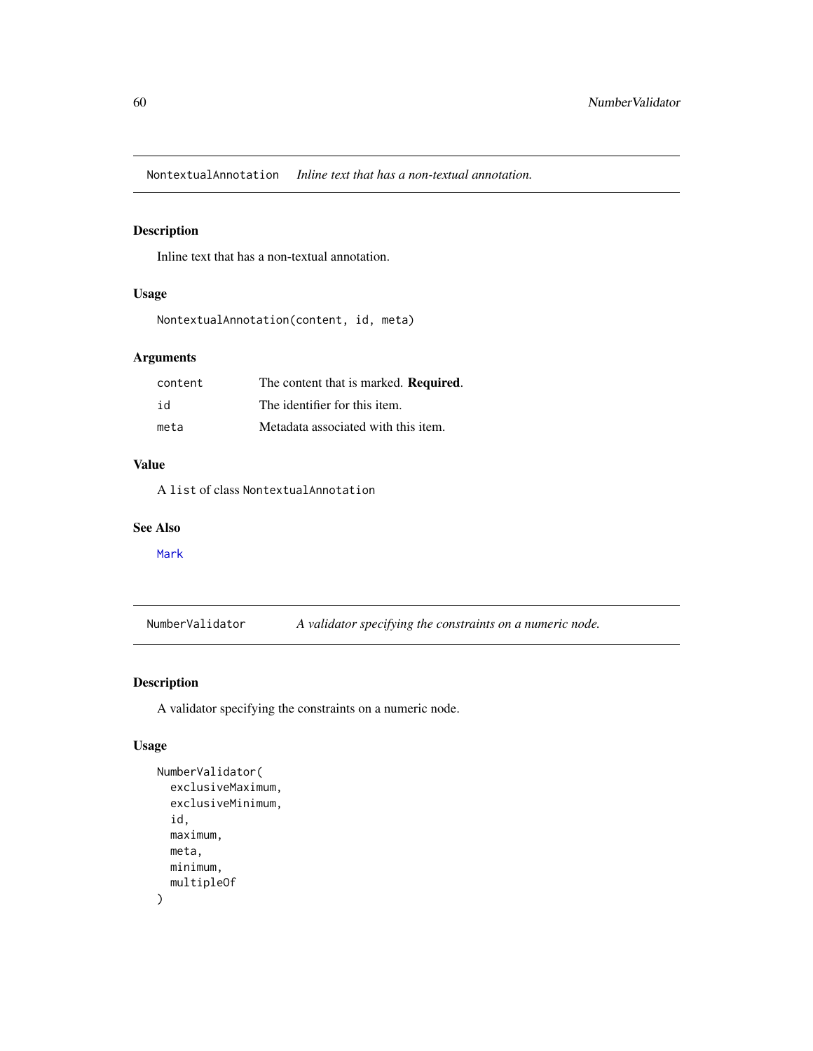## NontextualAnnotation *Inline text that has a non-textual annotation.*

### Description

Inline text that has a non-textual annotation.

### Usage

```
NontextualAnnotation(content, id, meta)
```

### Arguments

| | |
|---|---|
| content | The content that is marked. **Required**. |
| id | The identifier for this item. |
| meta | Metadata associated with this item. |

### Value

A `list` of class `NontextualAnnotation`

### See Also

`Mark`

## NumberValidator *A validator specifying the constraints on a numeric node.*

### Description

A validator specifying the constraints on a numeric node.

### Usage

```
NumberValidator(
  exclusiveMaximum,
  exclusiveMinimum,
  id,
  maximum,
  meta,
  minimum,
  multipleOf
)
```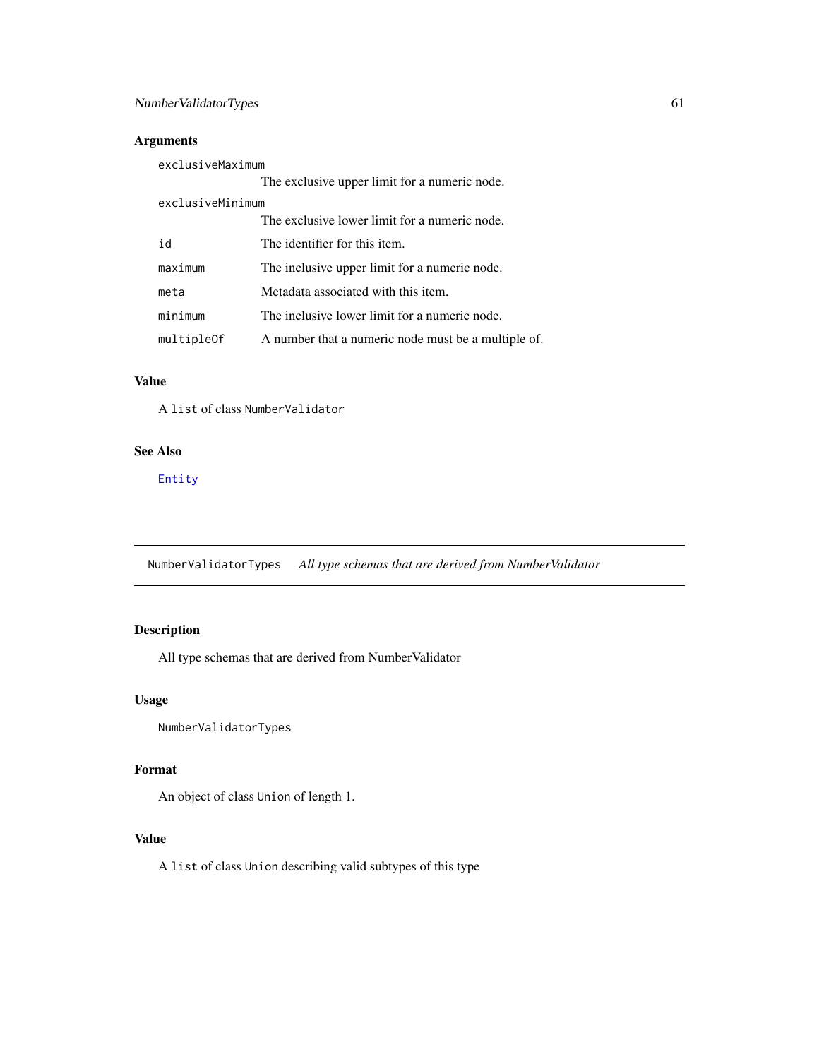## Arguments

| | |
|---|---|
| `exclusiveMaximum` | The exclusive upper limit for a numeric node. |
| `exclusiveMinimum` | The exclusive lower limit for a numeric node. |
| `id` | The identifier for this item. |
| `maximum` | The inclusive upper limit for a numeric node. |
| `meta` | Metadata associated with this item. |
| `minimum` | The inclusive lower limit for a numeric node. |
| `multipleOf` | A number that a numeric node must be a multiple of. |

## Value

A `list` of class `NumberValidator`

## See Also

`Entity`

---

# `NumberValidatorTypes` *All type schemas that are derived from NumberValidator*

## Description

All type schemas that are derived from NumberValidator

## Usage

```
NumberValidatorTypes
```

## Format

An object of class `Union` of length 1.

## Value

A `list` of class `Union` describing valid subtypes of this type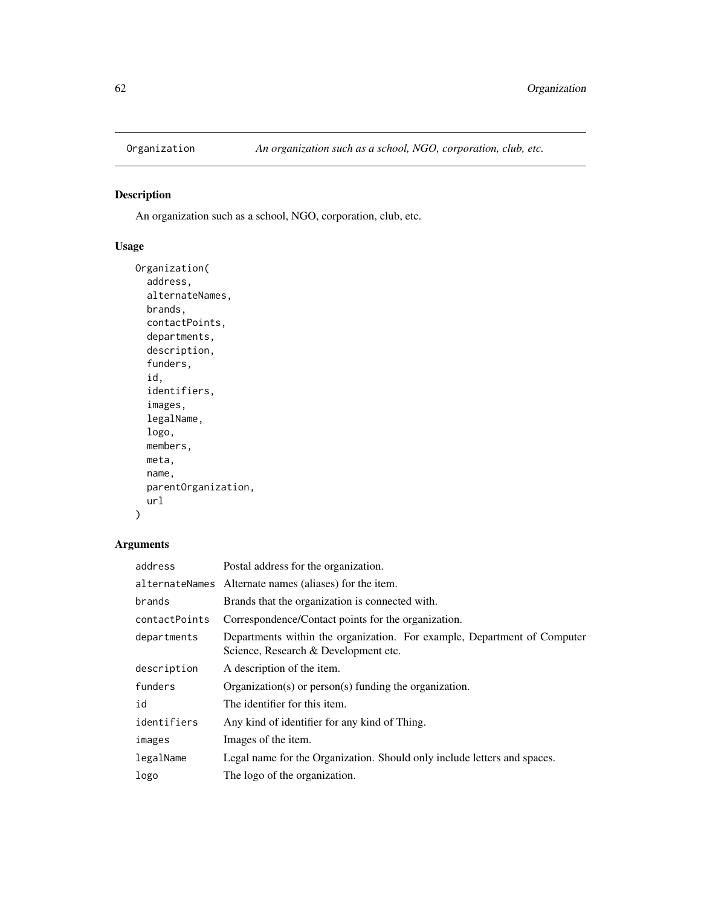# Organization — *An organization such as a school, NGO, corporation, club, etc.*

## Description

An organization such as a school, NGO, corporation, club, etc.

## Usage

```
Organization(
  address,
  alternateNames,
  brands,
  contactPoints,
  departments,
  description,
  funders,
  id,
  identifiers,
  images,
  legalName,
  logo,
  members,
  meta,
  name,
  parentOrganization,
  url
)
```

## Arguments

| Argument | Description |
| --- | --- |
| `address` | Postal address for the organization. |
| `alternateNames` | Alternate names (aliases) for the item. |
| `brands` | Brands that the organization is connected with. |
| `contactPoints` | Correspondence/Contact points for the organization. |
| `departments` | Departments within the organization. For example, Department of Computer Science, Research & Development etc. |
| `description` | A description of the item. |
| `funders` | Organization(s) or person(s) funding the organization. |
| `id` | The identifier for this item. |
| `identifiers` | Any kind of identifier for any kind of Thing. |
| `images` | Images of the item. |
| `legalName` | Legal name for the Organization. Should only include letters and spaces. |
| `logo` | The logo of the organization. |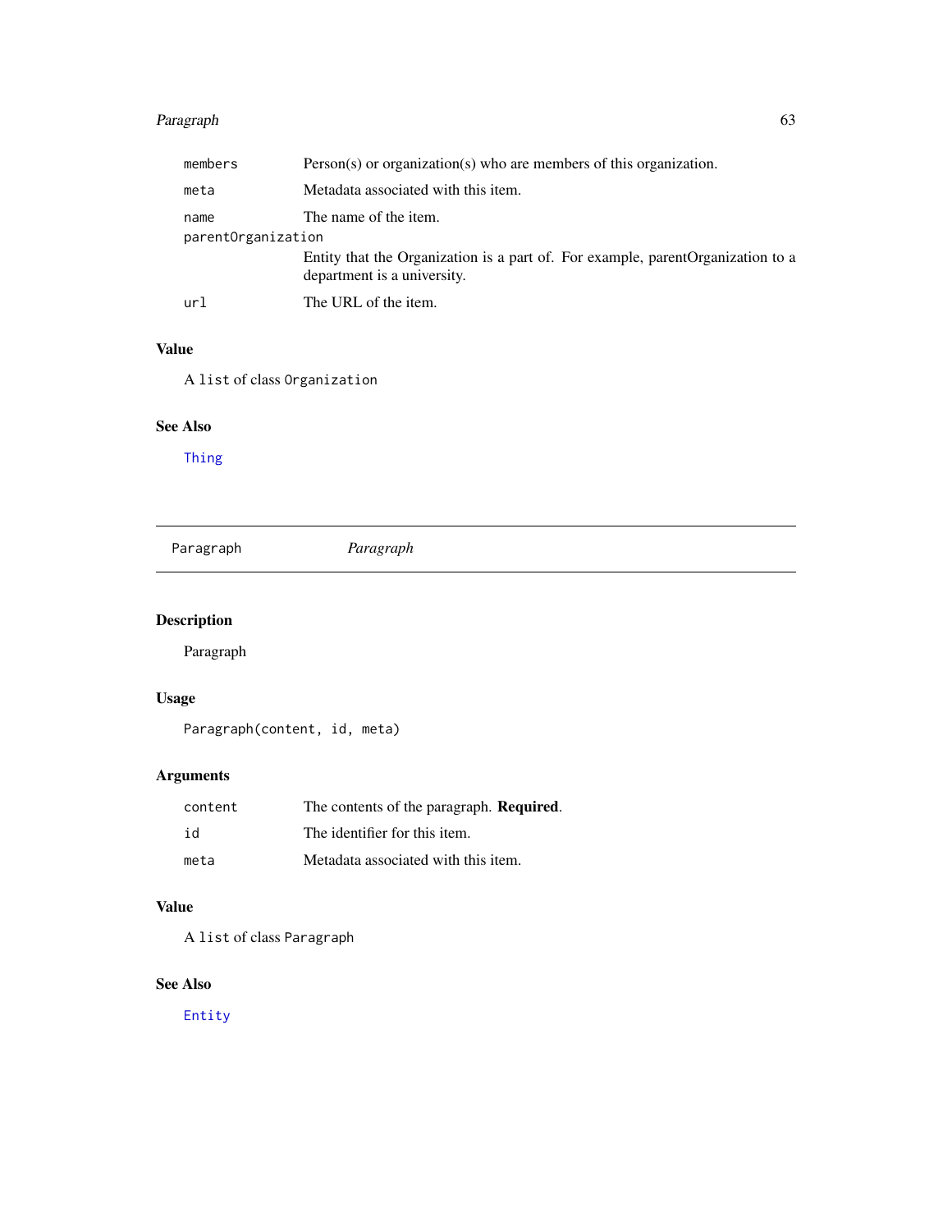| | |
|---|---|
| `members` | Person(s) or organization(s) who are members of this organization. |
| `meta` | Metadata associated with this item. |
| `name` | The name of the item. |
| `parentOrganization` | Entity that the Organization is a part of. For example, parentOrganization to a department is a university. |
| `url` | The URL of the item. |

### Value

A `list` of class `Organization`

### See Also

`Thing`

---

## `Paragraph` *Paragraph*

---

### Description

Paragraph

### Usage

```
Paragraph(content, id, meta)
```

### Arguments

| | |
|---|---|
| `content` | The contents of the paragraph. **Required**. |
| `id` | The identifier for this item. |
| `meta` | Metadata associated with this item. |

### Value

A `list` of class `Paragraph`

### See Also

`Entity`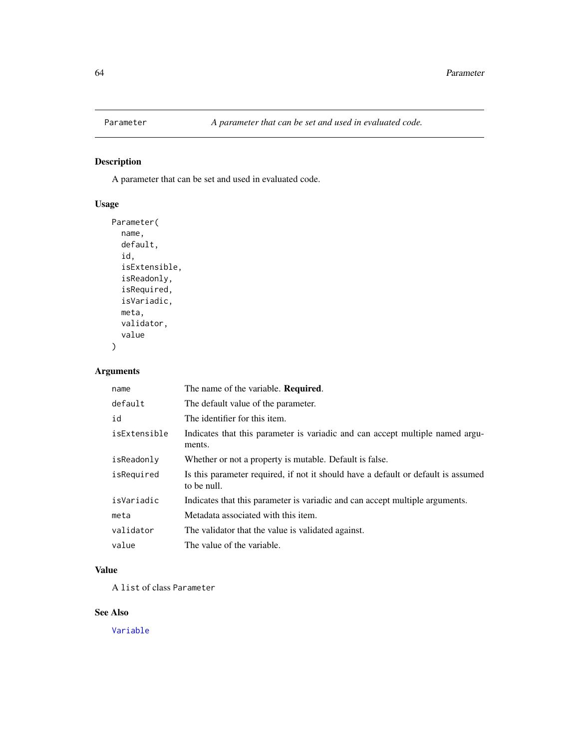# Parameter — *A parameter that can be set and used in evaluated code.*

## Description

A parameter that can be set and used in evaluated code.

## Usage

```
Parameter(
  name,
  default,
  id,
  isExtensible,
  isReadonly,
  isRequired,
  isVariadic,
  meta,
  validator,
  value
)
```

## Arguments

| | |
|---|---|
| `name` | The name of the variable. **Required**. |
| `default` | The default value of the parameter. |
| `id` | The identifier for this item. |
| `isExtensible` | Indicates that this parameter is variadic and can accept multiple named arguments. |
| `isReadonly` | Whether or not a property is mutable. Default is false. |
| `isRequired` | Is this parameter required, if not it should have a default or default is assumed to be null. |
| `isVariadic` | Indicates that this parameter is variadic and can accept multiple arguments. |
| `meta` | Metadata associated with this item. |
| `validator` | The validator that the value is validated against. |
| `value` | The value of the variable. |

## Value

A `list` of class `Parameter`

## See Also

`Variable`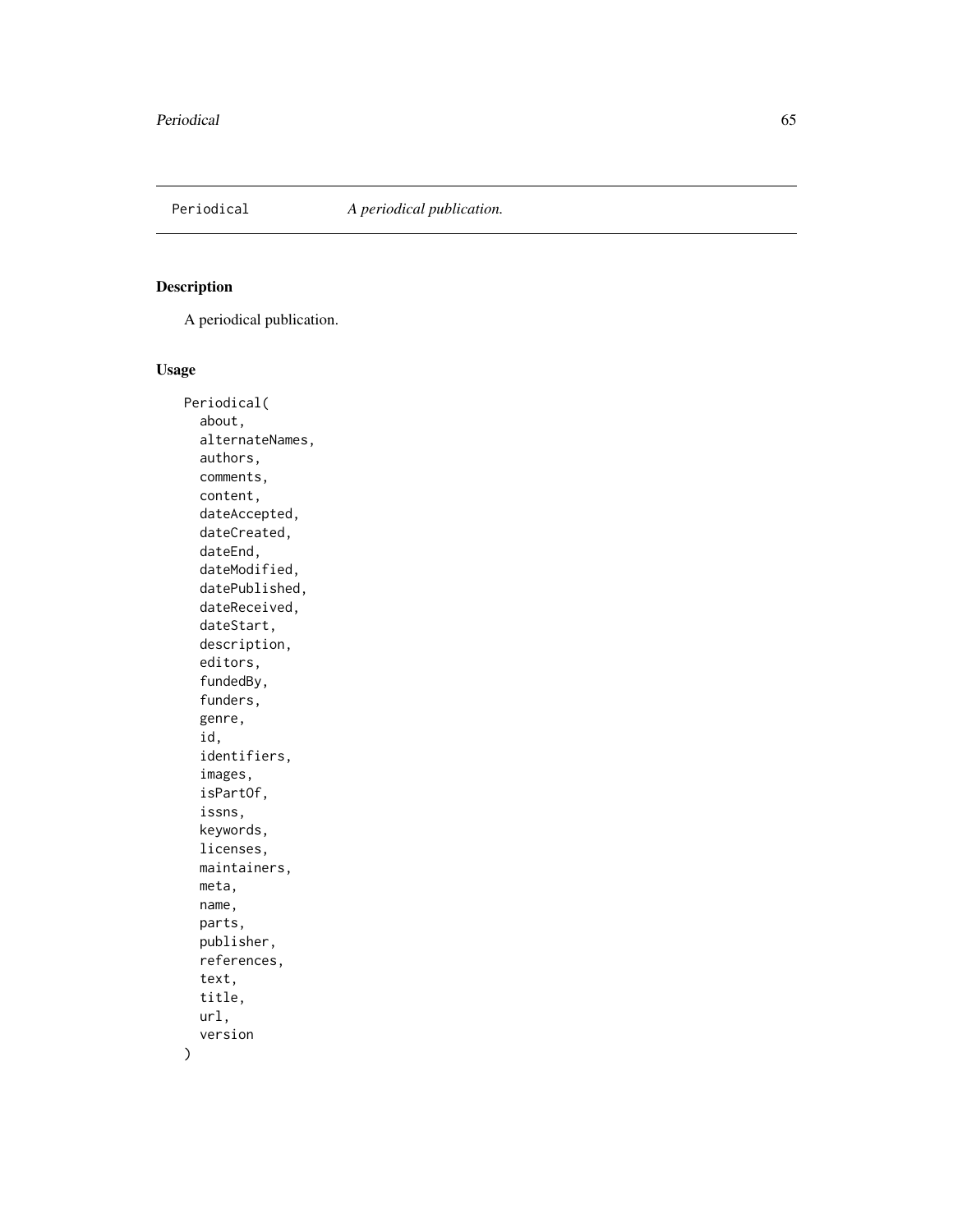# Periodical — *A periodical publication.*

## Description

A periodical publication.

## Usage

```
Periodical(
  about,
  alternateNames,
  authors,
  comments,
  content,
  dateAccepted,
  dateCreated,
  dateEnd,
  dateModified,
  datePublished,
  dateReceived,
  dateStart,
  description,
  editors,
  fundedBy,
  funders,
  genre,
  id,
  identifiers,
  images,
  isPartOf,
  issns,
  keywords,
  licenses,
  maintainers,
  meta,
  name,
  parts,
  publisher,
  references,
  text,
  title,
  url,
  version
)
```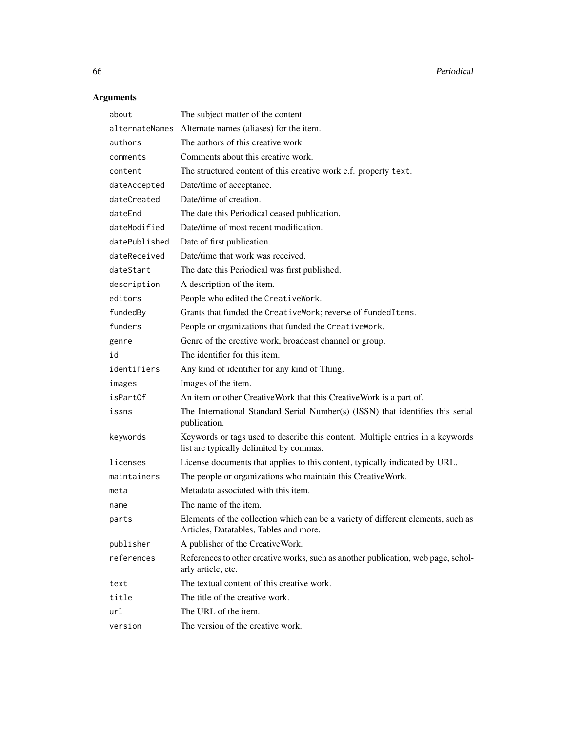## Arguments

| | |
|---|---|
| `about` | The subject matter of the content. |
| `alternateNames` | Alternate names (aliases) for the item. |
| `authors` | The authors of this creative work. |
| `comments` | Comments about this creative work. |
| `content` | The structured content of this creative work c.f. property `text`. |
| `dateAccepted` | Date/time of acceptance. |
| `dateCreated` | Date/time of creation. |
| `dateEnd` | The date this Periodical ceased publication. |
| `dateModified` | Date/time of most recent modification. |
| `datePublished` | Date of first publication. |
| `dateReceived` | Date/time that work was received. |
| `dateStart` | The date this Periodical was first published. |
| `description` | A description of the item. |
| `editors` | People who edited the `CreativeWork`. |
| `fundedBy` | Grants that funded the `CreativeWork`; reverse of `fundedItems`. |
| `funders` | People or organizations that funded the `CreativeWork`. |
| `genre` | Genre of the creative work, broadcast channel or group. |
| `id` | The identifier for this item. |
| `identifiers` | Any kind of identifier for any kind of Thing. |
| `images` | Images of the item. |
| `isPartOf` | An item or other CreativeWork that this CreativeWork is a part of. |
| `issns` | The International Standard Serial Number(s) (ISSN) that identifies this serial publication. |
| `keywords` | Keywords or tags used to describe this content. Multiple entries in a keywords list are typically delimited by commas. |
| `licenses` | License documents that applies to this content, typically indicated by URL. |
| `maintainers` | The people or organizations who maintain this CreativeWork. |
| `meta` | Metadata associated with this item. |
| `name` | The name of the item. |
| `parts` | Elements of the collection which can be a variety of different elements, such as Articles, Datatables, Tables and more. |
| `publisher` | A publisher of the CreativeWork. |
| `references` | References to other creative works, such as another publication, web page, scholarly article, etc. |
| `text` | The textual content of this creative work. |
| `title` | The title of the creative work. |
| `url` | The URL of the item. |
| `version` | The version of the creative work. |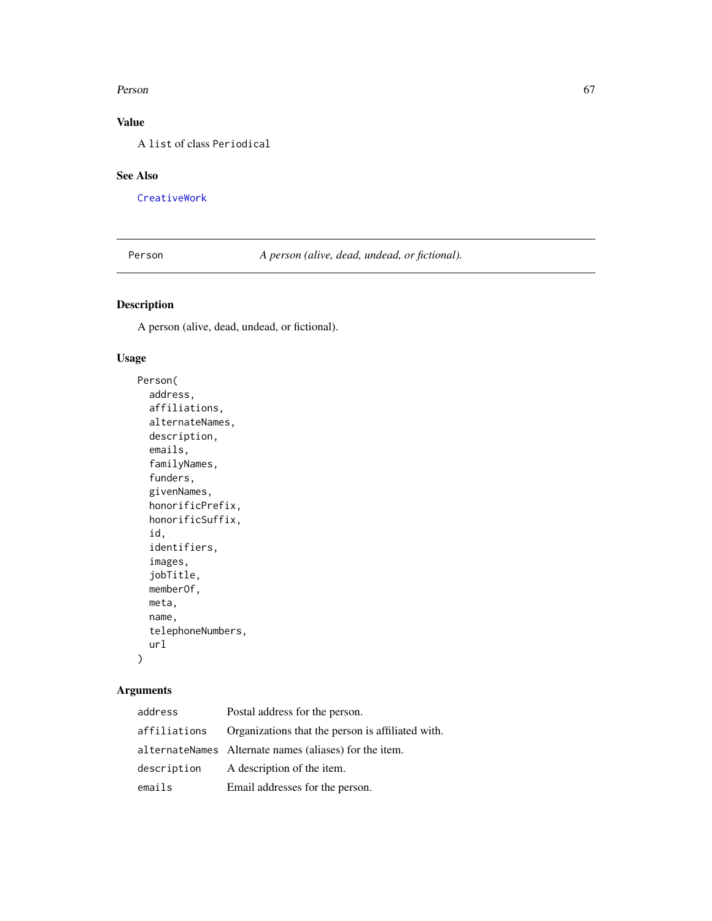## Value

A `list` of class `Periodical`

## See Also

`CreativeWork`

---

`Person` *A person (alive, dead, undead, or fictional).*

---

## Description

A person (alive, dead, undead, or fictional).

## Usage

```
Person(
  address,
  affiliations,
  alternateNames,
  description,
  emails,
  familyNames,
  funders,
  givenNames,
  honorificPrefix,
  honorificSuffix,
  id,
  identifiers,
  images,
  jobTitle,
  memberOf,
  meta,
  name,
  telephoneNumbers,
  url
)
```

## Arguments

| | |
|---|---|
| `address` | Postal address for the person. |
| `affiliations` | Organizations that the person is affiliated with. |
| `alternateNames` | Alternate names (aliases) for the item. |
| `description` | A description of the item. |
| `emails` | Email addresses for the person. |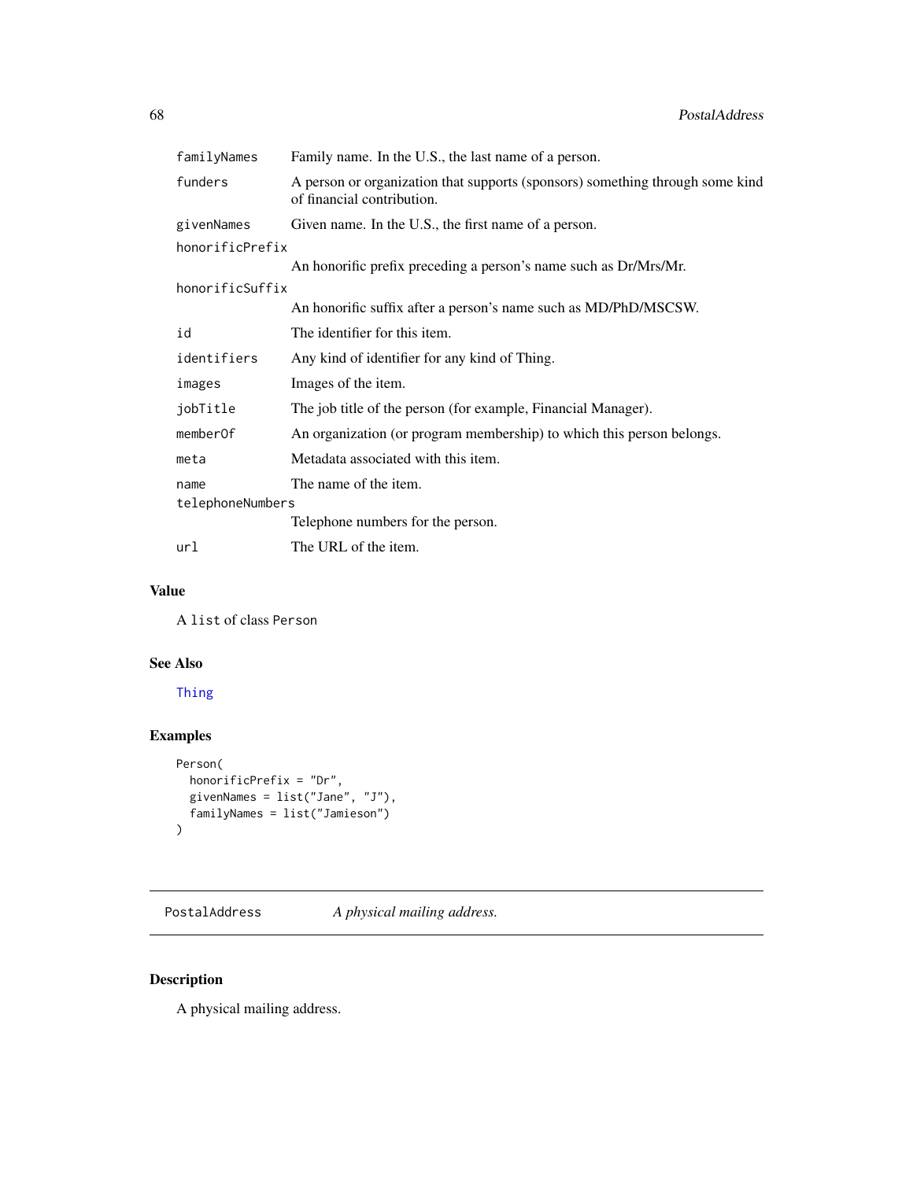| | |
|---|---|
| `familyNames` | Family name. In the U.S., the last name of a person. |
| `funders` | A person or organization that supports (sponsors) something through some kind of financial contribution. |
| `givenNames` | Given name. In the U.S., the first name of a person. |
| `honorificPrefix` | An honorific prefix preceding a person's name such as Dr/Mrs/Mr. |
| `honorificSuffix` | An honorific suffix after a person's name such as MD/PhD/MSCSW. |
| `id` | The identifier for this item. |
| `identifiers` | Any kind of identifier for any kind of Thing. |
| `images` | Images of the item. |
| `jobTitle` | The job title of the person (for example, Financial Manager). |
| `memberOf` | An organization (or program membership) to which this person belongs. |
| `meta` | Metadata associated with this item. |
| `name` | The name of the item. |
| `telephoneNumbers` | Telephone numbers for the person. |
| `url` | The URL of the item. |

## Value

A `list` of class `Person`

## See Also

`Thing`

## Examples

```
Person(
  honorificPrefix = "Dr",
  givenNames = list("Jane", "J"),
  familyNames = list("Jamieson")
)
```

---

# PostalAddress — *A physical mailing address.*

## Description

A physical mailing address.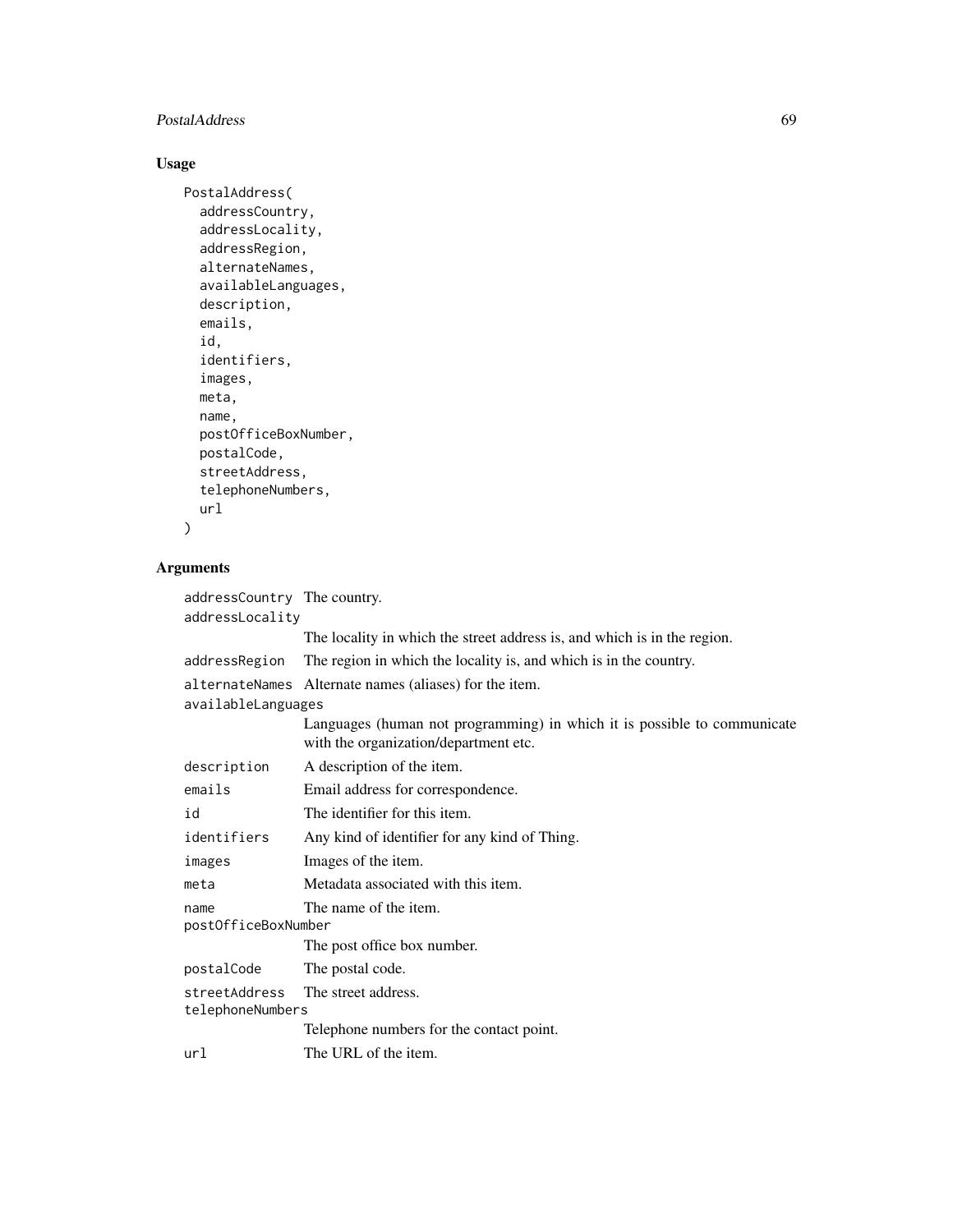## Usage

```
PostalAddress(
  addressCountry,
  addressLocality,
  addressRegion,
  alternateNames,
  availableLanguages,
  description,
  emails,
  id,
  identifiers,
  images,
  meta,
  name,
  postOfficeBoxNumber,
  postalCode,
  streetAddress,
  telephoneNumbers,
  url
)
```

## Arguments

| Argument | Description |
|---|---|
| `addressCountry` | The country. |
| `addressLocality` | The locality in which the street address is, and which is in the region. |
| `addressRegion` | The region in which the locality is, and which is in the country. |
| `alternateNames` | Alternate names (aliases) for the item. |
| `availableLanguages` | Languages (human not programming) in which it is possible to communicate with the organization/department etc. |
| `description` | A description of the item. |
| `emails` | Email address for correspondence. |
| `id` | The identifier for this item. |
| `identifiers` | Any kind of identifier for any kind of Thing. |
| `images` | Images of the item. |
| `meta` | Metadata associated with this item. |
| `name` | The name of the item. |
| `postOfficeBoxNumber` | The post office box number. |
| `postalCode` | The postal code. |
| `streetAddress` | The street address. |
| `telephoneNumbers` | Telephone numbers for the contact point. |
| `url` | The URL of the item. |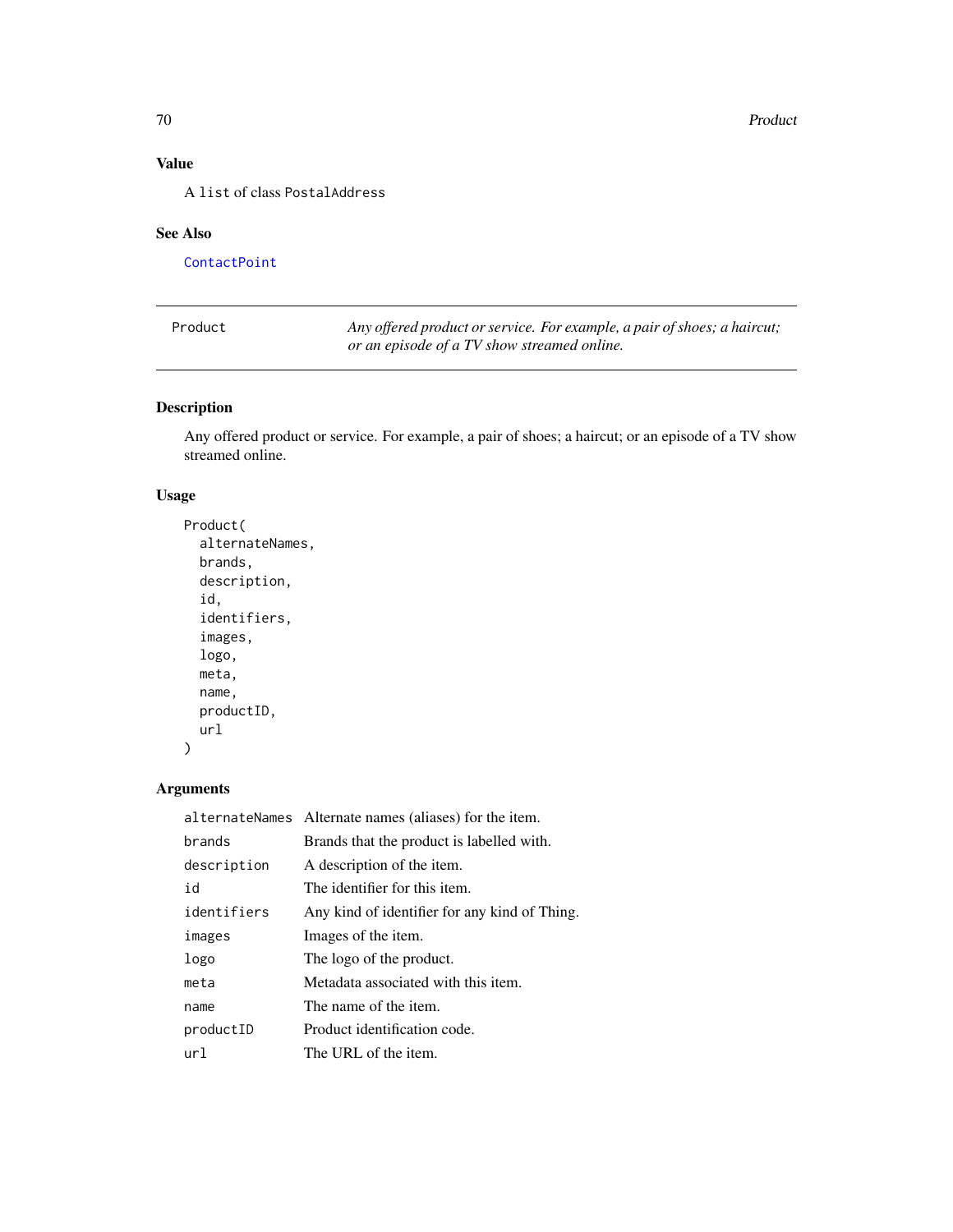## Value

A `list` of class `PostalAddress`

## See Also

`ContactPoint`

---

# Product — *Any offered product or service. For example, a pair of shoes; a haircut; or an episode of a TV show streamed online.*

---

## Description

Any offered product or service. For example, a pair of shoes; a haircut; or an episode of a TV show streamed online.

## Usage

```
Product(
  alternateNames,
  brands,
  description,
  id,
  identifiers,
  images,
  logo,
  meta,
  name,
  productID,
  url
)
```

## Arguments

| | |
|---|---|
| `alternateNames` | Alternate names (aliases) for the item. |
| `brands` | Brands that the product is labelled with. |
| `description` | A description of the item. |
| `id` | The identifier for this item. |
| `identifiers` | Any kind of identifier for any kind of Thing. |
| `images` | Images of the item. |
| `logo` | The logo of the product. |
| `meta` | Metadata associated with this item. |
| `name` | The name of the item. |
| `productID` | Product identification code. |
| `url` | The URL of the item. |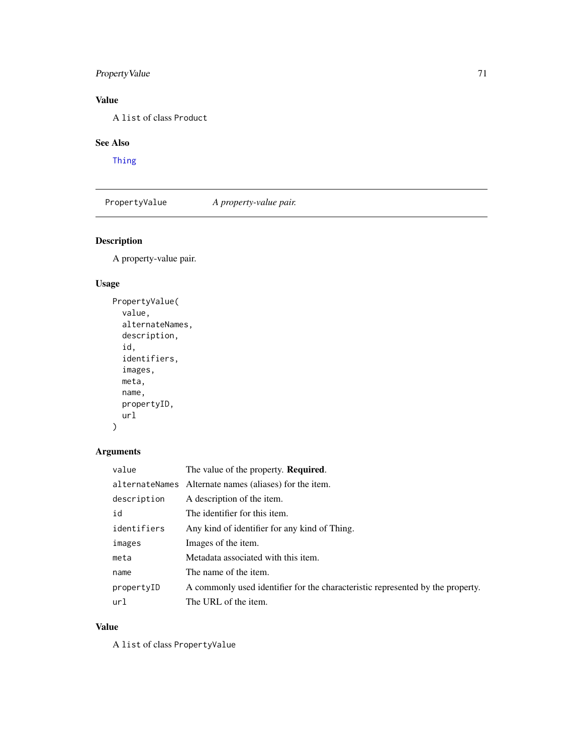## Value

A `list` of class `Product`

## See Also

Thing

---

# PropertyValue — *A property-value pair.*

---

## Description

A property-value pair.

## Usage

```
PropertyValue(
  value,
  alternateNames,
  description,
  id,
  identifiers,
  images,
  meta,
  name,
  propertyID,
  url
)
```

## Arguments

| | |
|---|---|
| `value` | The value of the property. **Required**. |
| `alternateNames` | Alternate names (aliases) for the item. |
| `description` | A description of the item. |
| `id` | The identifier for this item. |
| `identifiers` | Any kind of identifier for any kind of Thing. |
| `images` | Images of the item. |
| `meta` | Metadata associated with this item. |
| `name` | The name of the item. |
| `propertyID` | A commonly used identifier for the characteristic represented by the property. |
| `url` | The URL of the item. |

## Value

A `list` of class `PropertyValue`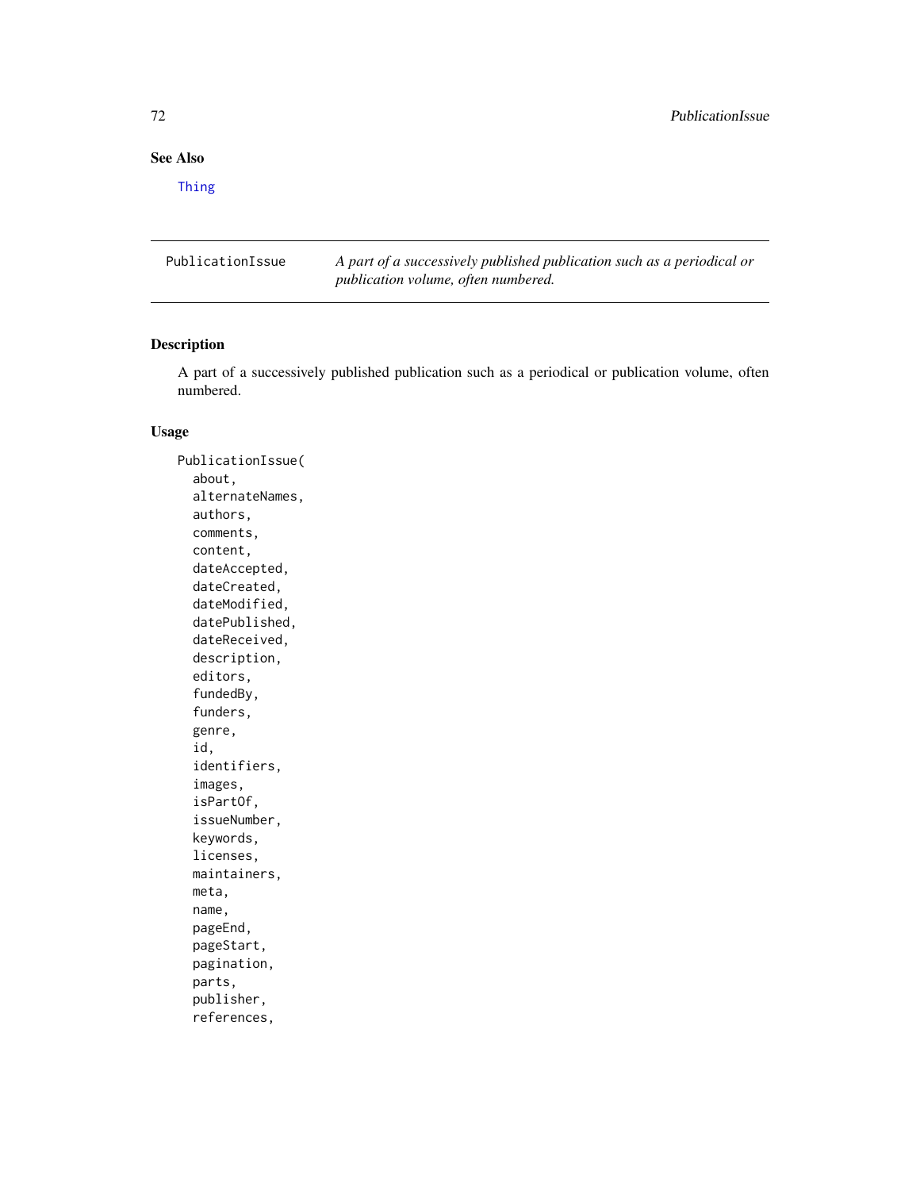## See Also

Thing

---

PublicationIssue — *A part of a successively published publication such as a periodical or publication volume, often numbered.*

---

## Description

A part of a successively published publication such as a periodical or publication volume, often numbered.

## Usage

```
PublicationIssue(
  about,
  alternateNames,
  authors,
  comments,
  content,
  dateAccepted,
  dateCreated,
  dateModified,
  datePublished,
  dateReceived,
  description,
  editors,
  fundedBy,
  funders,
  genre,
  id,
  identifiers,
  images,
  isPartOf,
  issueNumber,
  keywords,
  licenses,
  maintainers,
  meta,
  name,
  pageEnd,
  pageStart,
  pagination,
  parts,
  publisher,
  references,
```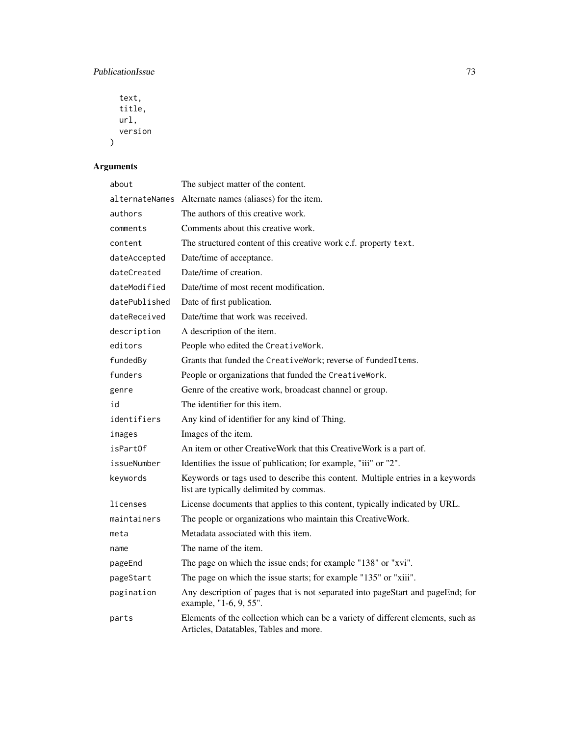```
  text,
  title,
  url,
  version
)
```

### Arguments

| | |
|---|---|
| about | The subject matter of the content. |
| alternateNames | Alternate names (aliases) for the item. |
| authors | The authors of this creative work. |
| comments | Comments about this creative work. |
| content | The structured content of this creative work c.f. property `text`. |
| dateAccepted | Date/time of acceptance. |
| dateCreated | Date/time of creation. |
| dateModified | Date/time of most recent modification. |
| datePublished | Date of first publication. |
| dateReceived | Date/time that work was received. |
| description | A description of the item. |
| editors | People who edited the `CreativeWork`. |
| fundedBy | Grants that funded the `CreativeWork`; reverse of `fundedItems`. |
| funders | People or organizations that funded the `CreativeWork`. |
| genre | Genre of the creative work, broadcast channel or group. |
| id | The identifier for this item. |
| identifiers | Any kind of identifier for any kind of Thing. |
| images | Images of the item. |
| isPartOf | An item or other CreativeWork that this CreativeWork is a part of. |
| issueNumber | Identifies the issue of publication; for example, "iii" or "2". |
| keywords | Keywords or tags used to describe this content. Multiple entries in a keywords list are typically delimited by commas. |
| licenses | License documents that applies to this content, typically indicated by URL. |
| maintainers | The people or organizations who maintain this CreativeWork. |
| meta | Metadata associated with this item. |
| name | The name of the item. |
| pageEnd | The page on which the issue ends; for example "138" or "xvi". |
| pageStart | The page on which the issue starts; for example "135" or "xiii". |
| pagination | Any description of pages that is not separated into pageStart and pageEnd; for example, "1-6, 9, 55". |
| parts | Elements of the collection which can be a variety of different elements, such as Articles, Datatables, Tables and more. |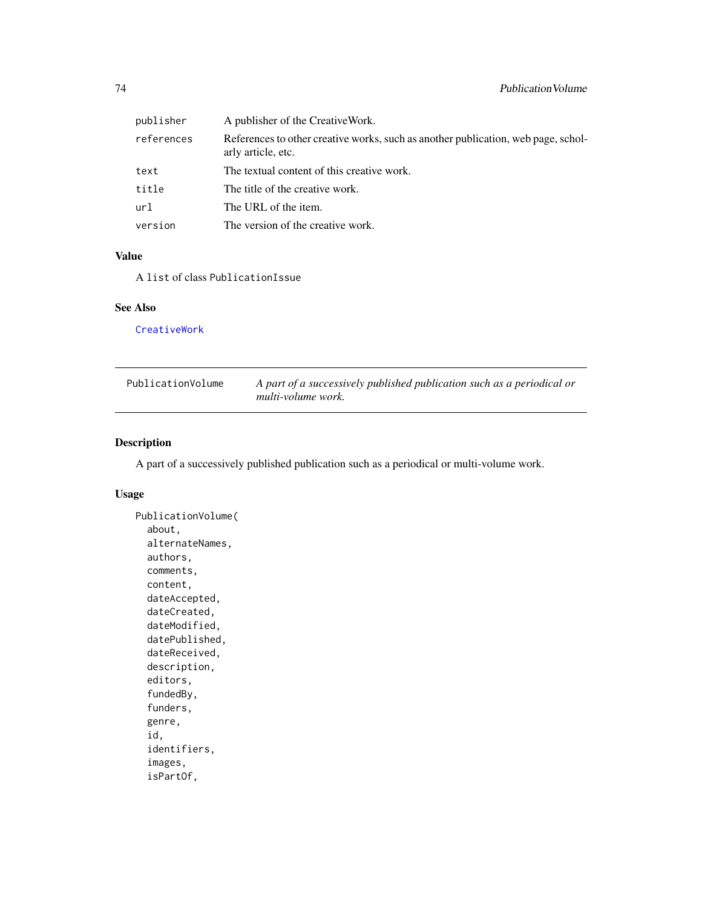| | |
|---|---|
| publisher | A publisher of the CreativeWork. |
| references | References to other creative works, such as another publication, web page, scholarly article, etc. |
| text | The textual content of this creative work. |
| title | The title of the creative work. |
| url | The URL of the item. |
| version | The version of the creative work. |

### Value

A list of class PublicationIssue

### See Also

CreativeWork

---

## PublicationVolume

*A part of a successively published publication such as a periodical or multi-volume work.*

---

### Description

A part of a successively published publication such as a periodical or multi-volume work.

### Usage

```
PublicationVolume(
  about,
  alternateNames,
  authors,
  comments,
  content,
  dateAccepted,
  dateCreated,
  dateModified,
  datePublished,
  dateReceived,
  description,
  editors,
  fundedBy,
  funders,
  genre,
  id,
  identifiers,
  images,
  isPartOf,
```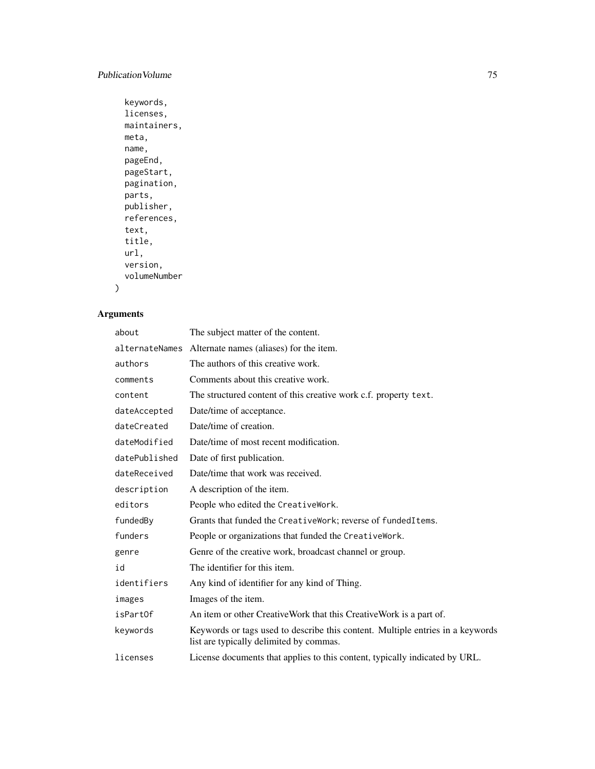```
  keywords,
  licenses,
  maintainers,
  meta,
  name,
  pageEnd,
  pageStart,
  pagination,
  parts,
  publisher,
  references,
  text,
  title,
  url,
  version,
  volumeNumber
)
```

## Arguments

| | |
|---|---|
| `about` | The subject matter of the content. |
| `alternateNames` | Alternate names (aliases) for the item. |
| `authors` | The authors of this creative work. |
| `comments` | Comments about this creative work. |
| `content` | The structured content of this creative work c.f. property `text`. |
| `dateAccepted` | Date/time of acceptance. |
| `dateCreated` | Date/time of creation. |
| `dateModified` | Date/time of most recent modification. |
| `datePublished` | Date of first publication. |
| `dateReceived` | Date/time that work was received. |
| `description` | A description of the item. |
| `editors` | People who edited the `CreativeWork`. |
| `fundedBy` | Grants that funded the `CreativeWork`; reverse of `fundedItems`. |
| `funders` | People or organizations that funded the `CreativeWork`. |
| `genre` | Genre of the creative work, broadcast channel or group. |
| `id` | The identifier for this item. |
| `identifiers` | Any kind of identifier for any kind of Thing. |
| `images` | Images of the item. |
| `isPartOf` | An item or other CreativeWork that this CreativeWork is a part of. |
| `keywords` | Keywords or tags used to describe this content. Multiple entries in a keywords list are typically delimited by commas. |
| `licenses` | License documents that applies to this content, typically indicated by URL. |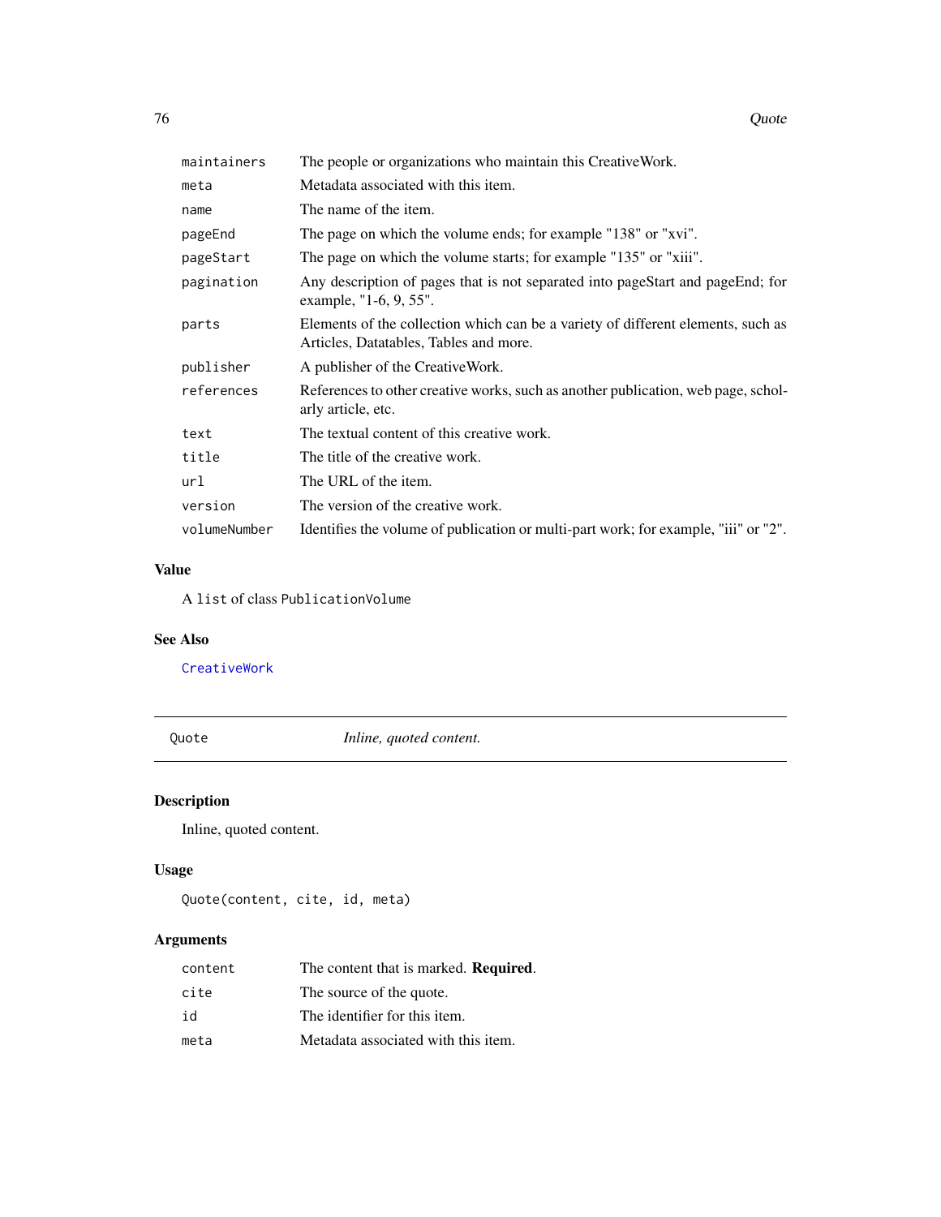| | |
|---|---|
| maintainers | The people or organizations who maintain this CreativeWork. |
| meta | Metadata associated with this item. |
| name | The name of the item. |
| pageEnd | The page on which the volume ends; for example "138" or "xvi". |
| pageStart | The page on which the volume starts; for example "135" or "xiii". |
| pagination | Any description of pages that is not separated into pageStart and pageEnd; for example, "1-6, 9, 55". |
| parts | Elements of the collection which can be a variety of different elements, such as Articles, Datatables, Tables and more. |
| publisher | A publisher of the CreativeWork. |
| references | References to other creative works, such as another publication, web page, scholarly article, etc. |
| text | The textual content of this creative work. |
| title | The title of the creative work. |
| url | The URL of the item. |
| version | The version of the creative work. |
| volumeNumber | Identifies the volume of publication or multi-part work; for example, "iii" or "2". |

### Value

A `list` of class `PublicationVolume`

### See Also

`CreativeWork`

---

## Quote — *Inline, quoted content.*

### Description

Inline, quoted content.

### Usage

```
Quote(content, cite, id, meta)
```

### Arguments

| | |
|---|---|
| content | The content that is marked. **Required**. |
| cite | The source of the quote. |
| id | The identifier for this item. |
| meta | Metadata associated with this item. |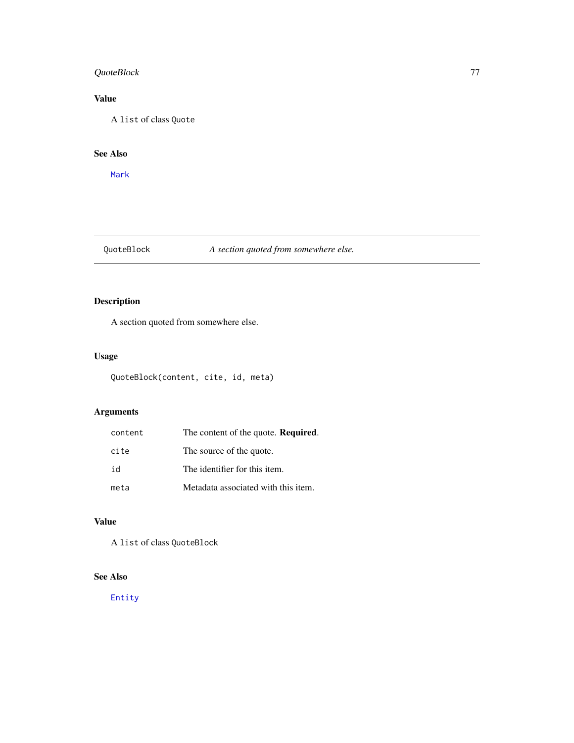## Value

A `list` of class `Quote`

## See Also

`Mark`

---

## QuoteBlock — *A section quoted from somewhere else.*

---

### Description

A section quoted from somewhere else.

### Usage

```
QuoteBlock(content, cite, id, meta)
```

### Arguments

| | |
|---|---|
| `content` | The content of the quote. **Required**. |
| `cite` | The source of the quote. |
| `id` | The identifier for this item. |
| `meta` | Metadata associated with this item. |

### Value

A `list` of class `QuoteBlock`

### See Also

`Entity`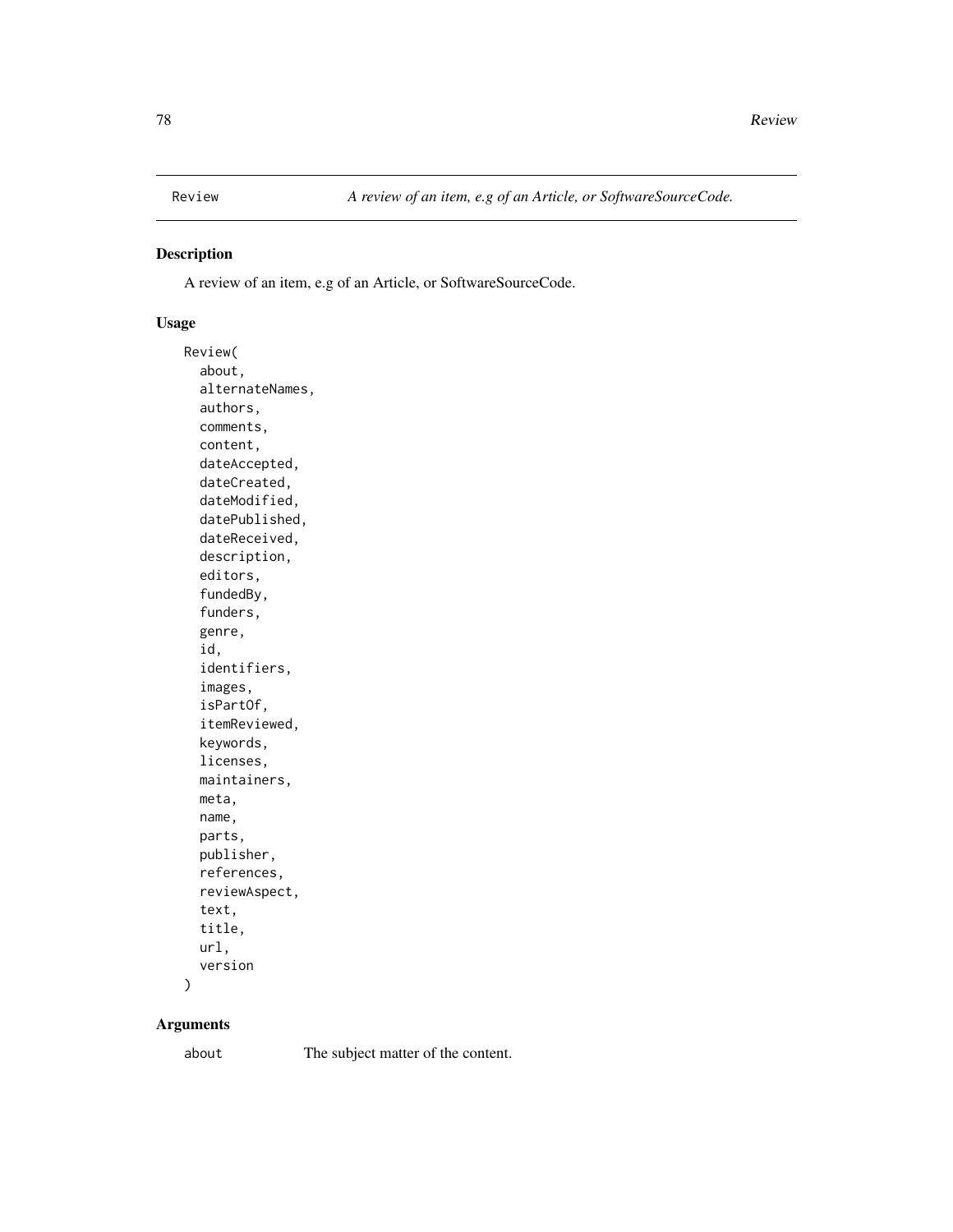Review *A review of an item, e.g of an Article, or SoftwareSourceCode.*

## Description

A review of an item, e.g of an Article, or SoftwareSourceCode.

## Usage

```
Review(
  about,
  alternateNames,
  authors,
  comments,
  content,
  dateAccepted,
  dateCreated,
  dateModified,
  datePublished,
  dateReceived,
  description,
  editors,
  fundedBy,
  funders,
  genre,
  id,
  identifiers,
  images,
  isPartOf,
  itemReviewed,
  keywords,
  licenses,
  maintainers,
  meta,
  name,
  parts,
  publisher,
  references,
  reviewAspect,
  text,
  title,
  url,
  version
)
```

## Arguments

| | |
|---|---|
| about | The subject matter of the content. |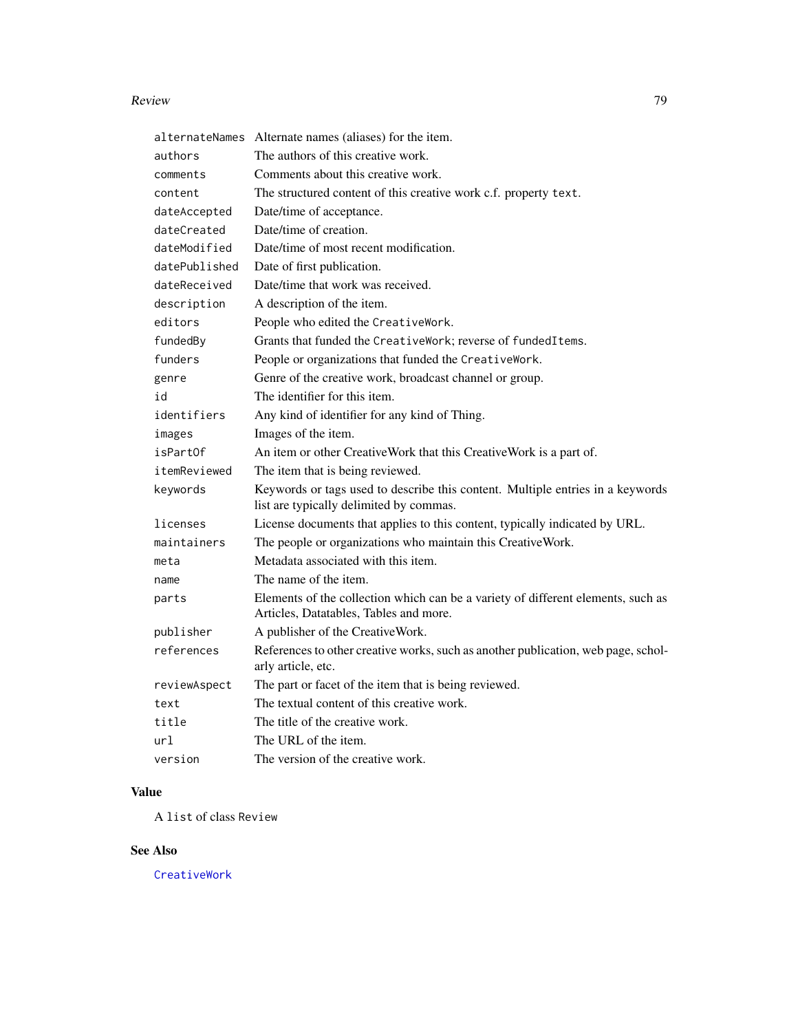| | |
|---|---|
| `alternateNames` | Alternate names (aliases) for the item. |
| `authors` | The authors of this creative work. |
| `comments` | Comments about this creative work. |
| `content` | The structured content of this creative work c.f. property `text`. |
| `dateAccepted` | Date/time of acceptance. |
| `dateCreated` | Date/time of creation. |
| `dateModified` | Date/time of most recent modification. |
| `datePublished` | Date of first publication. |
| `dateReceived` | Date/time that work was received. |
| `description` | A description of the item. |
| `editors` | People who edited the `CreativeWork`. |
| `fundedBy` | Grants that funded the `CreativeWork`; reverse of `fundedItems`. |
| `funders` | People or organizations that funded the `CreativeWork`. |
| `genre` | Genre of the creative work, broadcast channel or group. |
| `id` | The identifier for this item. |
| `identifiers` | Any kind of identifier for any kind of Thing. |
| `images` | Images of the item. |
| `isPartOf` | An item or other CreativeWork that this CreativeWork is a part of. |
| `itemReviewed` | The item that is being reviewed. |
| `keywords` | Keywords or tags used to describe this content. Multiple entries in a keywords list are typically delimited by commas. |
| `licenses` | License documents that applies to this content, typically indicated by URL. |
| `maintainers` | The people or organizations who maintain this CreativeWork. |
| `meta` | Metadata associated with this item. |
| `name` | The name of the item. |
| `parts` | Elements of the collection which can be a variety of different elements, such as Articles, Datatables, Tables and more. |
| `publisher` | A publisher of the CreativeWork. |
| `references` | References to other creative works, such as another publication, web page, scholarly article, etc. |
| `reviewAspect` | The part or facet of the item that is being reviewed. |
| `text` | The textual content of this creative work. |
| `title` | The title of the creative work. |
| `url` | The URL of the item. |
| `version` | The version of the creative work. |

## Value

A `list` of class `Review`

## See Also

`CreativeWork`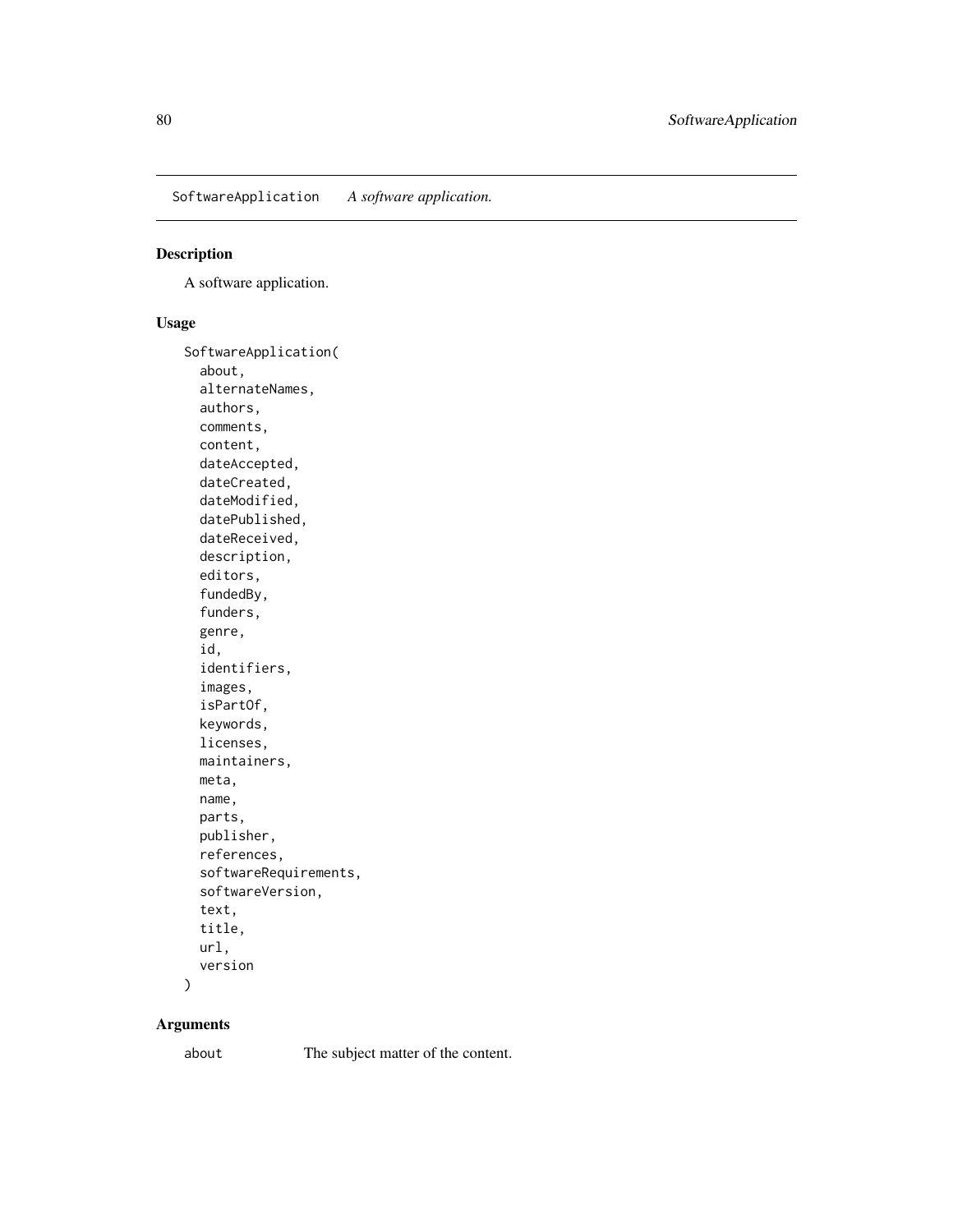## SoftwareApplication *A software application.*

### Description

A software application.

### Usage

```
SoftwareApplication(
  about,
  alternateNames,
  authors,
  comments,
  content,
  dateAccepted,
  dateCreated,
  dateModified,
  datePublished,
  dateReceived,
  description,
  editors,
  fundedBy,
  funders,
  genre,
  id,
  identifiers,
  images,
  isPartOf,
  keywords,
  licenses,
  maintainers,
  meta,
  name,
  parts,
  publisher,
  references,
  softwareRequirements,
  softwareVersion,
  text,
  title,
  url,
  version
)
```

### Arguments

| | |
|---|---|
| `about` | The subject matter of the content. |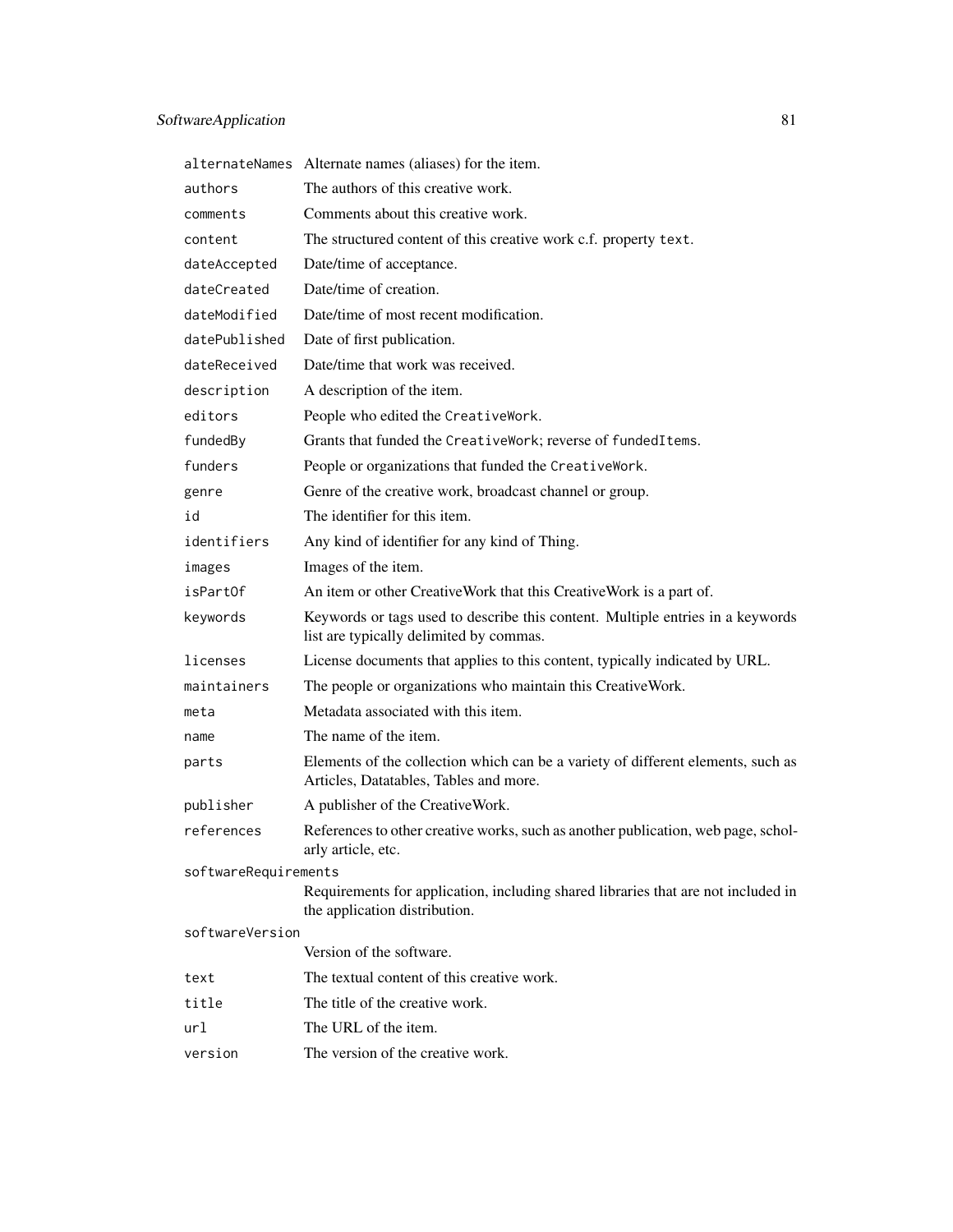| | |
|---|---|
| `alternateNames` | Alternate names (aliases) for the item. |
| `authors` | The authors of this creative work. |
| `comments` | Comments about this creative work. |
| `content` | The structured content of this creative work c.f. property `text`. |
| `dateAccepted` | Date/time of acceptance. |
| `dateCreated` | Date/time of creation. |
| `dateModified` | Date/time of most recent modification. |
| `datePublished` | Date of first publication. |
| `dateReceived` | Date/time that work was received. |
| `description` | A description of the item. |
| `editors` | People who edited the `CreativeWork`. |
| `fundedBy` | Grants that funded the `CreativeWork`; reverse of `fundedItems`. |
| `funders` | People or organizations that funded the `CreativeWork`. |
| `genre` | Genre of the creative work, broadcast channel or group. |
| `id` | The identifier for this item. |
| `identifiers` | Any kind of identifier for any kind of Thing. |
| `images` | Images of the item. |
| `isPartOf` | An item or other CreativeWork that this CreativeWork is a part of. |
| `keywords` | Keywords or tags used to describe this content. Multiple entries in a keywords list are typically delimited by commas. |
| `licenses` | License documents that applies to this content, typically indicated by URL. |
| `maintainers` | The people or organizations who maintain this CreativeWork. |
| `meta` | Metadata associated with this item. |
| `name` | The name of the item. |
| `parts` | Elements of the collection which can be a variety of different elements, such as Articles, Datatables, Tables and more. |
| `publisher` | A publisher of the CreativeWork. |
| `references` | References to other creative works, such as another publication, web page, scholarly article, etc. |
| `softwareRequirements` | Requirements for application, including shared libraries that are not included in the application distribution. |
| `softwareVersion` | Version of the software. |
| `text` | The textual content of this creative work. |
| `title` | The title of the creative work. |
| `url` | The URL of the item. |
| `version` | The version of the creative work. |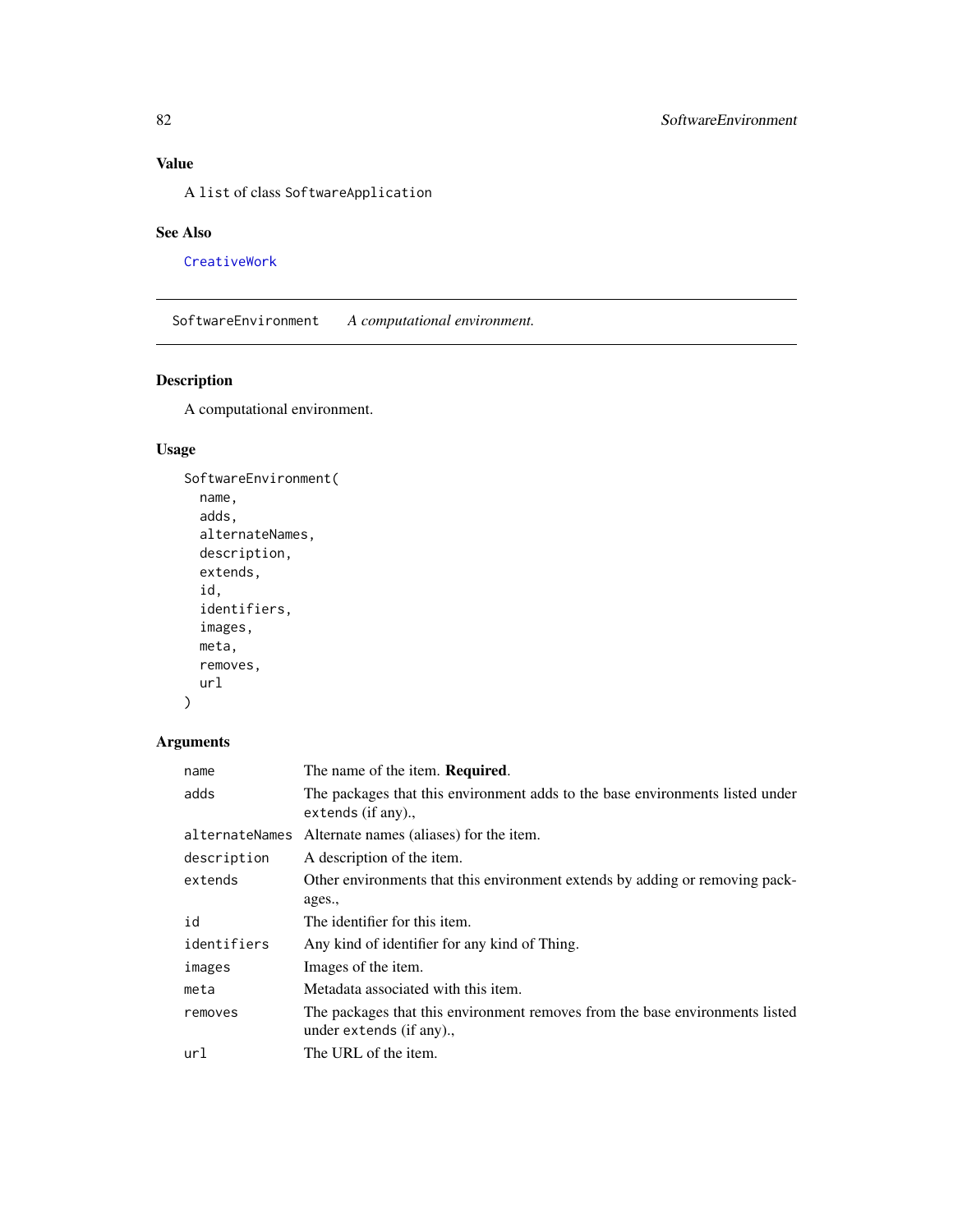## Value

A `list` of class `SoftwareApplication`

## See Also

`CreativeWork`

---

# SoftwareEnvironment    *A computational environment.*

---

## Description

A computational environment.

## Usage

```
SoftwareEnvironment(
  name,
  adds,
  alternateNames,
  description,
  extends,
  id,
  identifiers,
  images,
  meta,
  removes,
  url
)
```

## Arguments

| | |
|---|---|
| `name` | The name of the item. **Required**. |
| `adds` | The packages that this environment adds to the base environments listed under `extends` (if any)., |
| `alternateNames` | Alternate names (aliases) for the item. |
| `description` | A description of the item. |
| `extends` | Other environments that this environment extends by adding or removing packages., |
| `id` | The identifier for this item. |
| `identifiers` | Any kind of identifier for any kind of Thing. |
| `images` | Images of the item. |
| `meta` | Metadata associated with this item. |
| `removes` | The packages that this environment removes from the base environments listed under `extends` (if any)., |
| `url` | The URL of the item. |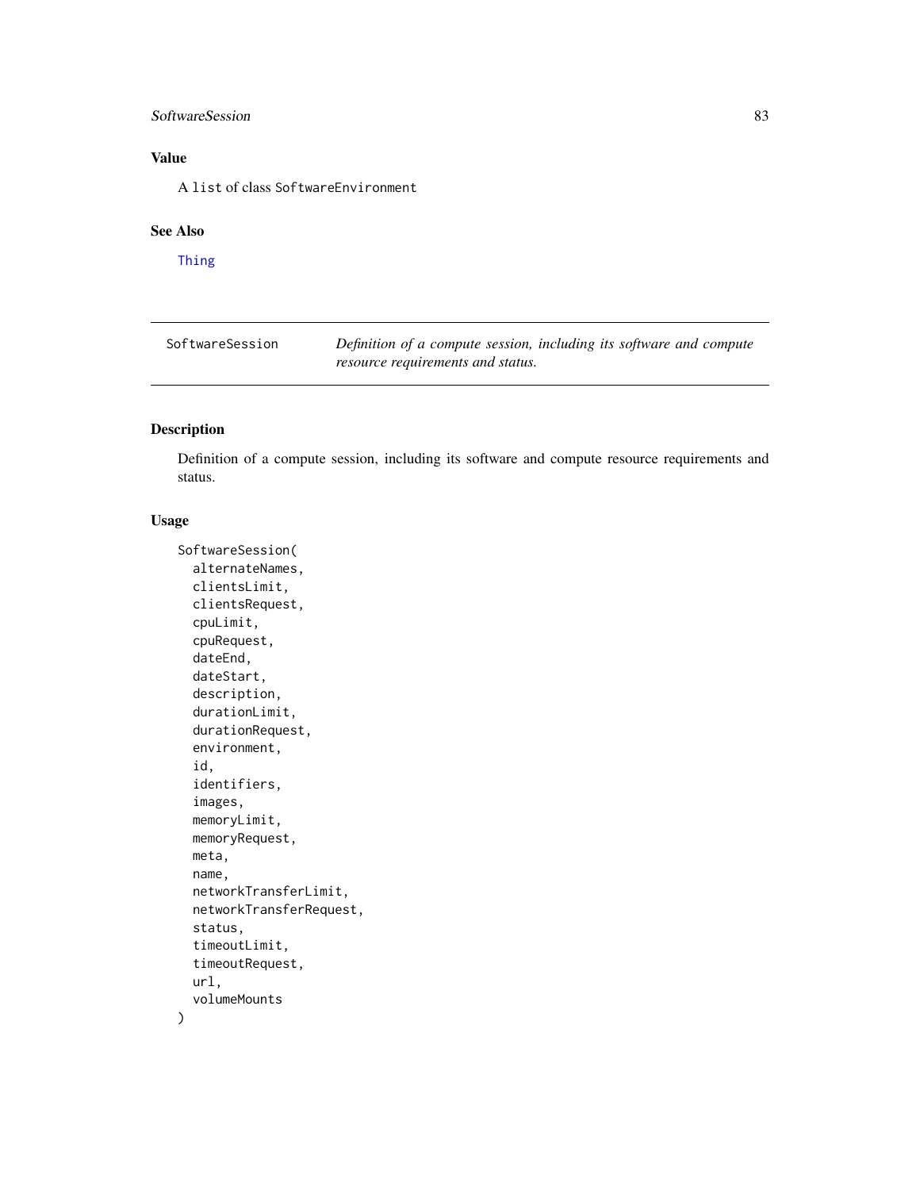## Value

A `list` of class `SoftwareEnvironment`

## See Also

`Thing`

---

`SoftwareSession` *Definition of a compute session, including its software and compute resource requirements and status.*

---

## Description

Definition of a compute session, including its software and compute resource requirements and status.

## Usage

```
SoftwareSession(
  alternateNames,
  clientsLimit,
  clientsRequest,
  cpuLimit,
  cpuRequest,
  dateEnd,
  dateStart,
  description,
  durationLimit,
  durationRequest,
  environment,
  id,
  identifiers,
  images,
  memoryLimit,
  memoryRequest,
  meta,
  name,
  networkTransferLimit,
  networkTransferRequest,
  status,
  timeoutLimit,
  timeoutRequest,
  url,
  volumeMounts
)
```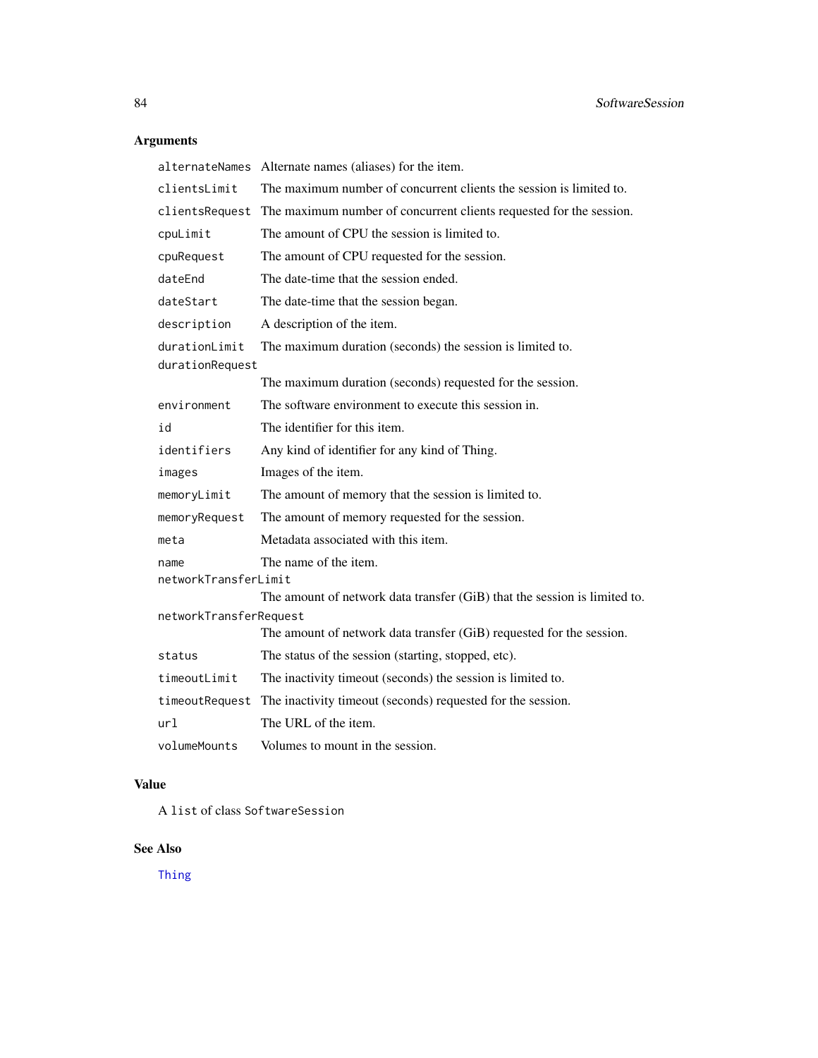## Arguments

| | |
|---|---|
| `alternateNames` | Alternate names (aliases) for the item. |
| `clientsLimit` | The maximum number of concurrent clients the session is limited to. |
| `clientsRequest` | The maximum number of concurrent clients requested for the session. |
| `cpuLimit` | The amount of CPU the session is limited to. |
| `cpuRequest` | The amount of CPU requested for the session. |
| `dateEnd` | The date-time that the session ended. |
| `dateStart` | The date-time that the session began. |
| `description` | A description of the item. |
| `durationLimit` | The maximum duration (seconds) the session is limited to. |
| `durationRequest` | The maximum duration (seconds) requested for the session. |
| `environment` | The software environment to execute this session in. |
| `id` | The identifier for this item. |
| `identifiers` | Any kind of identifier for any kind of Thing. |
| `images` | Images of the item. |
| `memoryLimit` | The amount of memory that the session is limited to. |
| `memoryRequest` | The amount of memory requested for the session. |
| `meta` | Metadata associated with this item. |
| `name` | The name of the item. |
| `networkTransferLimit` | The amount of network data transfer (GiB) that the session is limited to. |
| `networkTransferRequest` | The amount of network data transfer (GiB) requested for the session. |
| `status` | The status of the session (starting, stopped, etc). |
| `timeoutLimit` | The inactivity timeout (seconds) the session is limited to. |
| `timeoutRequest` | The inactivity timeout (seconds) requested for the session. |
| `url` | The URL of the item. |
| `volumeMounts` | Volumes to mount in the session. |

## Value

A `list` of class `SoftwareSession`

## See Also

`Thing`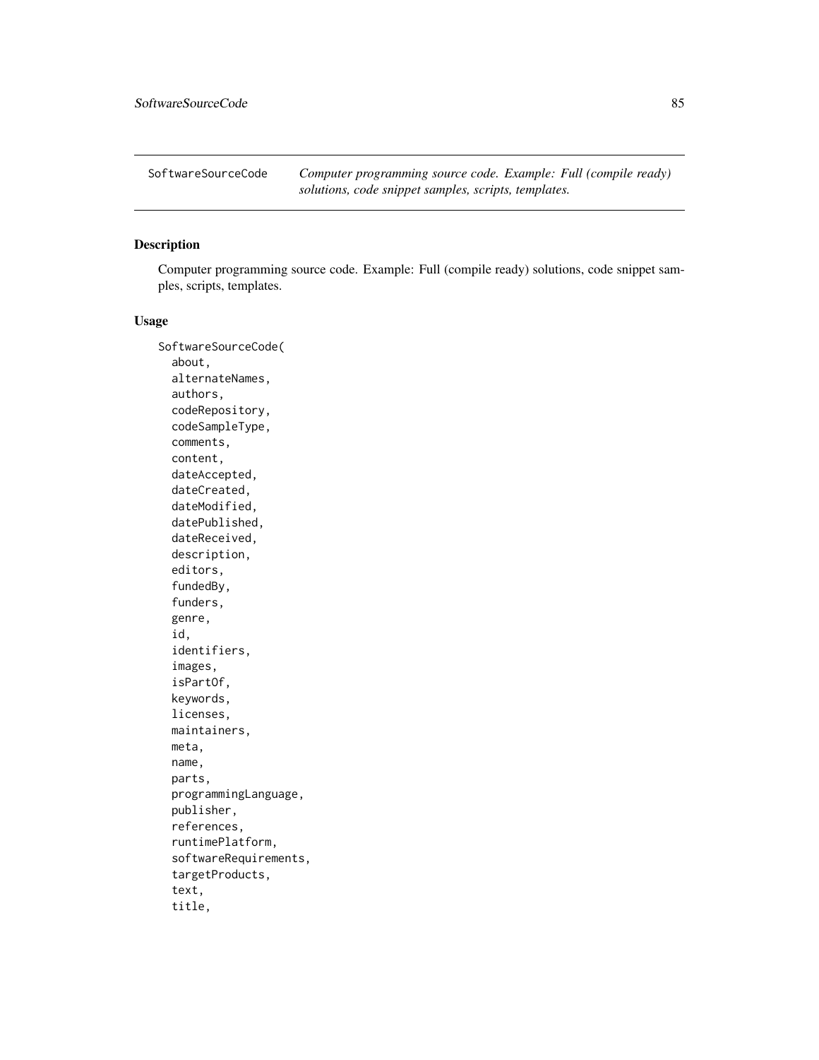`SoftwareSourceCode` *Computer programming source code. Example: Full (compile ready) solutions, code snippet samples, scripts, templates.*

## Description

Computer programming source code. Example: Full (compile ready) solutions, code snippet samples, scripts, templates.

## Usage

```
SoftwareSourceCode(
  about,
  alternateNames,
  authors,
  codeRepository,
  codeSampleType,
  comments,
  content,
  dateAccepted,
  dateCreated,
  dateModified,
  datePublished,
  dateReceived,
  description,
  editors,
  fundedBy,
  funders,
  genre,
  id,
  identifiers,
  images,
  isPartOf,
  keywords,
  licenses,
  maintainers,
  meta,
  name,
  parts,
  programmingLanguage,
  publisher,
  references,
  runtimePlatform,
  softwareRequirements,
  targetProducts,
  text,
  title,
```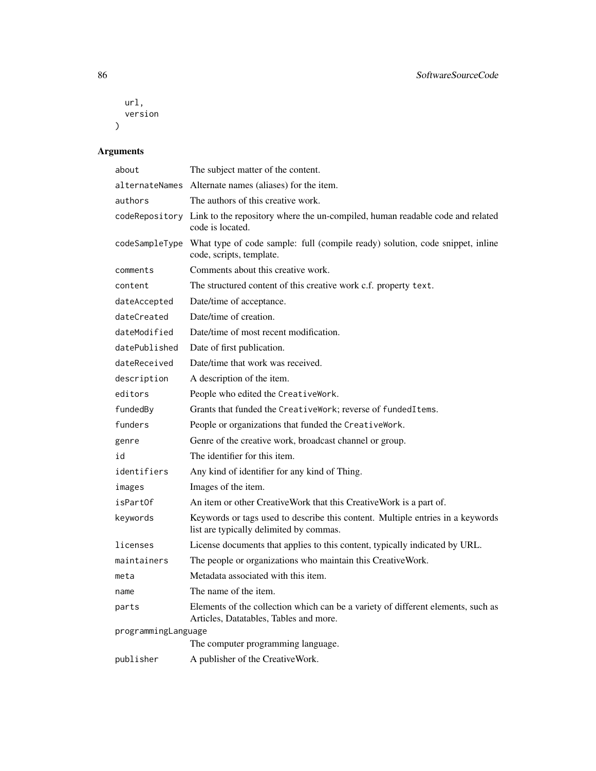```
  url,
  version
)
```

## Arguments

| | |
|---|---|
| about | The subject matter of the content. |
| alternateNames | Alternate names (aliases) for the item. |
| authors | The authors of this creative work. |
| codeRepository | Link to the repository where the un-compiled, human readable code and related code is located. |
| codeSampleType | What type of code sample: full (compile ready) solution, code snippet, inline code, scripts, template. |
| comments | Comments about this creative work. |
| content | The structured content of this creative work c.f. property `text`. |
| dateAccepted | Date/time of acceptance. |
| dateCreated | Date/time of creation. |
| dateModified | Date/time of most recent modification. |
| datePublished | Date of first publication. |
| dateReceived | Date/time that work was received. |
| description | A description of the item. |
| editors | People who edited the `CreativeWork`. |
| fundedBy | Grants that funded the `CreativeWork`; reverse of `fundedItems`. |
| funders | People or organizations that funded the `CreativeWork`. |
| genre | Genre of the creative work, broadcast channel or group. |
| id | The identifier for this item. |
| identifiers | Any kind of identifier for any kind of Thing. |
| images | Images of the item. |
| isPartOf | An item or other CreativeWork that this CreativeWork is a part of. |
| keywords | Keywords or tags used to describe this content. Multiple entries in a keywords list are typically delimited by commas. |
| licenses | License documents that applies to this content, typically indicated by URL. |
| maintainers | The people or organizations who maintain this CreativeWork. |
| meta | Metadata associated with this item. |
| name | The name of the item. |
| parts | Elements of the collection which can be a variety of different elements, such as Articles, Datatables, Tables and more. |
| programmingLanguage | The computer programming language. |
| publisher | A publisher of the CreativeWork. |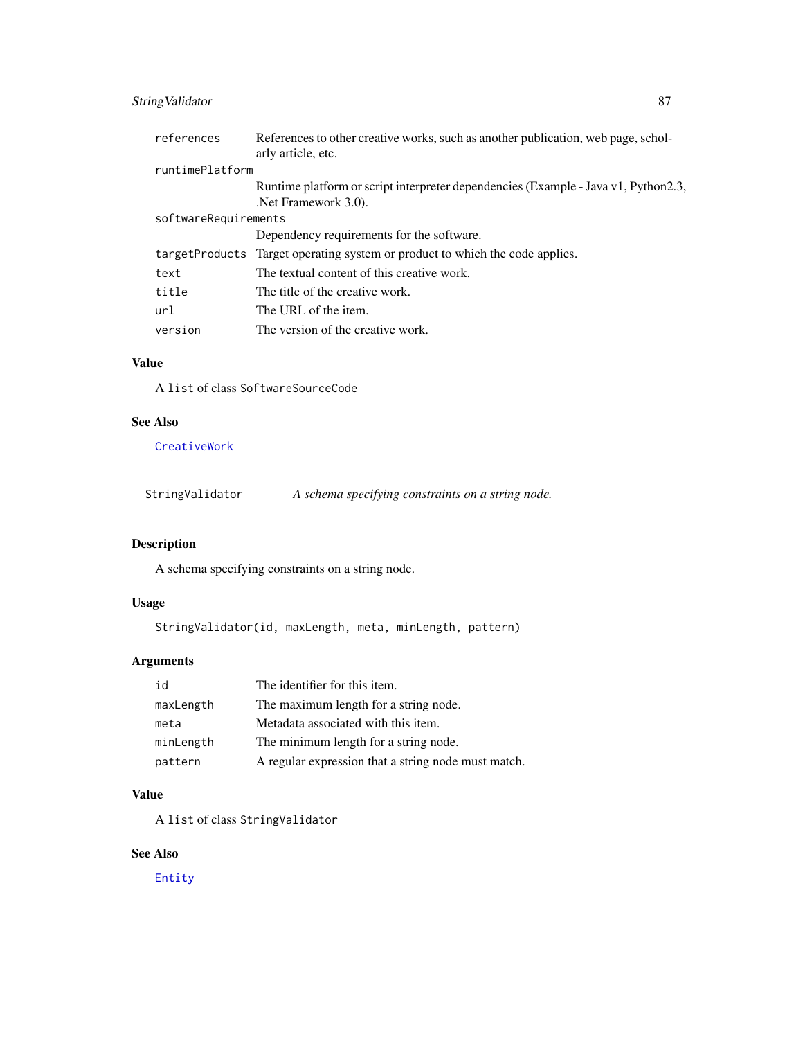| | |
|---|---|
| references | References to other creative works, such as another publication, web page, scholarly article, etc. |
| runtimePlatform | Runtime platform or script interpreter dependencies (Example - Java v1, Python2.3, .Net Framework 3.0). |
| softwareRequirements | Dependency requirements for the software. |
| targetProducts | Target operating system or product to which the code applies. |
| text | The textual content of this creative work. |
| title | The title of the creative work. |
| url | The URL of the item. |
| version | The version of the creative work. |

### Value

A list of class SoftwareSourceCode

### See Also

CreativeWork

---

## StringValidator — *A schema specifying constraints on a string node.*

---

### Description

A schema specifying constraints on a string node.

### Usage

```
StringValidator(id, maxLength, meta, minLength, pattern)
```

### Arguments

| | |
|---|---|
| id | The identifier for this item. |
| maxLength | The maximum length for a string node. |
| meta | Metadata associated with this item. |
| minLength | The minimum length for a string node. |
| pattern | A regular expression that a string node must match. |

### Value

A list of class StringValidator

### See Also

Entity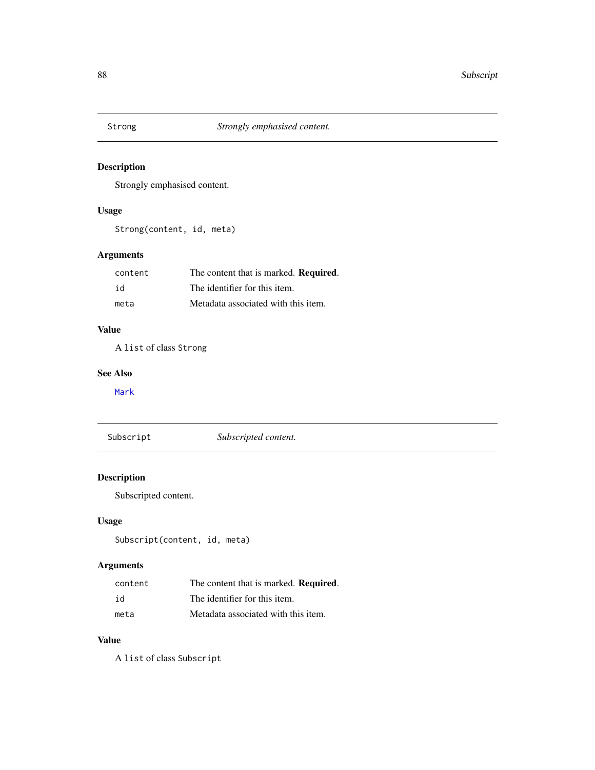## Strong — *Strongly emphasised content.*

### Description

Strongly emphasised content.

### Usage

```
Strong(content, id, meta)
```

### Arguments

| | |
|---|---|
| `content` | The content that is marked. **Required**. |
| `id` | The identifier for this item. |
| `meta` | Metadata associated with this item. |

### Value

A `list` of class `Strong`

### See Also

`Mark`

## Subscript — *Subscripted content.*

### Description

Subscripted content.

### Usage

```
Subscript(content, id, meta)
```

### Arguments

| | |
|---|---|
| `content` | The content that is marked. **Required**. |
| `id` | The identifier for this item. |
| `meta` | Metadata associated with this item. |

### Value

A `list` of class `Subscript`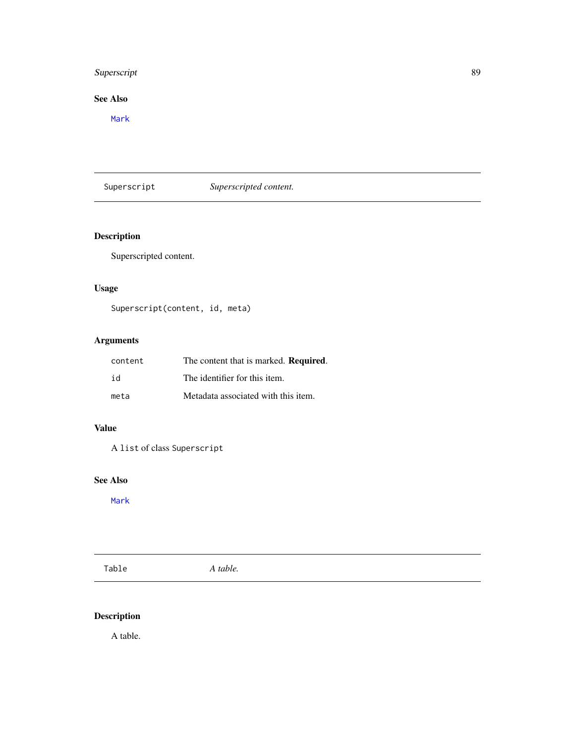## See Also

Mark

---

## Superscript — *Superscripted content.*

### Description

Superscripted content.

### Usage

```
Superscript(content, id, meta)
```

### Arguments

| | |
|---|---|
| `content` | The content that is marked. **Required**. |
| `id` | The identifier for this item. |
| `meta` | Metadata associated with this item. |

### Value

A `list` of class `Superscript`

### See Also

Mark

---

## Table — *A table.*

### Description

A table.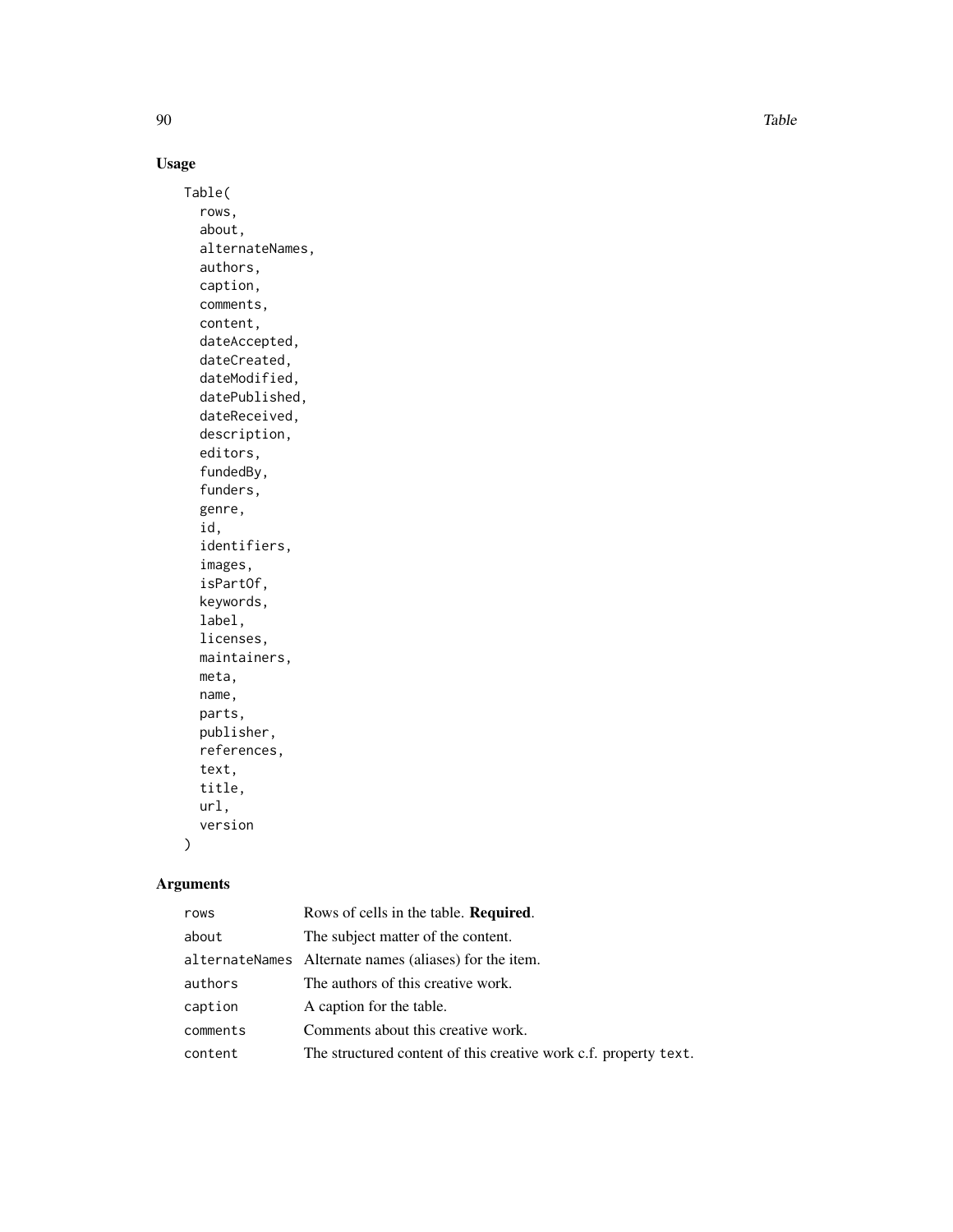## Usage

```
Table(
  rows,
  about,
  alternateNames,
  authors,
  caption,
  comments,
  content,
  dateAccepted,
  dateCreated,
  dateModified,
  datePublished,
  dateReceived,
  description,
  editors,
  fundedBy,
  funders,
  genre,
  id,
  identifiers,
  images,
  isPartOf,
  keywords,
  label,
  licenses,
  maintainers,
  meta,
  name,
  parts,
  publisher,
  references,
  text,
  title,
  url,
  version
)
```

## Arguments

| | |
|---|---|
| `rows` | Rows of cells in the table. **Required**. |
| `about` | The subject matter of the content. |
| `alternateNames` | Alternate names (aliases) for the item. |
| `authors` | The authors of this creative work. |
| `caption` | A caption for the table. |
| `comments` | Comments about this creative work. |
| `content` | The structured content of this creative work c.f. property `text`. |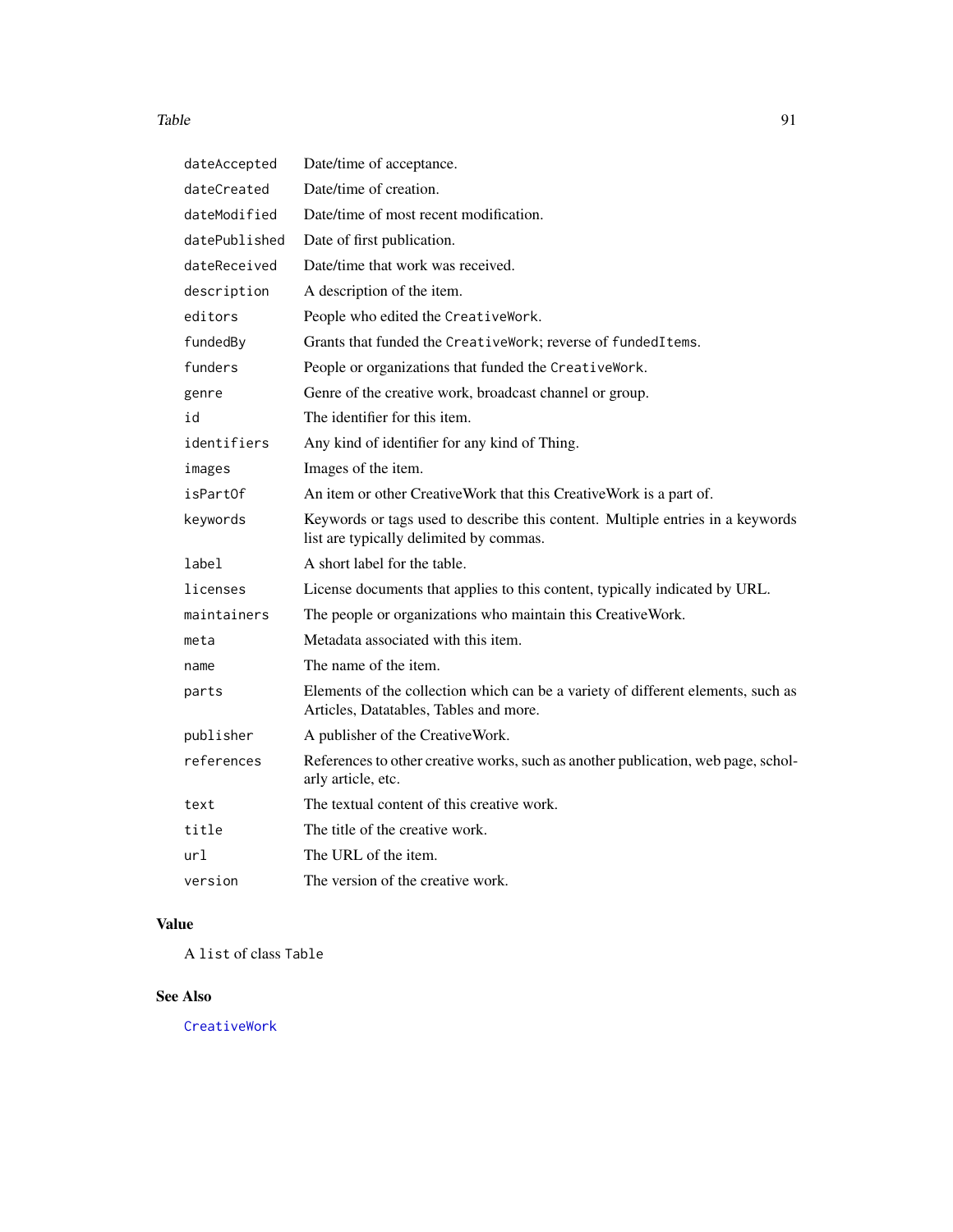| | |
|---|---|
| `dateAccepted` | Date/time of acceptance. |
| `dateCreated` | Date/time of creation. |
| `dateModified` | Date/time of most recent modification. |
| `datePublished` | Date of first publication. |
| `dateReceived` | Date/time that work was received. |
| `description` | A description of the item. |
| `editors` | People who edited the `CreativeWork`. |
| `fundedBy` | Grants that funded the `CreativeWork`; reverse of `fundedItems`. |
| `funders` | People or organizations that funded the `CreativeWork`. |
| `genre` | Genre of the creative work, broadcast channel or group. |
| `id` | The identifier for this item. |
| `identifiers` | Any kind of identifier for any kind of Thing. |
| `images` | Images of the item. |
| `isPartOf` | An item or other CreativeWork that this CreativeWork is a part of. |
| `keywords` | Keywords or tags used to describe this content. Multiple entries in a keywords list are typically delimited by commas. |
| `label` | A short label for the table. |
| `licenses` | License documents that applies to this content, typically indicated by URL. |
| `maintainers` | The people or organizations who maintain this CreativeWork. |
| `meta` | Metadata associated with this item. |
| `name` | The name of the item. |
| `parts` | Elements of the collection which can be a variety of different elements, such as Articles, Datatables, Tables and more. |
| `publisher` | A publisher of the CreativeWork. |
| `references` | References to other creative works, such as another publication, web page, scholarly article, etc. |
| `text` | The textual content of this creative work. |
| `title` | The title of the creative work. |
| `url` | The URL of the item. |
| `version` | The version of the creative work. |

## Value

A `list` of class `Table`

## See Also

`CreativeWork`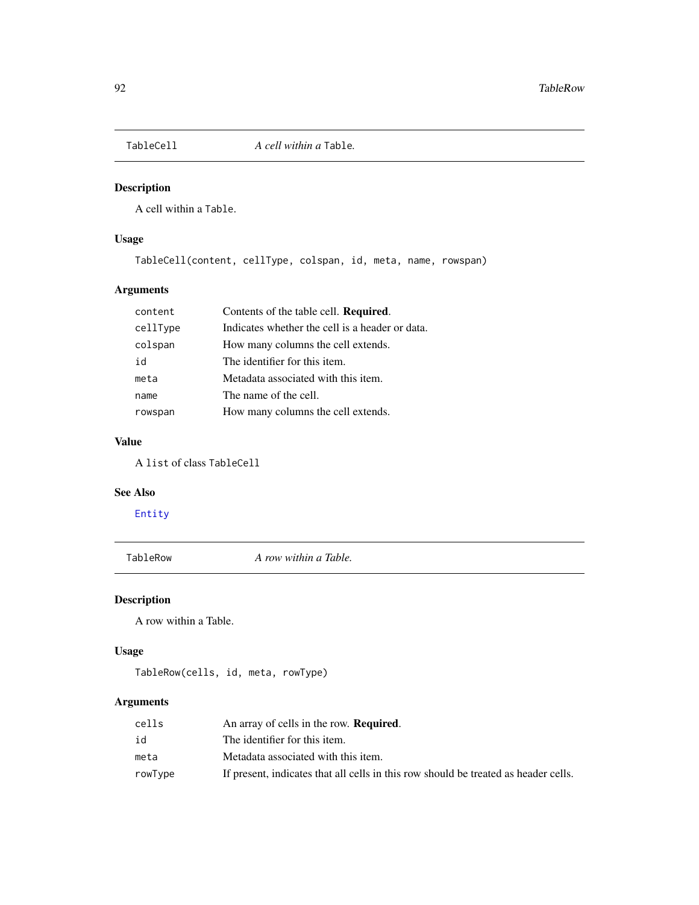## TableCell — *A cell within a* `Table`*.*

### Description

A cell within a `Table`.

### Usage

```
TableCell(content, cellType, colspan, id, meta, name, rowspan)
```

### Arguments

| | |
|---|---|
| `content` | Contents of the table cell. **Required**. |
| `cellType` | Indicates whether the cell is a header or data. |
| `colspan` | How many columns the cell extends. |
| `id` | The identifier for this item. |
| `meta` | Metadata associated with this item. |
| `name` | The name of the cell. |
| `rowspan` | How many columns the cell extends. |

### Value

A `list` of class `TableCell`

### See Also

`Entity`

## TableRow — *A row within a Table.*

### Description

A row within a Table.

### Usage

```
TableRow(cells, id, meta, rowType)
```

### Arguments

| | |
|---|---|
| `cells` | An array of cells in the row. **Required**. |
| `id` | The identifier for this item. |
| `meta` | Metadata associated with this item. |
| `rowType` | If present, indicates that all cells in this row should be treated as header cells. |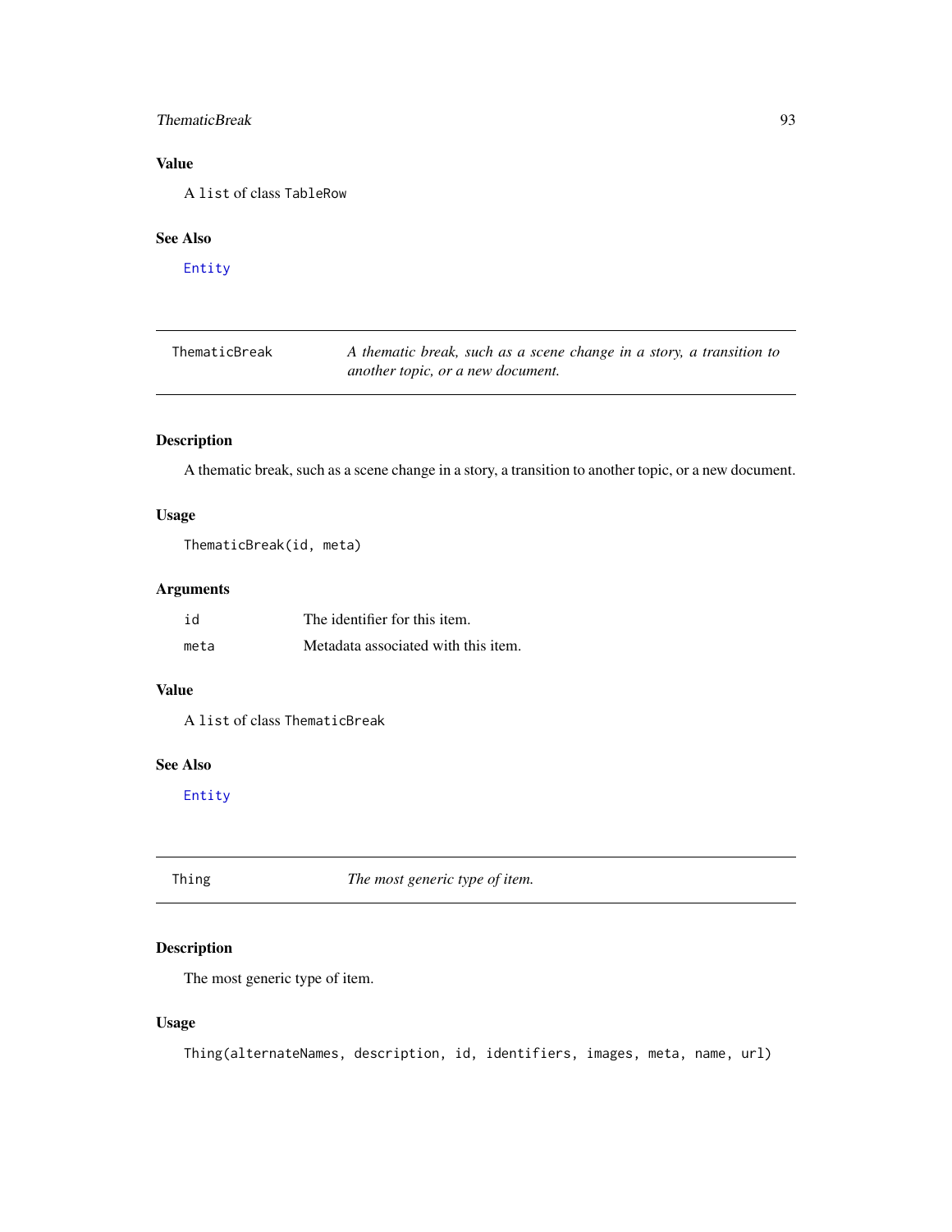## Value

A `list` of class `TableRow`

## See Also

`Entity`

---

| `ThematicBreak` | *A thematic break, such as a scene change in a story, a transition to another topic, or a new document.* |
|---|---|

## Description

A thematic break, such as a scene change in a story, a transition to another topic, or a new document.

## Usage

```
ThematicBreak(id, meta)
```

## Arguments

| | |
|---|---|
| `id` | The identifier for this item. |
| `meta` | Metadata associated with this item. |

## Value

A `list` of class `ThematicBreak`

## See Also

`Entity`

---

| `Thing` | *The most generic type of item.* |
|---|---|

## Description

The most generic type of item.

## Usage

```
Thing(alternateNames, description, id, identifiers, images, meta, name, url)
```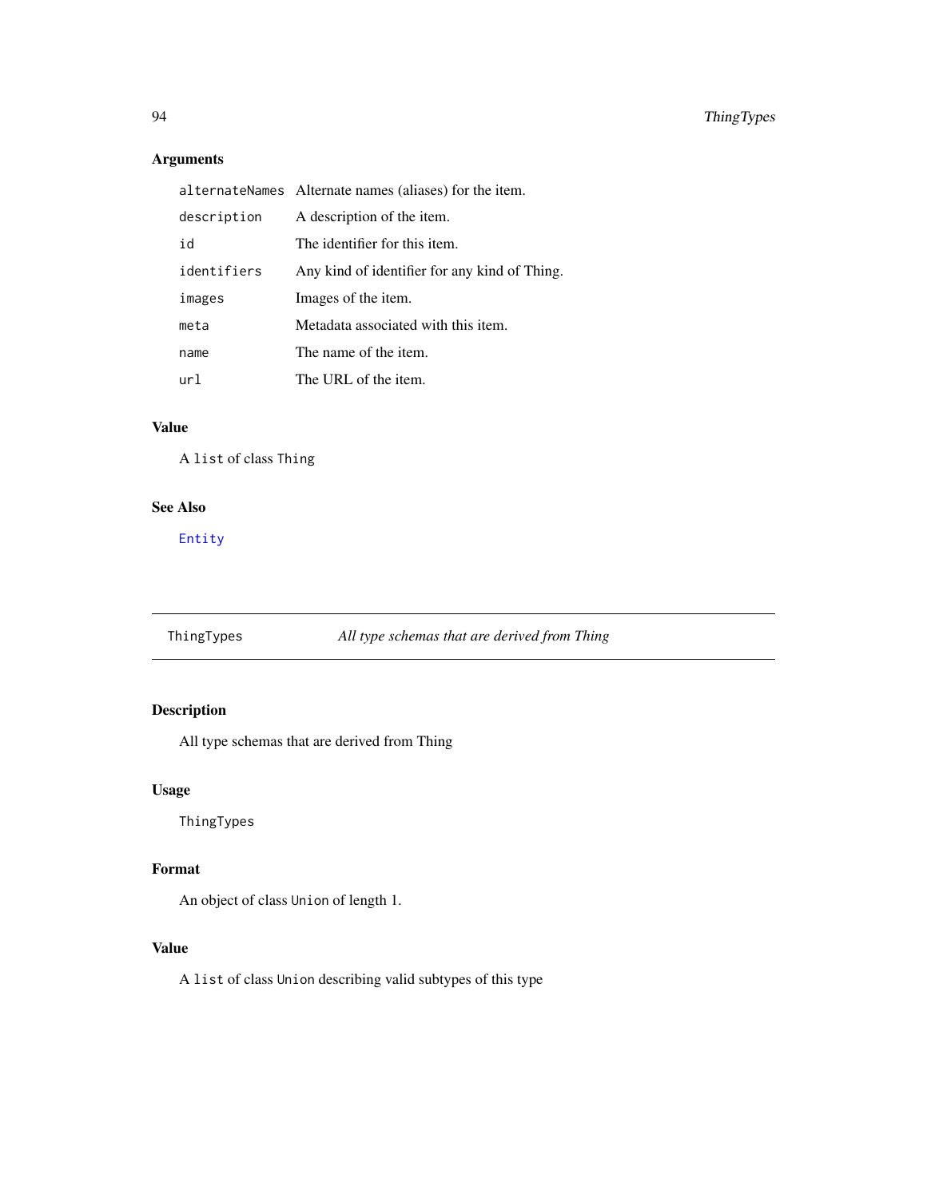### Arguments

| | |
|---|---|
| `alternateNames` | Alternate names (aliases) for the item. |
| `description` | A description of the item. |
| `id` | The identifier for this item. |
| `identifiers` | Any kind of identifier for any kind of Thing. |
| `images` | Images of the item. |
| `meta` | Metadata associated with this item. |
| `name` | The name of the item. |
| `url` | The URL of the item. |

### Value

A `list` of class `Thing`

### See Also

`Entity`

---

## ThingTypes — *All type schemas that are derived from Thing*

### Description

All type schemas that are derived from Thing

### Usage

```
ThingTypes
```

### Format

An object of class `Union` of length 1.

### Value

A `list` of class `Union` describing valid subtypes of this type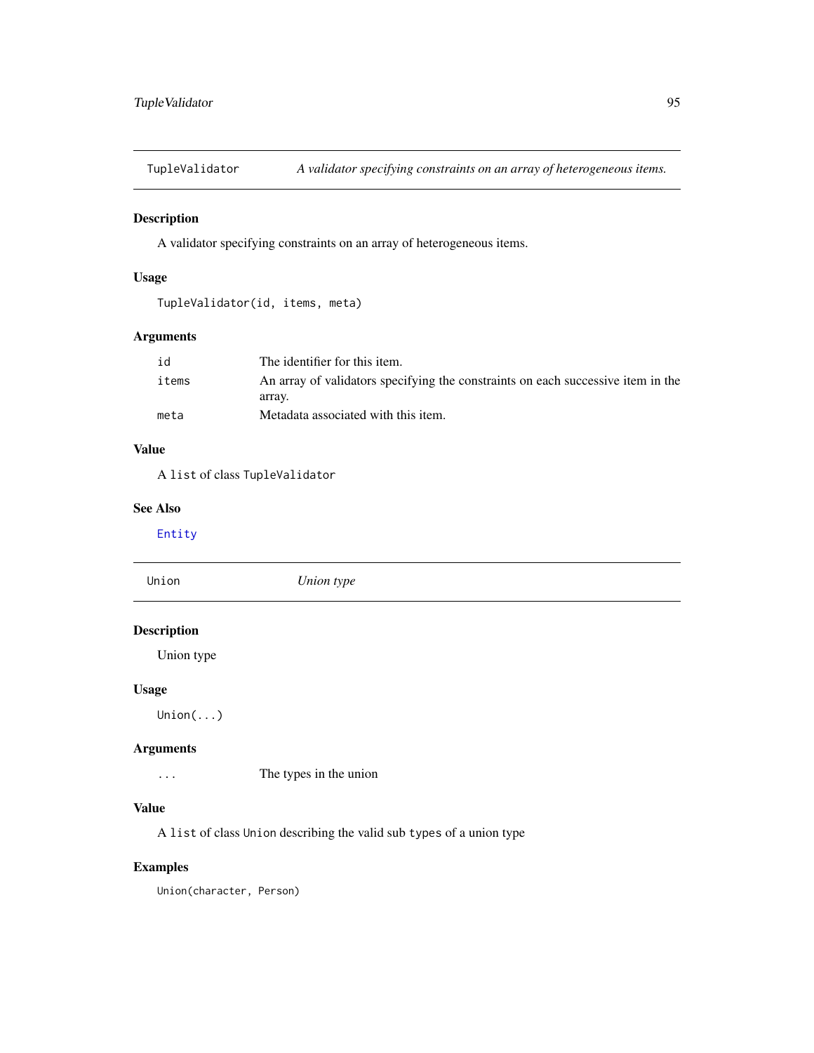## TupleValidator — *A validator specifying constraints on an array of heterogeneous items.*

### Description

A validator specifying constraints on an array of heterogeneous items.

### Usage

```
TupleValidator(id, items, meta)
```

### Arguments

| | |
|---|---|
| `id` | The identifier for this item. |
| `items` | An array of validators specifying the constraints on each successive item in the array. |
| `meta` | Metadata associated with this item. |

### Value

A `list` of class `TupleValidator`

### See Also

`Entity`

## Union — *Union type*

### Description

Union type

### Usage

```
Union(...)
```

### Arguments

| | |
|---|---|
| `...` | The types in the union |

### Value

A `list` of class `Union` describing the valid sub `types` of a union type

### Examples

```
Union(character, Person)
```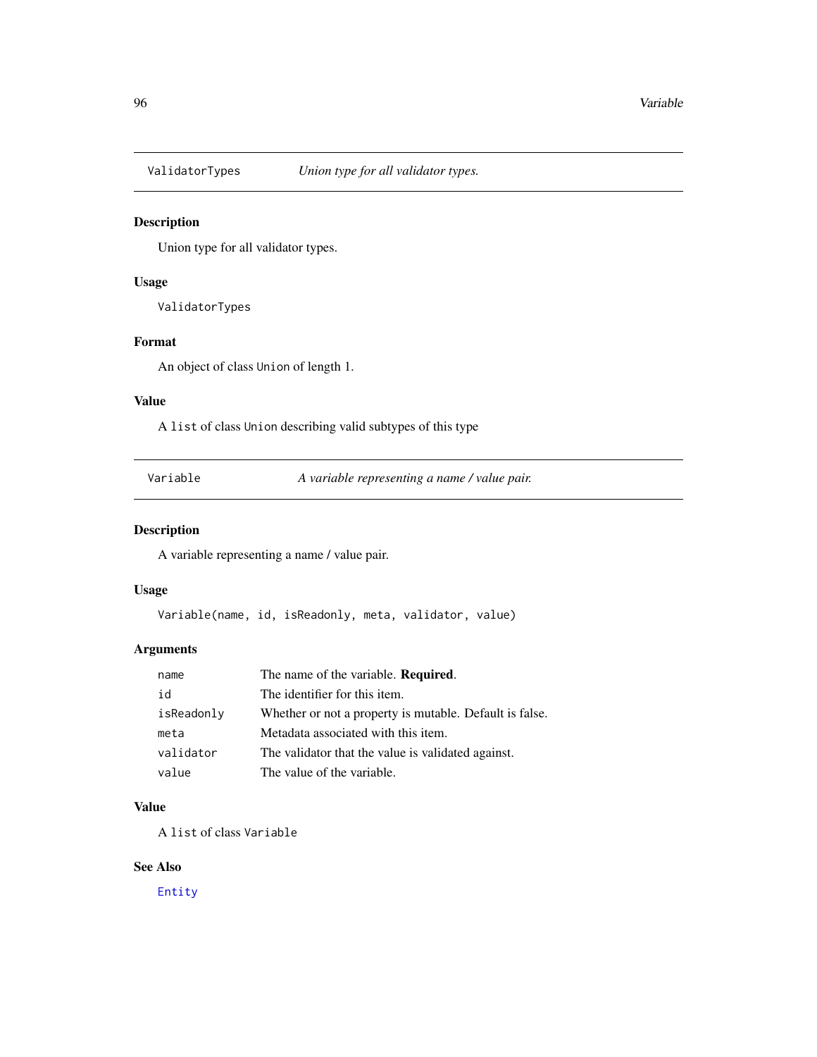## ValidatorTypes *Union type for all validator types.*

### Description

Union type for all validator types.

### Usage

```
ValidatorTypes
```

### Format

An object of class `Union` of length 1.

### Value

A `list` of class `Union` describing valid subtypes of this type

## Variable *A variable representing a name / value pair.*

### Description

A variable representing a name / value pair.

### Usage

```
Variable(name, id, isReadonly, meta, validator, value)
```

### Arguments

| | |
|---|---|
| `name` | The name of the variable. **Required**. |
| `id` | The identifier for this item. |
| `isReadonly` | Whether or not a property is mutable. Default is false. |
| `meta` | Metadata associated with this item. |
| `validator` | The validator that the value is validated against. |
| `value` | The value of the variable. |

### Value

A `list` of class `Variable`

### See Also

`Entity`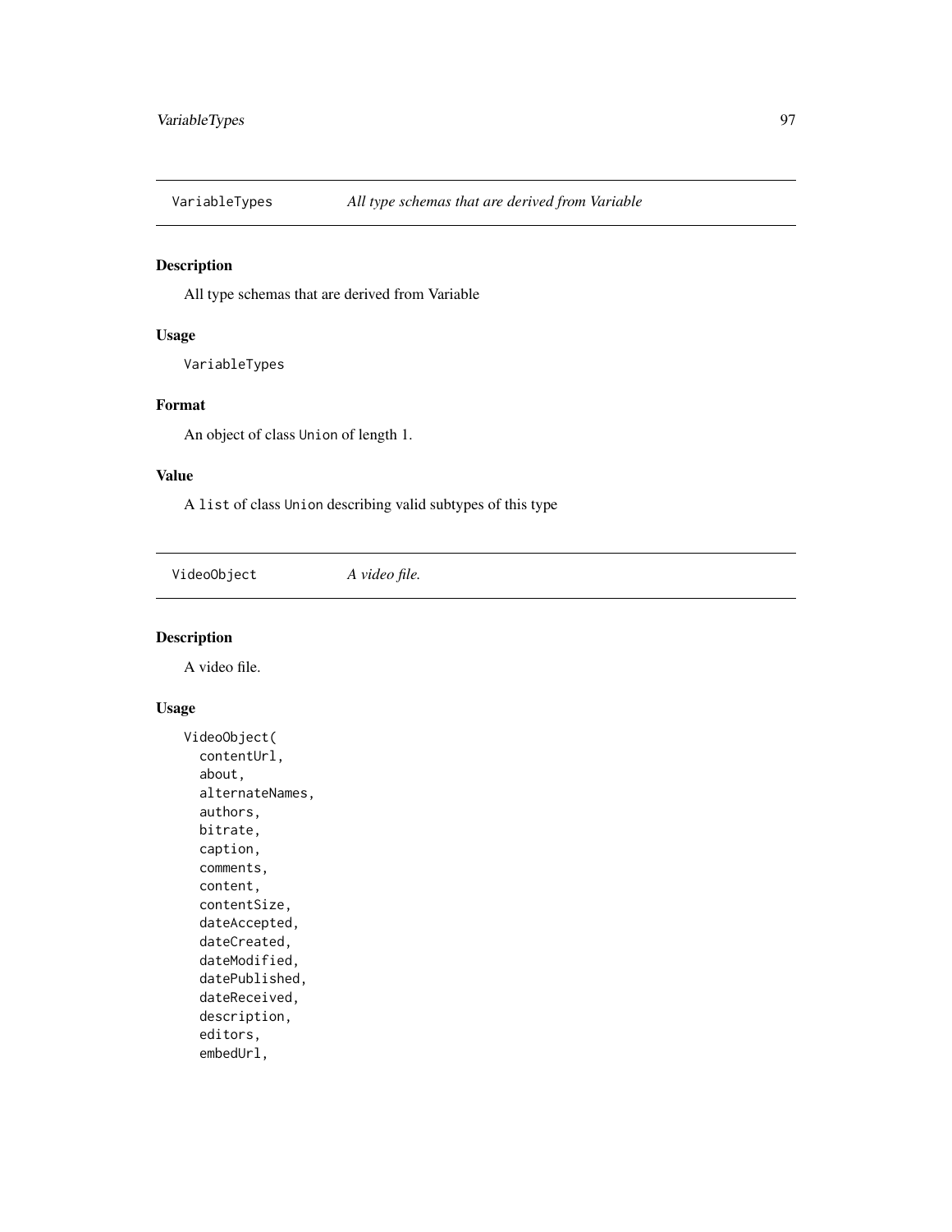## VariableTypes *All type schemas that are derived from Variable*

### Description

All type schemas that are derived from Variable

### Usage

```
VariableTypes
```

### Format

An object of class `Union` of length 1.

### Value

A `list` of class `Union` describing valid subtypes of this type

## VideoObject *A video file.*

### Description

A video file.

### Usage

```
VideoObject(
  contentUrl,
  about,
  alternateNames,
  authors,
  bitrate,
  caption,
  comments,
  content,
  contentSize,
  dateAccepted,
  dateCreated,
  dateModified,
  datePublished,
  dateReceived,
  description,
  editors,
  embedUrl,
```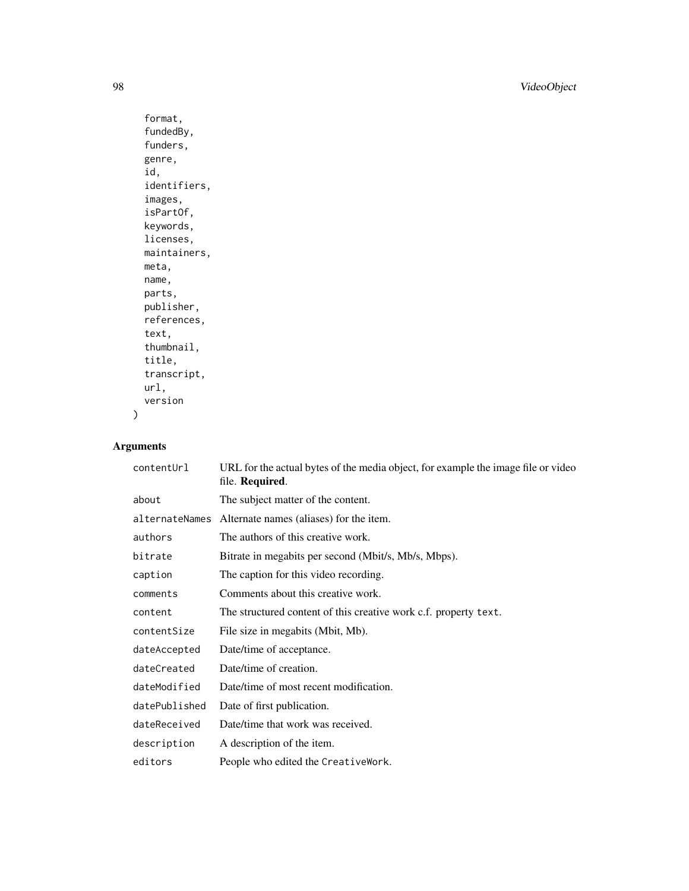```
  format,
  fundedBy,
  funders,
  genre,
  id,
  identifiers,
  images,
  isPartOf,
  keywords,
  licenses,
  maintainers,
  meta,
  name,
  parts,
  publisher,
  references,
  text,
  thumbnail,
  title,
  transcript,
  url,
  version
)
```

## Arguments

| | |
|---|---|
| `contentUrl` | URL for the actual bytes of the media object, for example the image file or video file. **Required**. |
| `about` | The subject matter of the content. |
| `alternateNames` | Alternate names (aliases) for the item. |
| `authors` | The authors of this creative work. |
| `bitrate` | Bitrate in megabits per second (Mbit/s, Mb/s, Mbps). |
| `caption` | The caption for this video recording. |
| `comments` | Comments about this creative work. |
| `content` | The structured content of this creative work c.f. property `text`. |
| `contentSize` | File size in megabits (Mbit, Mb). |
| `dateAccepted` | Date/time of acceptance. |
| `dateCreated` | Date/time of creation. |
| `dateModified` | Date/time of most recent modification. |
| `datePublished` | Date of first publication. |
| `dateReceived` | Date/time that work was received. |
| `description` | A description of the item. |
| `editors` | People who edited the `CreativeWork`. |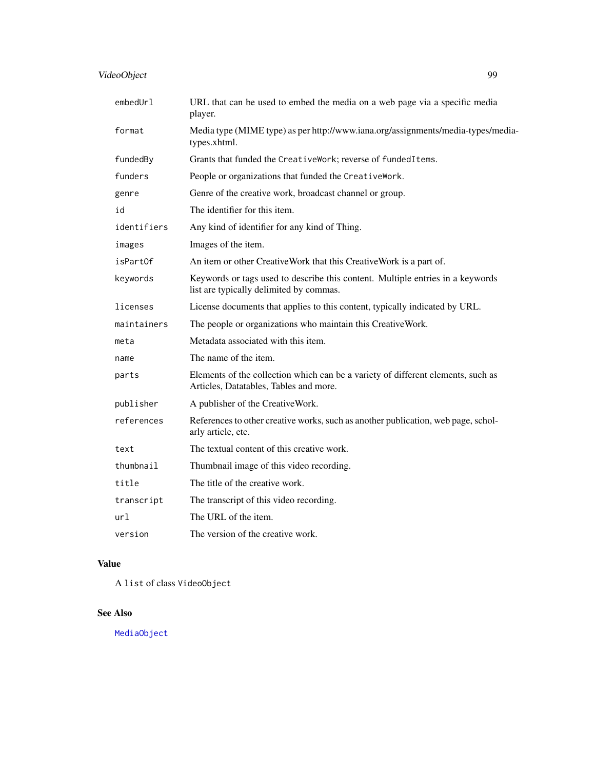| | |
|---|---|
| `embedUrl` | URL that can be used to embed the media on a web page via a specific media player. |
| `format` | Media type (MIME type) as per http://www.iana.org/assignments/media-types/media-types.xhtml. |
| `fundedBy` | Grants that funded the `CreativeWork`; reverse of `fundedItems`. |
| `funders` | People or organizations that funded the `CreativeWork`. |
| `genre` | Genre of the creative work, broadcast channel or group. |
| `id` | The identifier for this item. |
| `identifiers` | Any kind of identifier for any kind of Thing. |
| `images` | Images of the item. |
| `isPartOf` | An item or other CreativeWork that this CreativeWork is a part of. |
| `keywords` | Keywords or tags used to describe this content. Multiple entries in a keywords list are typically delimited by commas. |
| `licenses` | License documents that applies to this content, typically indicated by URL. |
| `maintainers` | The people or organizations who maintain this CreativeWork. |
| `meta` | Metadata associated with this item. |
| `name` | The name of the item. |
| `parts` | Elements of the collection which can be a variety of different elements, such as Articles, Datatables, Tables and more. |
| `publisher` | A publisher of the CreativeWork. |
| `references` | References to other creative works, such as another publication, web page, scholarly article, etc. |
| `text` | The textual content of this creative work. |
| `thumbnail` | Thumbnail image of this video recording. |
| `title` | The title of the creative work. |
| `transcript` | The transcript of this video recording. |
| `url` | The URL of the item. |
| `version` | The version of the creative work. |

## Value

A `list` of class `VideoObject`

## See Also

`MediaObject`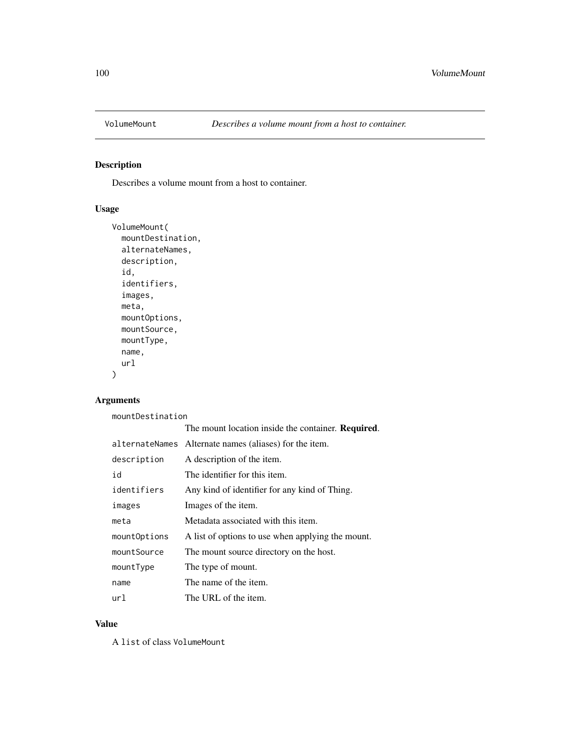# VolumeMount *Describes a volume mount from a host to container.*

## Description

Describes a volume mount from a host to container.

## Usage

```
VolumeMount(
  mountDestination,
  alternateNames,
  description,
  id,
  identifiers,
  images,
  meta,
  mountOptions,
  mountSource,
  mountType,
  name,
  url
)
```

## Arguments

| | |
|---|---|
| `mountDestination` | The mount location inside the container. **Required**. |
| `alternateNames` | Alternate names (aliases) for the item. |
| `description` | A description of the item. |
| `id` | The identifier for this item. |
| `identifiers` | Any kind of identifier for any kind of Thing. |
| `images` | Images of the item. |
| `meta` | Metadata associated with this item. |
| `mountOptions` | A list of options to use when applying the mount. |
| `mountSource` | The mount source directory on the host. |
| `mountType` | The type of mount. |
| `name` | The name of the item. |
| `url` | The URL of the item. |

## Value

A `list` of class `VolumeMount`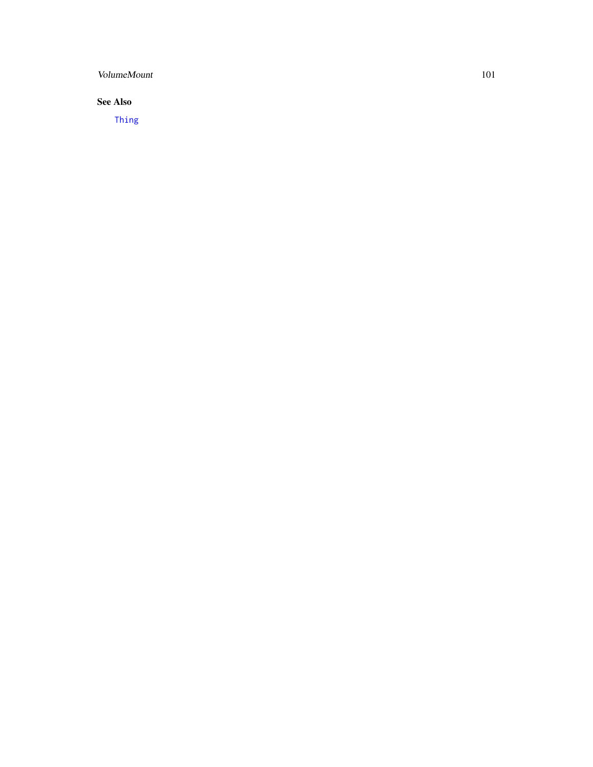### See Also

`Thing`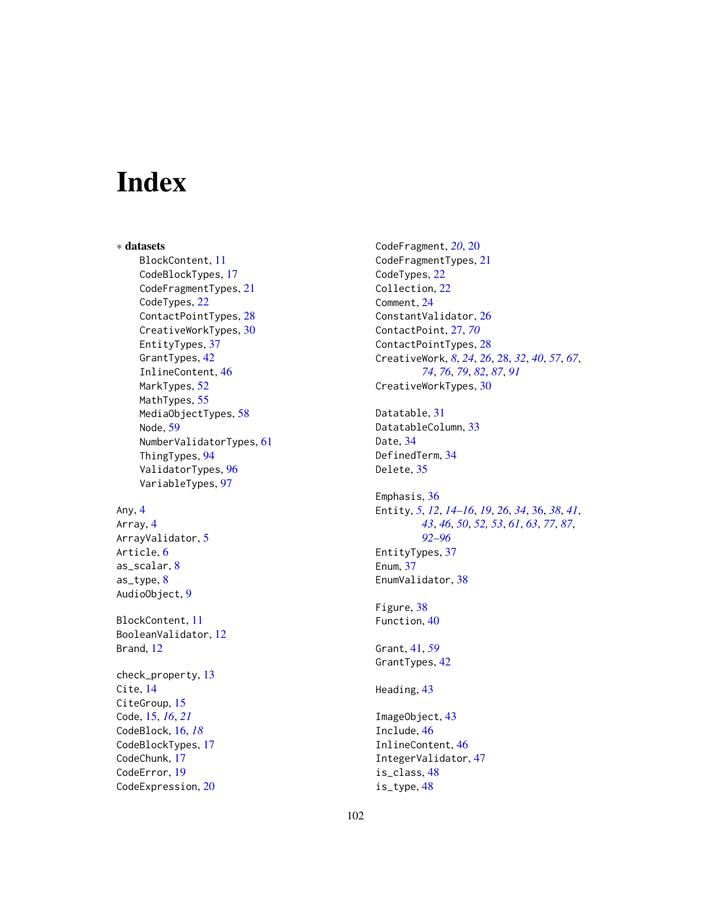# Index

∗ **datasets**
- BlockContent, 11
- CodeBlockTypes, 17
- CodeFragmentTypes, 21
- CodeTypes, 22
- ContactPointTypes, 28
- CreativeWorkTypes, 30
- EntityTypes, 37
- GrantTypes, 42
- InlineContent, 46
- MarkTypes, 52
- MathTypes, 55
- MediaObjectTypes, 58
- Node, 59
- NumberValidatorTypes, 61
- ThingTypes, 94
- ValidatorTypes, 96
- VariableTypes, 97

Any, 4
Array, 4
ArrayValidator, 5
Article, 6
as_scalar, 8
as_type, 8
AudioObject, 9

BlockContent, 11
BooleanValidator, 12
Brand, 12

check_property, 13
Cite, 14
CiteGroup, 15
Code, 15, *16*, *21*
CodeBlock, 16, *18*
CodeBlockTypes, 17
CodeChunk, 17
CodeError, 19
CodeExpression, 20
CodeFragment, *20*, 20
CodeFragmentTypes, 21
CodeTypes, 22
Collection, 22
Comment, 24
ConstantValidator, 26
ContactPoint, 27, *70*
ContactPointTypes, 28
CreativeWork, *8*, *24*, *26*, 28, *32*, *40*, *57*, *67*, *74*, *76*, *79*, *82*, *87*, *91*
CreativeWorkTypes, 30

Datatable, 31
DatatableColumn, 33
Date, 34
DefinedTerm, 34
Delete, 35

Emphasis, 36
Entity, *5*, *12*, *14–16*, *19*, *26*, *34*, 36, *38*, *41*, *43*, *46*, *50*, *52*, *53*, *61*, *63*, *77*, *87*, *92–96*
EntityTypes, 37
Enum, 37
EnumValidator, 38

Figure, 38
Function, 40

Grant, 41, *59*
GrantTypes, 42

Heading, 43

ImageObject, 43
Include, 46
InlineContent, 46
IntegerValidator, 47
is_class, 48
is_type, 48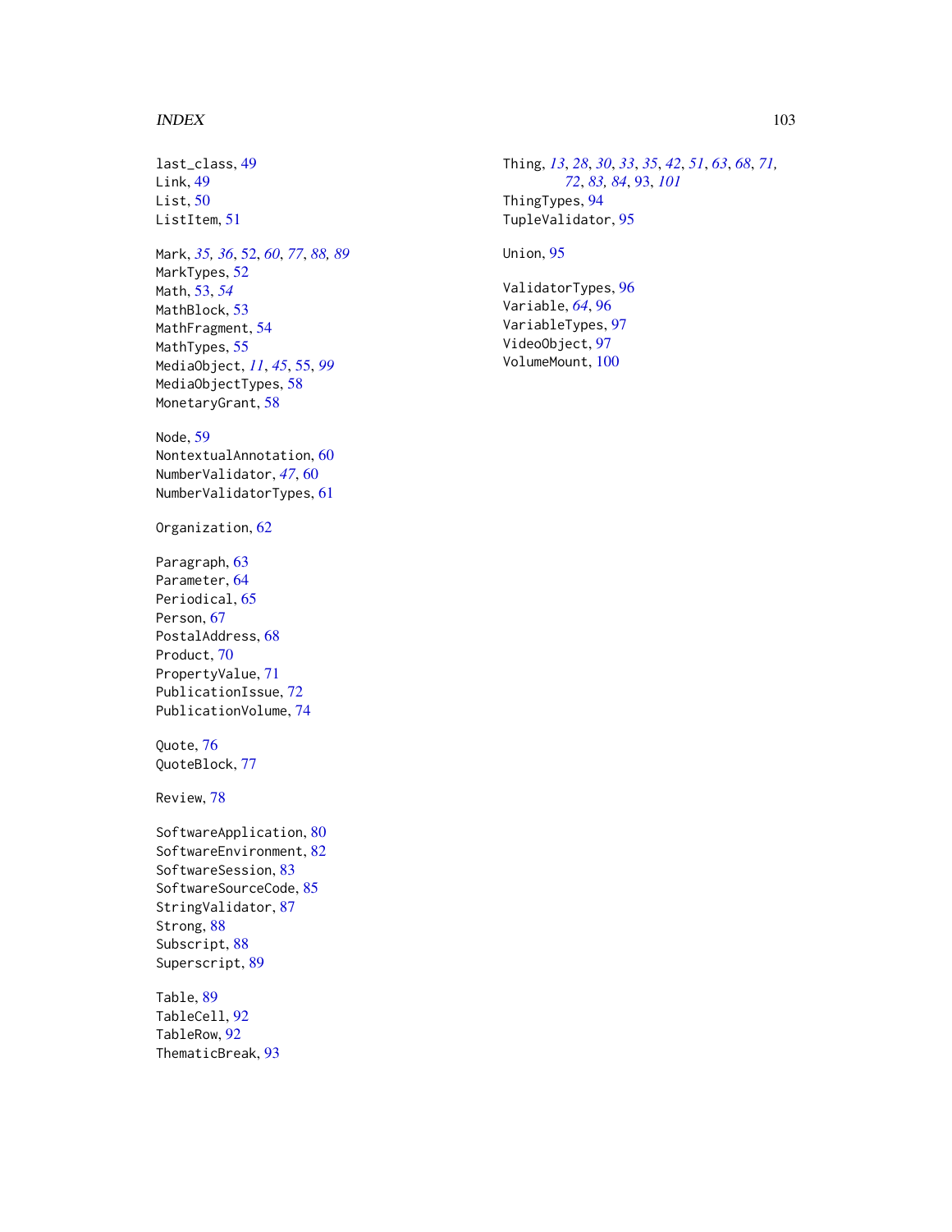last_class, 49
Link, 49
List, 50
ListItem, 51

Mark, *35, 36*, 52, *60*, *77*, *88, 89*
MarkTypes, 52
Math, 53, *54*
MathBlock, 53
MathFragment, 54
MathTypes, 55
MediaObject, *11*, *45*, 55, *99*
MediaObjectTypes, 58
MonetaryGrant, 58

Node, 59
NontextualAnnotation, 60
NumberValidator, *47*, 60
NumberValidatorTypes, 61

Organization, 62

Paragraph, 63
Parameter, 64
Periodical, 65
Person, 67
PostalAddress, 68
Product, 70
PropertyValue, 71
PublicationIssue, 72
PublicationVolume, 74

Quote, 76
QuoteBlock, 77

Review, 78

SoftwareApplication, 80
SoftwareEnvironment, 82
SoftwareSession, 83
SoftwareSourceCode, 85
StringValidator, 87
Strong, 88
Subscript, 88
Superscript, 89

Table, 89
TableCell, 92
TableRow, 92
ThematicBreak, 93
Thing, *13*, *28*, *30*, *33*, *35*, *42*, *51*, *63*, *68*, *71, 72*, *83, 84*, 93, *101*
ThingTypes, 94
TupleValidator, 95

Union, 95

ValidatorTypes, 96
Variable, *64*, 96
VariableTypes, 97
VideoObject, 97
VolumeMount, 100